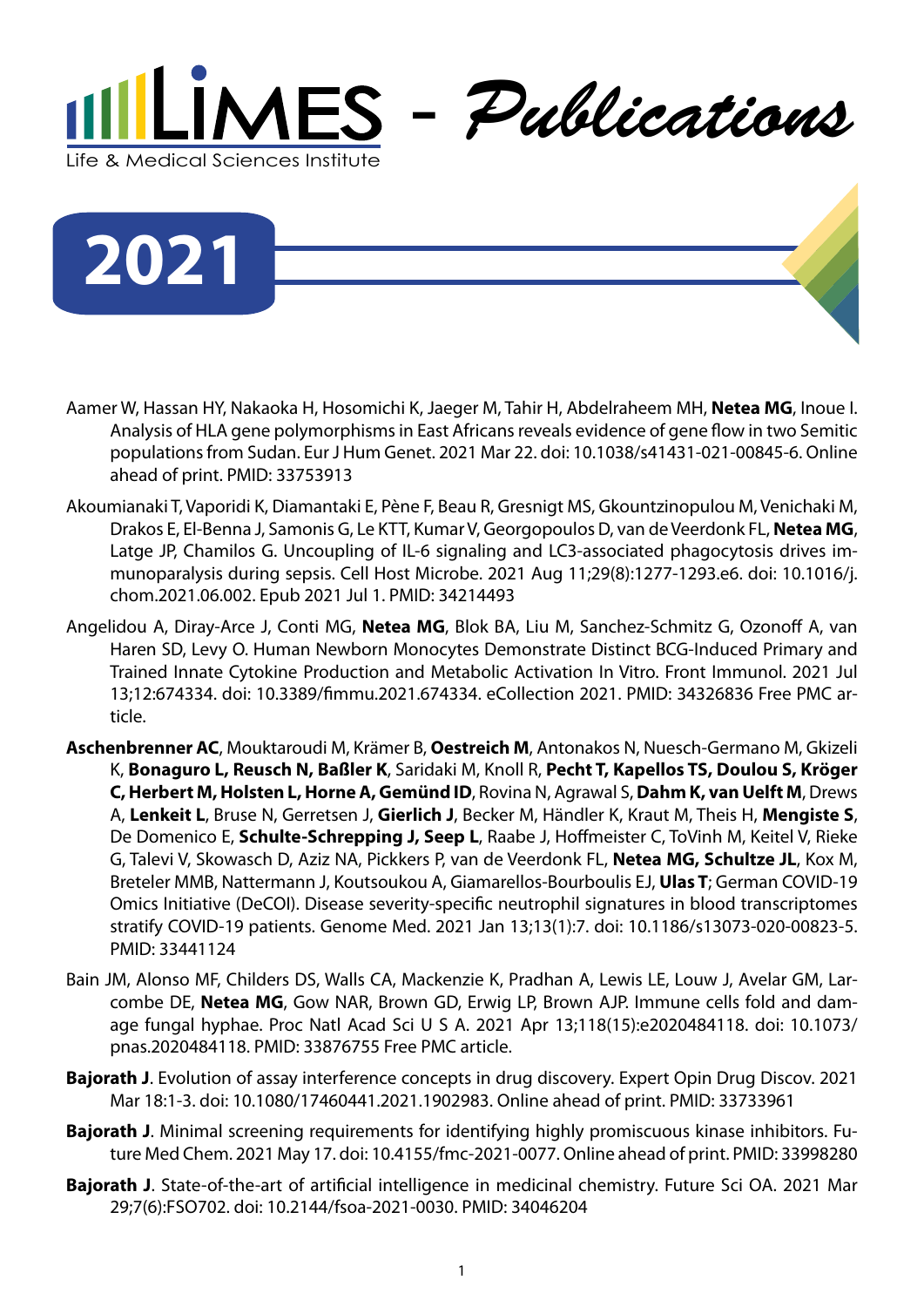# LIMES - Publications

Life & Medical Sciences Institute

## 2021

Aamer W, Hassan HY, Nakaoka H, Hosomichi K, Jaeger M, Tahir H, Abdelraheem MH, **Netea MG**, Inoue I. Analysis of HLA gene polymorphisms in East Africans reveals evidence of gene flow in two Semitic populations from Sudan. Eur J Hum Genet. 2021 Mar 22. doi: 10.1038/s41431-021-00845-6. Online ahead of print. PMID: 33753913

Akoumianaki T, Vaporidi K, Diamantaki E, Pène F, Beau R, Gresnigt MS, Gkountzinopulou M, Venichaki M, Drakos E, El-Benna J, Samonis G, Le KTT, Kumar V, Georgopoulos D, van de Veerdonk FL, **Netea MG**, Latge JP, Chamilos G. Uncoupling of IL-6 signaling and LC3-associated phagocytosis drives immunoparalysis during sepsis. Cell Host Microbe. 2021 Aug 11;29(8):1277-1293.e6. doi: 10.1016/j.chom.2021.06.002. Epub 2021 Jul 1. PMID: 34214493

Angelidou A, Diray-Arce J, Conti MG, **Netea MG**, Blok BA, Liu M, Sanchez-Schmitz G, Ozonoff A, van Haren SD, Levy O. Human Newborn Monocytes Demonstrate Distinct BCG-Induced Primary and Trained Innate Cytokine Production and Metabolic Activation In Vitro. Front Immunol. 2021 Jul 13;12:674334. doi: 10.3389/fimmu.2021.674334. eCollection 2021. PMID: 34326836 Free PMC article.

**Aschenbrenner AC**, Mouktaroudi M, Krämer B, **Oestreich M**, Antonakos N, Nuesch-Germano M, Gkizeli K, **Bonaguro L, Reusch N, Baßler K**, Saridaki M, Knoll R, **Pecht T, Kapellos TS, Doulou S, Kröger C, Herbert M, Holsten L, Horne A, Gemünd ID**, Rovina N, Agrawal S, **Dahm K, van Uelft M**, Drews A, **Lenkeit L**, Bruse N, Gerretsen J, **Gierlich J**, Becker M, Händler K, Kraut M, Theis H, **Mengiste S**, De Domenico E, **Schulte-Schrepping J, Seep L**, Raabe J, Hoffmeister C, ToVinh M, Keitel V, Rieke G, Talevi V, Skowasch D, Aziz NA, Pickkers P, van de Veerdonk FL, **Netea MG, Schultze JL**, Kox M, Breteler MMB, Nattermann J, Koutsoukou A, Giamarellos-Bourboulis EJ, **Ulas T**; German COVID-19 Omics Initiative (DeCOI). Disease severity-specific neutrophil signatures in blood transcriptomes stratify COVID-19 patients. Genome Med. 2021 Jan 13;13(1):7. doi: 10.1186/s13073-020-00823-5. PMID: 33441124

Bain JM, Alonso MF, Childers DS, Walls CA, Mackenzie K, Pradhan A, Lewis LE, Louw J, Avelar GM, Larcombe DE, **Netea MG**, Gow NAR, Brown GD, Erwig LP, Brown AJP. Immune cells fold and damage fungal hyphae. Proc Natl Acad Sci U S A. 2021 Apr 13;118(15):e2020484118. doi: 10.1073/pnas.2020484118. PMID: 33876755 Free PMC article.

**Bajorath J**. Evolution of assay interference concepts in drug discovery. Expert Opin Drug Discov. 2021 Mar 18:1-3. doi: 10.1080/17460441.2021.1902983. Online ahead of print. PMID: 33733961

**Bajorath J**. Minimal screening requirements for identifying highly promiscuous kinase inhibitors. Future Med Chem. 2021 May 17. doi: 10.4155/fmc-2021-0077. Online ahead of print. PMID: 33998280

**Bajorath J**. State-of-the-art of artificial intelligence in medicinal chemistry. Future Sci OA. 2021 Mar 29;7(6):FSO702. doi: 10.2144/fsoa-2021-0030. PMID: 34046204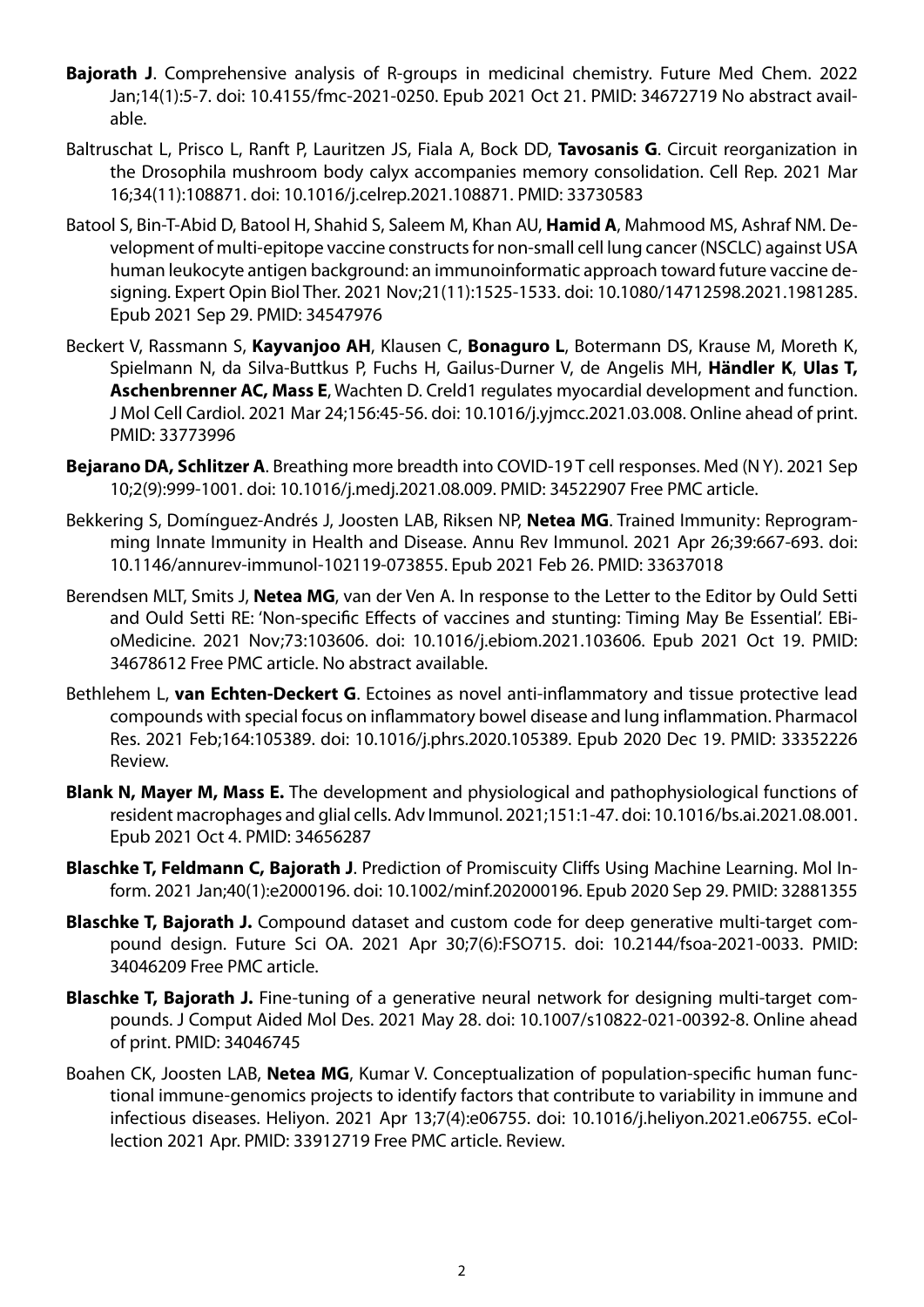**Bajorath J**. Comprehensive analysis of R-groups in medicinal chemistry. Future Med Chem. 2022 Jan;14(1):5-7. doi: 10.4155/fmc-2021-0250. Epub 2021 Oct 21. PMID: 34672719 No abstract available.

Baltruschat L, Prisco L, Ranft P, Lauritzen JS, Fiala A, Bock DD, **Tavosanis G**. Circuit reorganization in the Drosophila mushroom body calyx accompanies memory consolidation. Cell Rep. 2021 Mar 16;34(11):108871. doi: 10.1016/j.celrep.2021.108871. PMID: 33730583

Batool S, Bin-T-Abid D, Batool H, Shahid S, Saleem M, Khan AU, **Hamid A**, Mahmood MS, Ashraf NM. Development of multi-epitope vaccine constructs for non-small cell lung cancer (NSCLC) against USA human leukocyte antigen background: an immunoinformatic approach toward future vaccine designing. Expert Opin Biol Ther. 2021 Nov;21(11):1525-1533. doi: 10.1080/14712598.2021.1981285. Epub 2021 Sep 29. PMID: 34547976

Beckert V, Rassmann S, **Kayvanjoo AH**, Klausen C, **Bonaguro L**, Botermann DS, Krause M, Moreth K, Spielmann N, da Silva-Buttkus P, Fuchs H, Gailus-Durner V, de Angelis MH, **Händler K**, **Ulas T, Aschenbrenner AC, Mass E**, Wachten D. Creld1 regulates myocardial development and function. J Mol Cell Cardiol. 2021 Mar 24;156:45-56. doi: 10.1016/j.yjmcc.2021.03.008. Online ahead of print. PMID: 33773996

**Bejarano DA, Schlitzer A**. Breathing more breadth into COVID-19 T cell responses. Med (N Y). 2021 Sep 10;2(9):999-1001. doi: 10.1016/j.medj.2021.08.009. PMID: 34522907 Free PMC article.

Bekkering S, Domínguez-Andrés J, Joosten LAB, Riksen NP, **Netea MG**. Trained Immunity: Reprogramming Innate Immunity in Health and Disease. Annu Rev Immunol. 2021 Apr 26;39:667-693. doi: 10.1146/annurev-immunol-102119-073855. Epub 2021 Feb 26. PMID: 33637018

Berendsen MLT, Smits J, **Netea MG**, van der Ven A. In response to the Letter to the Editor by Ould Setti and Ould Setti RE: 'Non-specific Effects of vaccines and stunting: Timing May Be Essential'. EBioMedicine. 2021 Nov;73:103606. doi: 10.1016/j.ebiom.2021.103606. Epub 2021 Oct 19. PMID: 34678612 Free PMC article. No abstract available.

Bethlehem L, **van Echten-Deckert G**. Ectoines as novel anti-inflammatory and tissue protective lead compounds with special focus on inflammatory bowel disease and lung inflammation. Pharmacol Res. 2021 Feb;164:105389. doi: 10.1016/j.phrs.2020.105389. Epub 2020 Dec 19. PMID: 33352226 Review.

**Blank N, Mayer M, Mass E.** The development and physiological and pathophysiological functions of resident macrophages and glial cells. Adv Immunol. 2021;151:1-47. doi: 10.1016/bs.ai.2021.08.001. Epub 2021 Oct 4. PMID: 34656287

**Blaschke T, Feldmann C, Bajorath J**. Prediction of Promiscuity Cliffs Using Machine Learning. Mol Inform. 2021 Jan;40(1):e2000196. doi: 10.1002/minf.202000196. Epub 2020 Sep 29. PMID: 32881355

**Blaschke T, Bajorath J.** Compound dataset and custom code for deep generative multi-target compound design. Future Sci OA. 2021 Apr 30;7(6):FSO715. doi: 10.2144/fsoa-2021-0033. PMID: 34046209 Free PMC article.

**Blaschke T, Bajorath J.** Fine-tuning of a generative neural network for designing multi-target compounds. J Comput Aided Mol Des. 2021 May 28. doi: 10.1007/s10822-021-00392-8. Online ahead of print. PMID: 34046745

Boahen CK, Joosten LAB, **Netea MG**, Kumar V. Conceptualization of population-specific human functional immune-genomics projects to identify factors that contribute to variability in immune and infectious diseases. Heliyon. 2021 Apr 13;7(4):e06755. doi: 10.1016/j.heliyon.2021.e06755. eCollection 2021 Apr. PMID: 33912719 Free PMC article. Review.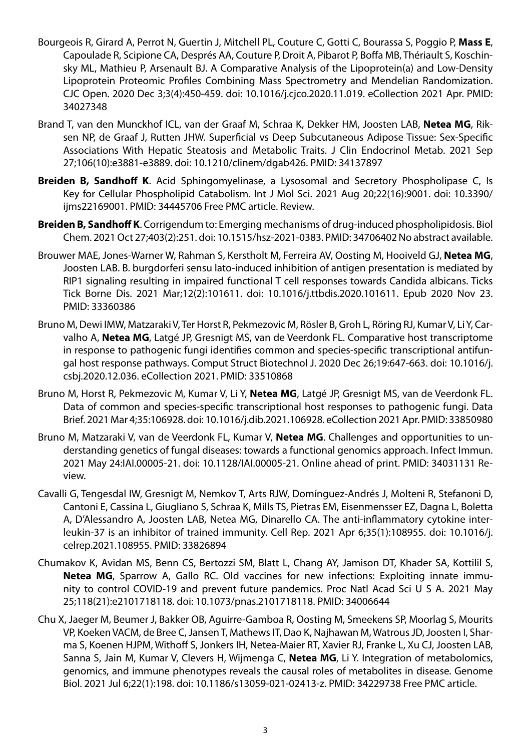Bourgeois R, Girard A, Perrot N, Guertin J, Mitchell PL, Couture C, Gotti C, Bourassa S, Poggio P, **Mass E**, Capoulade R, Scipione CA, Després AA, Couture P, Droit A, Pibarot P, Boffa MB, Thériault S, Koschinsky ML, Mathieu P, Arsenault BJ. A Comparative Analysis of the Lipoprotein(a) and Low-Density Lipoprotein Proteomic Profiles Combining Mass Spectrometry and Mendelian Randomization. CJC Open. 2020 Dec 3;3(4):450-459. doi: 10.1016/j.cjco.2020.11.019. eCollection 2021 Apr. PMID: 34027348

Brand T, van den Munckhof ICL, van der Graaf M, Schraa K, Dekker HM, Joosten LAB, **Netea MG**, Riksen NP, de Graaf J, Rutten JHW. Superficial vs Deep Subcutaneous Adipose Tissue: Sex-Specific Associations With Hepatic Steatosis and Metabolic Traits. J Clin Endocrinol Metab. 2021 Sep 27;106(10):e3881-e3889. doi: 10.1210/clinem/dgab426. PMID: 34137897

**Breiden B, Sandhoff K**. Acid Sphingomyelinase, a Lysosomal and Secretory Phospholipase C, Is Key for Cellular Phospholipid Catabolism. Int J Mol Sci. 2021 Aug 20;22(16):9001. doi: 10.3390/ijms22169001. PMID: 34445706 Free PMC article. Review.

**Breiden B, Sandhoff K**. Corrigendum to: Emerging mechanisms of drug-induced phospholipidosis. Biol Chem. 2021 Oct 27;403(2):251. doi: 10.1515/hsz-2021-0383. PMID: 34706402 No abstract available.

Brouwer MAE, Jones-Warner W, Rahman S, Kerstholt M, Ferreira AV, Oosting M, Hooiveld GJ, **Netea MG**, Joosten LAB. B. burgdorferi sensu lato-induced inhibition of antigen presentation is mediated by RIP1 signaling resulting in impaired functional T cell responses towards Candida albicans. Ticks Tick Borne Dis. 2021 Mar;12(2):101611. doi: 10.1016/j.ttbdis.2020.101611. Epub 2020 Nov 23. PMID: 33360386

Bruno M, Dewi IMW, Matzaraki V, Ter Horst R, Pekmezovic M, Rösler B, Groh L, Röring RJ, Kumar V, Li Y, Carvalho A, **Netea MG**, Latgé JP, Gresnigt MS, van de Veerdonk FL. Comparative host transcriptome in response to pathogenic fungi identifies common and species-specific transcriptional antifungal host response pathways. Comput Struct Biotechnol J. 2020 Dec 26;19:647-663. doi: 10.1016/j.csbj.2020.12.036. eCollection 2021. PMID: 33510868

Bruno M, Horst R, Pekmezovic M, Kumar V, Li Y, **Netea MG**, Latgé JP, Gresnigt MS, van de Veerdonk FL. Data of common and species-specific transcriptional host responses to pathogenic fungi. Data Brief. 2021 Mar 4;35:106928. doi: 10.1016/j.dib.2021.106928. eCollection 2021 Apr. PMID: 33850980

Bruno M, Matzaraki V, van de Veerdonk FL, Kumar V, **Netea MG**. Challenges and opportunities to understanding genetics of fungal diseases: towards a functional genomics approach. Infect Immun. 2021 May 24:IAI.00005-21. doi: 10.1128/IAI.00005-21. Online ahead of print. PMID: 34031131 Review.

Cavalli G, Tengesdal IW, Gresnigt M, Nemkov T, Arts RJW, Domínguez-Andrés J, Molteni R, Stefanoni D, Cantoni E, Cassina L, Giugliano S, Schraa K, Mills TS, Pietras EM, Eisenmensser EZ, Dagna L, Boletta A, D'Alessandro A, Joosten LAB, Netea MG, Dinarello CA. The anti-inflammatory cytokine interleukin-37 is an inhibitor of trained immunity. Cell Rep. 2021 Apr 6;35(1):108955. doi: 10.1016/j.celrep.2021.108955. PMID: 33826894

Chumakov K, Avidan MS, Benn CS, Bertozzi SM, Blatt L, Chang AY, Jamison DT, Khader SA, Kottilil S, **Netea MG**, Sparrow A, Gallo RC. Old vaccines for new infections: Exploiting innate immunity to control COVID-19 and prevent future pandemics. Proc Natl Acad Sci U S A. 2021 May 25;118(21):e2101718118. doi: 10.1073/pnas.2101718118. PMID: 34006644

Chu X, Jaeger M, Beumer J, Bakker OB, Aguirre-Gamboa R, Oosting M, Smeekens SP, Moorlag S, Mourits VP, Koeken VACM, de Bree C, Jansen T, Mathews IT, Dao K, Najhawan M, Watrous JD, Joosten I, Sharma S, Koenen HJPM, Withoff S, Jonkers IH, Netea-Maier RT, Xavier RJ, Franke L, Xu CJ, Joosten LAB, Sanna S, Jain M, Kumar V, Clevers H, Wijmenga C, **Netea MG**, Li Y. Integration of metabolomics, genomics, and immune phenotypes reveals the causal roles of metabolites in disease. Genome Biol. 2021 Jul 6;22(1):198. doi: 10.1186/s13059-021-02413-z. PMID: 34229738 Free PMC article.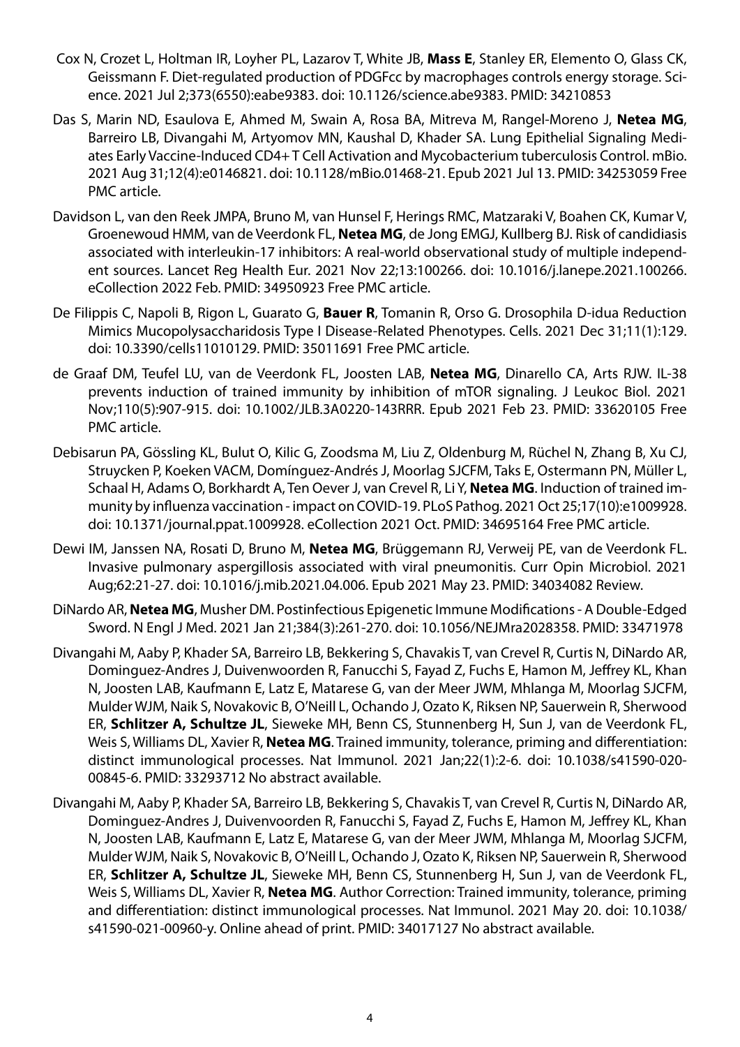Cox N, Crozet L, Holtman IR, Loyher PL, Lazarov T, White JB, **Mass E**, Stanley ER, Elemento O, Glass CK, Geissmann F. Diet-regulated production of PDGFcc by macrophages controls energy storage. Science. 2021 Jul 2;373(6550):eabe9383. doi: 10.1126/science.abe9383. PMID: 34210853

Das S, Marin ND, Esaulova E, Ahmed M, Swain A, Rosa BA, Mitreva M, Rangel-Moreno J, **Netea MG**, Barreiro LB, Divangahi M, Artyomov MN, Kaushal D, Khader SA. Lung Epithelial Signaling Mediates Early Vaccine-Induced CD4+ T Cell Activation and Mycobacterium tuberculosis Control. mBio. 2021 Aug 31;12(4):e0146821. doi: 10.1128/mBio.01468-21. Epub 2021 Jul 13. PMID: 34253059 Free PMC article.

Davidson L, van den Reek JMPA, Bruno M, van Hunsel F, Herings RMC, Matzaraki V, Boahen CK, Kumar V, Groenewoud HMM, van de Veerdonk FL, **Netea MG**, de Jong EMGJ, Kullberg BJ. Risk of candidiasis associated with interleukin-17 inhibitors: A real-world observational study of multiple independent sources. Lancet Reg Health Eur. 2021 Nov 22;13:100266. doi: 10.1016/j.lanepe.2021.100266. eCollection 2022 Feb. PMID: 34950923 Free PMC article.

De Filippis C, Napoli B, Rigon L, Guarato G, **Bauer R**, Tomanin R, Orso G. Drosophila D-idua Reduction Mimics Mucopolysaccharidosis Type I Disease-Related Phenotypes. Cells. 2021 Dec 31;11(1):129. doi: 10.3390/cells11010129. PMID: 35011691 Free PMC article.

de Graaf DM, Teufel LU, van de Veerdonk FL, Joosten LAB, **Netea MG**, Dinarello CA, Arts RJW. IL-38 prevents induction of trained immunity by inhibition of mTOR signaling. J Leukoc Biol. 2021 Nov;110(5):907-915. doi: 10.1002/JLB.3A0220-143RRR. Epub 2021 Feb 23. PMID: 33620105 Free PMC article.

Debisarun PA, Gössling KL, Bulut O, Kilic G, Zoodsma M, Liu Z, Oldenburg M, Rüchel N, Zhang B, Xu CJ, Struycken P, Koeken VACM, Domínguez-Andrés J, Moorlag SJCFM, Taks E, Ostermann PN, Müller L, Schaal H, Adams O, Borkhardt A, Ten Oever J, van Crevel R, Li Y, **Netea MG**. Induction of trained immunity by influenza vaccination - impact on COVID-19. PLoS Pathog. 2021 Oct 25;17(10):e1009928. doi: 10.1371/journal.ppat.1009928. eCollection 2021 Oct. PMID: 34695164 Free PMC article.

Dewi IM, Janssen NA, Rosati D, Bruno M, **Netea MG**, Brüggemann RJ, Verweij PE, van de Veerdonk FL. Invasive pulmonary aspergillosis associated with viral pneumonitis. Curr Opin Microbiol. 2021 Aug;62:21-27. doi: 10.1016/j.mib.2021.04.006. Epub 2021 May 23. PMID: 34034082 Review.

DiNardo AR, **Netea MG**, Musher DM. Postinfectious Epigenetic Immune Modifications - A Double-Edged Sword. N Engl J Med. 2021 Jan 21;384(3):261-270. doi: 10.1056/NEJMra2028358. PMID: 33471978

Divangahi M, Aaby P, Khader SA, Barreiro LB, Bekkering S, Chavakis T, van Crevel R, Curtis N, DiNardo AR, Dominguez-Andres J, Duivenwoorden R, Fanucchi S, Fayad Z, Fuchs E, Hamon M, Jeffrey KL, Khan N, Joosten LAB, Kaufmann E, Latz E, Matarese G, van der Meer JWM, Mhlanga M, Moorlag SJCFM, Mulder WJM, Naik S, Novakovic B, O'Neill L, Ochando J, Ozato K, Riksen NP, Sauerwein R, Sherwood ER, **Schlitzer A, Schultze JL**, Sieweke MH, Benn CS, Stunnenberg H, Sun J, van de Veerdonk FL, Weis S, Williams DL, Xavier R, **Netea MG**. Trained immunity, tolerance, priming and differentiation: distinct immunological processes. Nat Immunol. 2021 Jan;22(1):2-6. doi: 10.1038/s41590-020-00845-6. PMID: 33293712 No abstract available.

Divangahi M, Aaby P, Khader SA, Barreiro LB, Bekkering S, Chavakis T, van Crevel R, Curtis N, DiNardo AR, Dominguez-Andres J, Duivenvoorden R, Fanucchi S, Fayad Z, Fuchs E, Hamon M, Jeffrey KL, Khan N, Joosten LAB, Kaufmann E, Latz E, Matarese G, van der Meer JWM, Mhlanga M, Moorlag SJCFM, Mulder WJM, Naik S, Novakovic B, O'Neill L, Ochando J, Ozato K, Riksen NP, Sauerwein R, Sherwood ER, **Schlitzer A, Schultze JL**, Sieweke MH, Benn CS, Stunnenberg H, Sun J, van de Veerdonk FL, Weis S, Williams DL, Xavier R, **Netea MG**. Author Correction: Trained immunity, tolerance, priming and differentiation: distinct immunological processes. Nat Immunol. 2021 May 20. doi: 10.1038/s41590-021-00960-y. Online ahead of print. PMID: 34017127 No abstract available.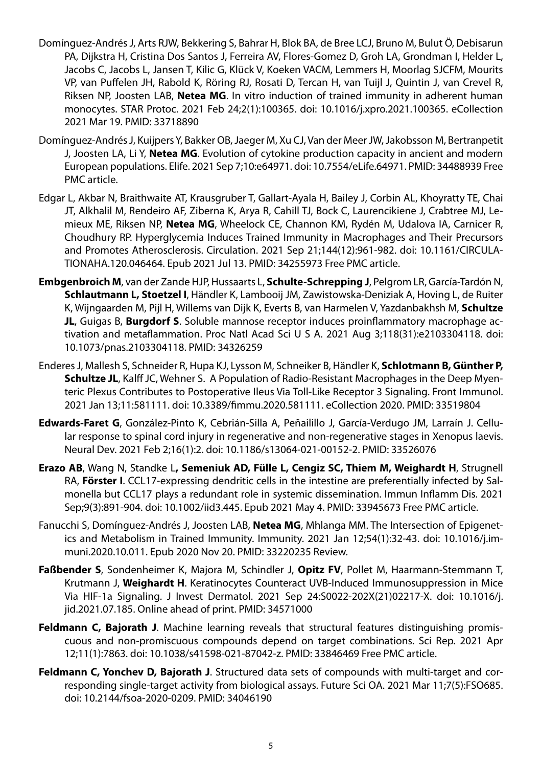Domínguez-Andrés J, Arts RJW, Bekkering S, Bahrar H, Blok BA, de Bree LCJ, Bruno M, Bulut Ö, Debisarun PA, Dijkstra H, Cristina Dos Santos J, Ferreira AV, Flores-Gomez D, Groh LA, Grondman I, Helder L, Jacobs C, Jacobs L, Jansen T, Kilic G, Klück V, Koeken VACM, Lemmers H, Moorlag SJCFM, Mourits VP, van Puffelen JH, Rabold K, Röring RJ, Rosati D, Tercan H, van Tuijl J, Quintin J, van Crevel R, Riksen NP, Joosten LAB, **Netea MG**. In vitro induction of trained immunity in adherent human monocytes. STAR Protoc. 2021 Feb 24;2(1):100365. doi: 10.1016/j.xpro.2021.100365. eCollection 2021 Mar 19. PMID: 33718890

Domínguez-Andrés J, Kuijpers Y, Bakker OB, Jaeger M, Xu CJ, Van der Meer JW, Jakobsson M, Bertranpetit J, Joosten LA, Li Y, **Netea MG**. Evolution of cytokine production capacity in ancient and modern European populations. Elife. 2021 Sep 7;10:e64971. doi: 10.7554/eLife.64971. PMID: 34488939 Free PMC article.

Edgar L, Akbar N, Braithwaite AT, Krausgruber T, Gallart-Ayala H, Bailey J, Corbin AL, Khoyratty TE, Chai JT, Alkhalil M, Rendeiro AF, Ziberna K, Arya R, Cahill TJ, Bock C, Laurencikiene J, Crabtree MJ, Lemieux ME, Riksen NP, **Netea MG**, Wheelock CE, Channon KM, Rydén M, Udalova IA, Carnicer R, Choudhury RP. Hyperglycemia Induces Trained Immunity in Macrophages and Their Precursors and Promotes Atherosclerosis. Circulation. 2021 Sep 21;144(12):961-982. doi: 10.1161/CIRCULATIONAHA.120.046464. Epub 2021 Jul 13. PMID: 34255973 Free PMC article.

**Embgenbroich M**, van der Zande HJP, Hussaarts L, **Schulte-Schrepping J**, Pelgrom LR, García-Tardón N, **Schlautmann L, Stoetzel I**, Händler K, Lambooij JM, Zawistowska-Deniziak A, Hoving L, de Ruiter K, Wijngaarden M, Pijl H, Willems van Dijk K, Everts B, van Harmelen V, Yazdanbakhsh M, **Schultze JL**, Guigas B, **Burgdorf S**. Soluble mannose receptor induces proinflammatory macrophage activation and metaflammation. Proc Natl Acad Sci U S A. 2021 Aug 3;118(31):e2103304118. doi: 10.1073/pnas.2103304118. PMID: 34326259

Enderes J, Mallesh S, Schneider R, Hupa KJ, Lysson M, Schneiker B, Händler K, **Schlotmann B, Günther P, Schultze JL**, Kalff JC, Wehner S. A Population of Radio-Resistant Macrophages in the Deep Myenteric Plexus Contributes to Postoperative Ileus Via Toll-Like Receptor 3 Signaling. Front Immunol. 2021 Jan 13;11:581111. doi: 10.3389/fimmu.2020.581111. eCollection 2020. PMID: 33519804

**Edwards-Faret G**, González-Pinto K, Cebrián-Silla A, Peñailillo J, García-Verdugo JM, Larraín J. Cellular response to spinal cord injury in regenerative and non-regenerative stages in Xenopus laevis. Neural Dev. 2021 Feb 2;16(1):2. doi: 10.1186/s13064-021-00152-2. PMID: 33526076

**Erazo AB**, Wang N, Standke L**, Semeniuk AD, Fülle L, Cengiz SC, Thiem M, Weighardt H**, Strugnell RA, **Förster I**. CCL17-expressing dendritic cells in the intestine are preferentially infected by Salmonella but CCL17 plays a redundant role in systemic dissemination. Immun Inflamm Dis. 2021 Sep;9(3):891-904. doi: 10.1002/iid3.445. Epub 2021 May 4. PMID: 33945673 Free PMC article.

Fanucchi S, Domínguez-Andrés J, Joosten LAB, **Netea MG**, Mhlanga MM. The Intersection of Epigenetics and Metabolism in Trained Immunity. Immunity. 2021 Jan 12;54(1):32-43. doi: 10.1016/j.immuni.2020.10.011. Epub 2020 Nov 20. PMID: 33220235 Review.

**Faßbender S**, Sondenheimer K, Majora M, Schindler J, **Opitz FV**, Pollet M, Haarmann-Stemmann T, Krutmann J, **Weighardt H**. Keratinocytes Counteract UVB-Induced Immunosuppression in Mice Via HIF-1a Signaling. J Invest Dermatol. 2021 Sep 24:S0022-202X(21)02217-X. doi: 10.1016/j.jid.2021.07.185. Online ahead of print. PMID: 34571000

**Feldmann C, Bajorath J**. Machine learning reveals that structural features distinguishing promiscuous and non-promiscuous compounds depend on target combinations. Sci Rep. 2021 Apr 12;11(1):7863. doi: 10.1038/s41598-021-87042-z. PMID: 33846469 Free PMC article.

**Feldmann C, Yonchev D, Bajorath J**. Structured data sets of compounds with multi-target and corresponding single-target activity from biological assays. Future Sci OA. 2021 Mar 11;7(5):FSO685. doi: 10.2144/fsoa-2020-0209. PMID: 34046190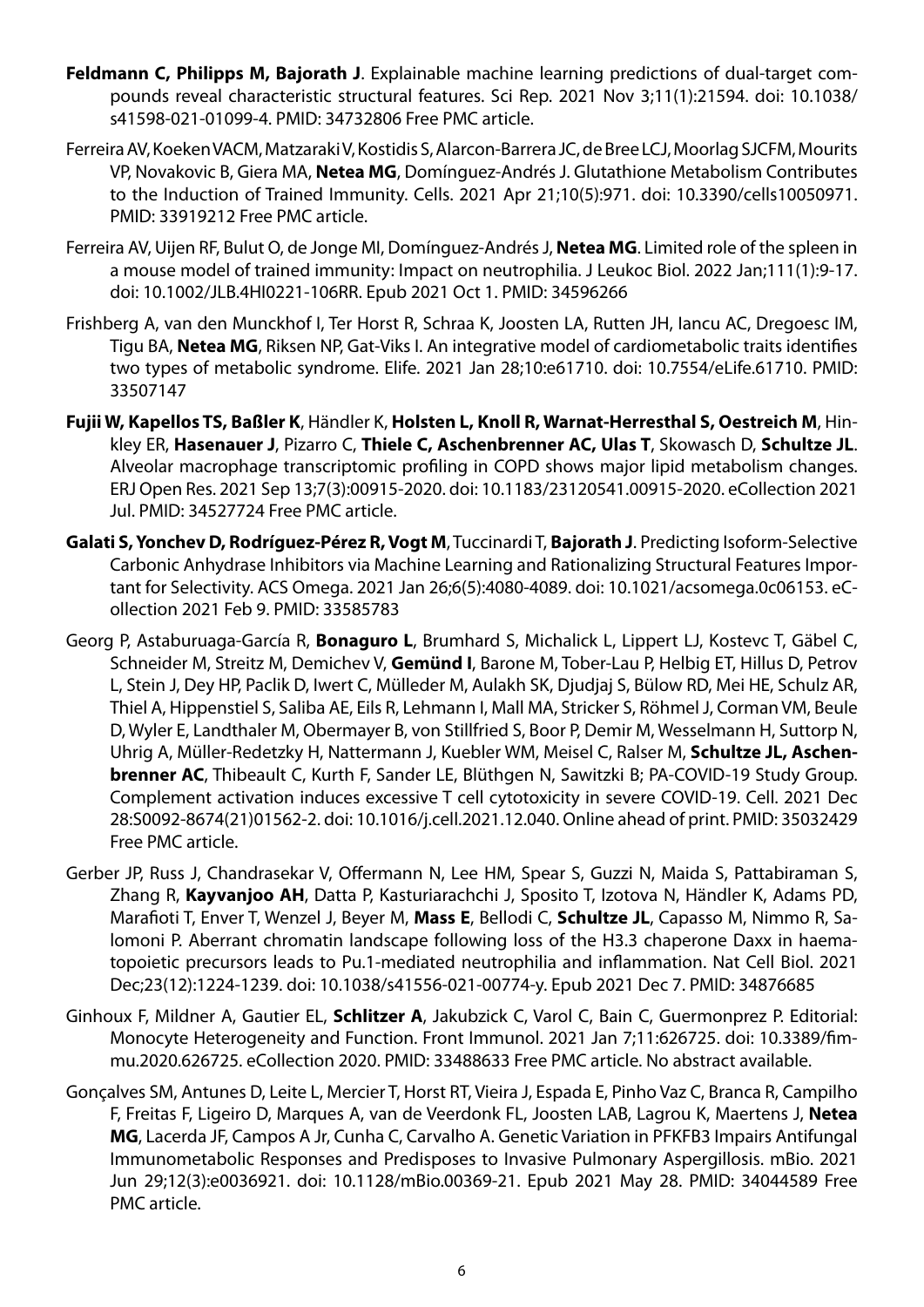**Feldmann C, Philipps M, Bajorath J**. Explainable machine learning predictions of dual-target compounds reveal characteristic structural features. Sci Rep. 2021 Nov 3;11(1):21594. doi: 10.1038/s41598-021-01099-4. PMID: 34732806 Free PMC article.

Ferreira AV, Koeken VACM, Matzaraki V, Kostidis S, Alarcon-Barrera JC, de Bree LCJ, Moorlag SJCFM, Mourits VP, Novakovic B, Giera MA, **Netea MG**, Domínguez-Andrés J. Glutathione Metabolism Contributes to the Induction of Trained Immunity. Cells. 2021 Apr 21;10(5):971. doi: 10.3390/cells10050971. PMID: 33919212 Free PMC article.

Ferreira AV, Uijen RF, Bulut O, de Jonge MI, Domínguez-Andrés J, **Netea MG**. Limited role of the spleen in a mouse model of trained immunity: Impact on neutrophilia. J Leukoc Biol. 2022 Jan;111(1):9-17. doi: 10.1002/JLB.4HI0221-106RR. Epub 2021 Oct 1. PMID: 34596266

Frishberg A, van den Munckhof I, Ter Horst R, Schraa K, Joosten LA, Rutten JH, Iancu AC, Dregoesc IM, Tigu BA, **Netea MG**, Riksen NP, Gat-Viks I. An integrative model of cardiometabolic traits identifies two types of metabolic syndrome. Elife. 2021 Jan 28;10:e61710. doi: 10.7554/eLife.61710. PMID: 33507147

**Fujii W, Kapellos TS, Baßler K**, Händler K, **Holsten L, Knoll R, Warnat-Herresthal S, Oestreich M**, Hinkley ER, **Hasenauer J**, Pizarro C, **Thiele C, Aschenbrenner AC, Ulas T**, Skowasch D, **Schultze JL**. Alveolar macrophage transcriptomic profiling in COPD shows major lipid metabolism changes. ERJ Open Res. 2021 Sep 13;7(3):00915-2020. doi: 10.1183/23120541.00915-2020. eCollection 2021 Jul. PMID: 34527724 Free PMC article.

**Galati S, Yonchev D, Rodríguez-Pérez R, Vogt M**, Tuccinardi T, **Bajorath J**. Predicting Isoform-Selective Carbonic Anhydrase Inhibitors via Machine Learning and Rationalizing Structural Features Important for Selectivity. ACS Omega. 2021 Jan 26;6(5):4080-4089. doi: 10.1021/acsomega.0c06153. eCollection 2021 Feb 9. PMID: 33585783

Georg P, Astaburuaga-García R, **Bonaguro L**, Brumhard S, Michalick L, Lippert LJ, Kostevc T, Gäbel C, Schneider M, Streitz M, Demichev V, **Gemünd I**, Barone M, Tober-Lau P, Helbig ET, Hillus D, Petrov L, Stein J, Dey HP, Paclik D, Iwert C, Mülleder M, Aulakh SK, Djudjaj S, Bülow RD, Mei HE, Schulz AR, Thiel A, Hippenstiel S, Saliba AE, Eils R, Lehmann I, Mall MA, Stricker S, Röhmel J, Corman VM, Beule D, Wyler E, Landthaler M, Obermayer B, von Stillfried S, Boor P, Demir M, Wesselmann H, Suttorp N, Uhrig A, Müller-Redetzky H, Nattermann J, Kuebler WM, Meisel C, Ralser M, **Schultze JL, Aschenbrenner AC**, Thibeault C, Kurth F, Sander LE, Blüthgen N, Sawitzki B; PA-COVID-19 Study Group. Complement activation induces excessive T cell cytotoxicity in severe COVID-19. Cell. 2021 Dec 28:S0092-8674(21)01562-2. doi: 10.1016/j.cell.2021.12.040. Online ahead of print. PMID: 35032429 Free PMC article.

Gerber JP, Russ J, Chandrasekar V, Offermann N, Lee HM, Spear S, Guzzi N, Maida S, Pattabiraman S, Zhang R, **Kayvanjoo AH**, Datta P, Kasturiarachchi J, Sposito T, Izotova N, Händler K, Adams PD, Marafioti T, Enver T, Wenzel J, Beyer M, **Mass E**, Bellodi C, **Schultze JL**, Capasso M, Nimmo R, Salomoni P. Aberrant chromatin landscape following loss of the H3.3 chaperone Daxx in haematopoietic precursors leads to Pu.1-mediated neutrophilia and inflammation. Nat Cell Biol. 2021 Dec;23(12):1224-1239. doi: 10.1038/s41556-021-00774-y. Epub 2021 Dec 7. PMID: 34876685

Ginhoux F, Mildner A, Gautier EL, **Schlitzer A**, Jakubzick C, Varol C, Bain C, Guermonprez P. Editorial: Monocyte Heterogeneity and Function. Front Immunol. 2021 Jan 7;11:626725. doi: 10.3389/fimmu.2020.626725. eCollection 2020. PMID: 33488633 Free PMC article. No abstract available.

Gonçalves SM, Antunes D, Leite L, Mercier T, Horst RT, Vieira J, Espada E, Pinho Vaz C, Branca R, Campilho F, Freitas F, Ligeiro D, Marques A, van de Veerdonk FL, Joosten LAB, Lagrou K, Maertens J, **Netea MG**, Lacerda JF, Campos A Jr, Cunha C, Carvalho A. Genetic Variation in PFKFB3 Impairs Antifungal Immunometabolic Responses and Predisposes to Invasive Pulmonary Aspergillosis. mBio. 2021 Jun 29;12(3):e0036921. doi: 10.1128/mBio.00369-21. Epub 2021 May 28. PMID: 34044589 Free PMC article.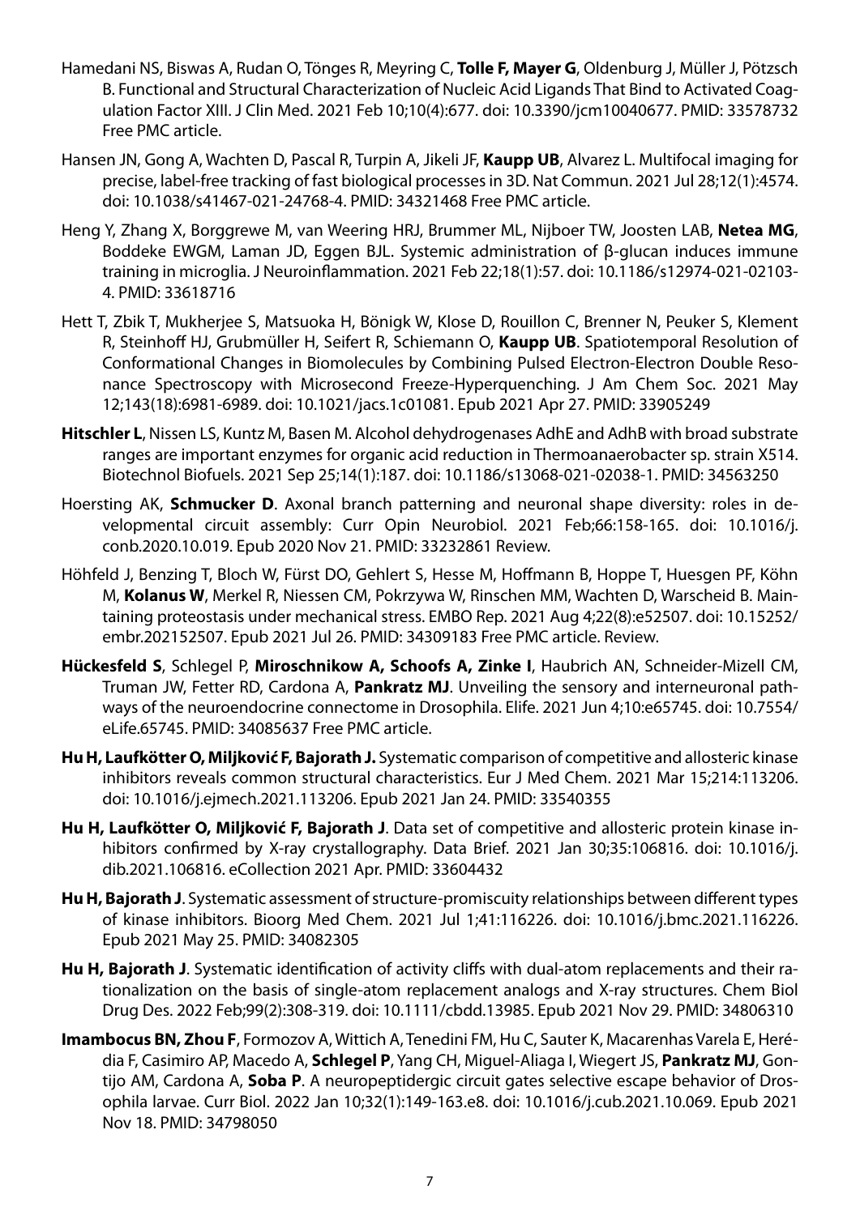Hamedani NS, Biswas A, Rudan O, Tönges R, Meyring C, **Tolle F, Mayer G**, Oldenburg J, Müller J, Pötzsch B. Functional and Structural Characterization of Nucleic Acid Ligands That Bind to Activated Coagulation Factor XIII. J Clin Med. 2021 Feb 10;10(4):677. doi: 10.3390/jcm10040677. PMID: 33578732 Free PMC article.

Hansen JN, Gong A, Wachten D, Pascal R, Turpin A, Jikeli JF, **Kaupp UB**, Alvarez L. Multifocal imaging for precise, label-free tracking of fast biological processes in 3D. Nat Commun. 2021 Jul 28;12(1):4574. doi: 10.1038/s41467-021-24768-4. PMID: 34321468 Free PMC article.

Heng Y, Zhang X, Borggrewe M, van Weering HRJ, Brummer ML, Nijboer TW, Joosten LAB, **Netea MG**, Boddeke EWGM, Laman JD, Eggen BJL. Systemic administration of β-glucan induces immune training in microglia. J Neuroinflammation. 2021 Feb 22;18(1):57. doi: 10.1186/s12974-021-02103-4. PMID: 33618716

Hett T, Zbik T, Mukherjee S, Matsuoka H, Bönigk W, Klose D, Rouillon C, Brenner N, Peuker S, Klement R, Steinhoff HJ, Grubmüller H, Seifert R, Schiemann O, **Kaupp UB**. Spatiotemporal Resolution of Conformational Changes in Biomolecules by Combining Pulsed Electron-Electron Double Resonance Spectroscopy with Microsecond Freeze-Hyperquenching. J Am Chem Soc. 2021 May 12;143(18):6981-6989. doi: 10.1021/jacs.1c01081. Epub 2021 Apr 27. PMID: 33905249

**Hitschler L**, Nissen LS, Kuntz M, Basen M. Alcohol dehydrogenases AdhE and AdhB with broad substrate ranges are important enzymes for organic acid reduction in Thermoanaerobacter sp. strain X514. Biotechnol Biofuels. 2021 Sep 25;14(1):187. doi: 10.1186/s13068-021-02038-1. PMID: 34563250

Hoersting AK, **Schmucker D**. Axonal branch patterning and neuronal shape diversity: roles in developmental circuit assembly: Curr Opin Neurobiol. 2021 Feb;66:158-165. doi: 10.1016/j.conb.2020.10.019. Epub 2020 Nov 21. PMID: 33232861 Review.

Höhfeld J, Benzing T, Bloch W, Fürst DO, Gehlert S, Hesse M, Hoffmann B, Hoppe T, Huesgen PF, Köhn M, **Kolanus W**, Merkel R, Niessen CM, Pokrzywa W, Rinschen MM, Wachten D, Warscheid B. Maintaining proteostasis under mechanical stress. EMBO Rep. 2021 Aug 4;22(8):e52507. doi: 10.15252/embr.202152507. Epub 2021 Jul 26. PMID: 34309183 Free PMC article. Review.

**Hückesfeld S**, Schlegel P, **Miroschnikow A, Schoofs A, Zinke I**, Haubrich AN, Schneider-Mizell CM, Truman JW, Fetter RD, Cardona A, **Pankratz MJ**. Unveiling the sensory and interneuronal pathways of the neuroendocrine connectome in Drosophila. Elife. 2021 Jun 4;10:e65745. doi: 10.7554/eLife.65745. PMID: 34085637 Free PMC article.

**Hu H, Laufkötter O, Miljković F, Bajorath J.** Systematic comparison of competitive and allosteric kinase inhibitors reveals common structural characteristics. Eur J Med Chem. 2021 Mar 15;214:113206. doi: 10.1016/j.ejmech.2021.113206. Epub 2021 Jan 24. PMID: 33540355

**Hu H, Laufkötter O, Miljković F, Bajorath J**. Data set of competitive and allosteric protein kinase inhibitors confirmed by X-ray crystallography. Data Brief. 2021 Jan 30;35:106816. doi: 10.1016/j.dib.2021.106816. eCollection 2021 Apr. PMID: 33604432

**Hu H, Bajorath J**. Systematic assessment of structure-promiscuity relationships between different types of kinase inhibitors. Bioorg Med Chem. 2021 Jul 1;41:116226. doi: 10.1016/j.bmc.2021.116226. Epub 2021 May 25. PMID: 34082305

**Hu H, Bajorath J**. Systematic identification of activity cliffs with dual-atom replacements and their rationalization on the basis of single-atom replacement analogs and X-ray structures. Chem Biol Drug Des. 2022 Feb;99(2):308-319. doi: 10.1111/cbdd.13985. Epub 2021 Nov 29. PMID: 34806310

**Imambocus BN, Zhou F**, Formozov A, Wittich A, Tenedini FM, Hu C, Sauter K, Macarenhas Varela E, Herédia F, Casimiro AP, Macedo A, **Schlegel P**, Yang CH, Miguel-Aliaga I, Wiegert JS, **Pankratz MJ**, Gontijo AM, Cardona A, **Soba P**. A neuropeptidergic circuit gates selective escape behavior of Drosophila larvae. Curr Biol. 2022 Jan 10;32(1):149-163.e8. doi: 10.1016/j.cub.2021.10.069. Epub 2021 Nov 18. PMID: 34798050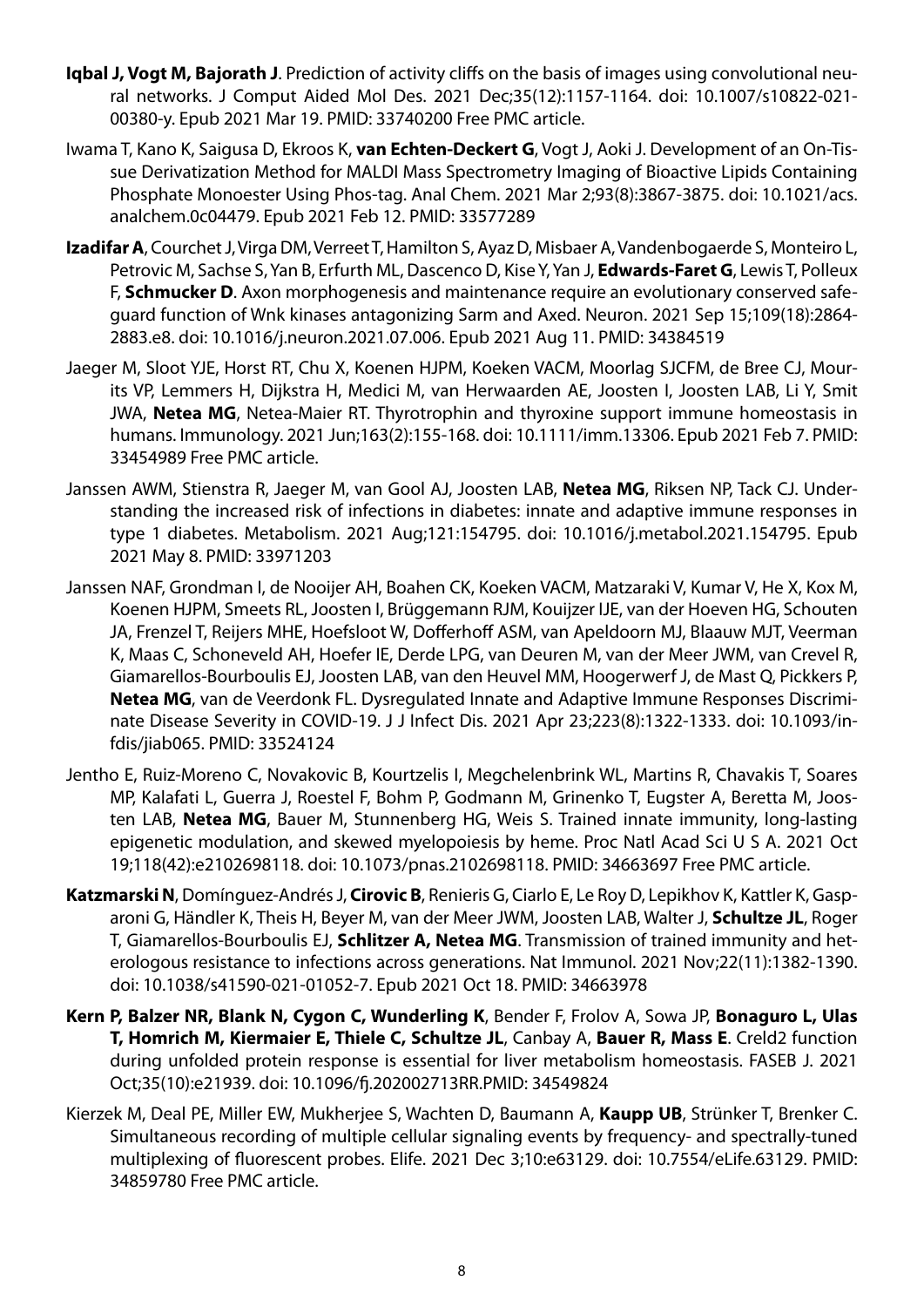**Iqbal J, Vogt M, Bajorath J**. Prediction of activity cliffs on the basis of images using convolutional neural networks. J Comput Aided Mol Des. 2021 Dec;35(12):1157-1164. doi: 10.1007/s10822-021-00380-y. Epub 2021 Mar 19. PMID: 33740200 Free PMC article.

Iwama T, Kano K, Saigusa D, Ekroos K, **van Echten-Deckert G**, Vogt J, Aoki J. Development of an On-Tissue Derivatization Method for MALDI Mass Spectrometry Imaging of Bioactive Lipids Containing Phosphate Monoester Using Phos-tag. Anal Chem. 2021 Mar 2;93(8):3867-3875. doi: 10.1021/acs.analchem.0c04479. Epub 2021 Feb 12. PMID: 33577289

**Izadifar A**, Courchet J, Virga DM, Verreet T, Hamilton S, Ayaz D, Misbaer A, Vandenbogaerde S, Monteiro L, Petrovic M, Sachse S, Yan B, Erfurth ML, Dascenco D, Kise Y, Yan J, **Edwards-Faret G**, Lewis T, Polleux F, **Schmucker D**. Axon morphogenesis and maintenance require an evolutionary conserved safeguard function of Wnk kinases antagonizing Sarm and Axed. Neuron. 2021 Sep 15;109(18):2864-2883.e8. doi: 10.1016/j.neuron.2021.07.006. Epub 2021 Aug 11. PMID: 34384519

Jaeger M, Sloot YJE, Horst RT, Chu X, Koenen HJPM, Koeken VACM, Moorlag SJCFM, de Bree CJ, Mourits VP, Lemmers H, Dijkstra H, Medici M, van Herwaarden AE, Joosten I, Joosten LAB, Li Y, Smit JWA, **Netea MG**, Netea-Maier RT. Thyrotrophin and thyroxine support immune homeostasis in humans. Immunology. 2021 Jun;163(2):155-168. doi: 10.1111/imm.13306. Epub 2021 Feb 7. PMID: 33454989 Free PMC article.

Janssen AWM, Stienstra R, Jaeger M, van Gool AJ, Joosten LAB, **Netea MG**, Riksen NP, Tack CJ. Understanding the increased risk of infections in diabetes: innate and adaptive immune responses in type 1 diabetes. Metabolism. 2021 Aug;121:154795. doi: 10.1016/j.metabol.2021.154795. Epub 2021 May 8. PMID: 33971203

Janssen NAF, Grondman I, de Nooijer AH, Boahen CK, Koeken VACM, Matzaraki V, Kumar V, He X, Kox M, Koenen HJPM, Smeets RL, Joosten I, Brüggemann RJM, Kouijzer IJE, van der Hoeven HG, Schouten JA, Frenzel T, Reijers MHE, Hoefsloot W, Dofferhoff ASM, van Apeldoorn MJ, Blaauw MJT, Veerman K, Maas C, Schoneveld AH, Hoefer IE, Derde LPG, van Deuren M, van der Meer JWM, van Crevel R, Giamarellos-Bourboulis EJ, Joosten LAB, van den Heuvel MM, Hoogerwerf J, de Mast Q, Pickkers P, **Netea MG**, van de Veerdonk FL. Dysregulated Innate and Adaptive Immune Responses Discriminate Disease Severity in COVID-19. J J Infect Dis. 2021 Apr 23;223(8):1322-1333. doi: 10.1093/infdis/jiab065. PMID: 33524124

Jentho E, Ruiz-Moreno C, Novakovic B, Kourtzelis I, Megchelenbrink WL, Martins R, Chavakis T, Soares MP, Kalafati L, Guerra J, Roestel F, Bohm P, Godmann M, Grinenko T, Eugster A, Beretta M, Joosten LAB, **Netea MG**, Bauer M, Stunnenberg HG, Weis S. Trained innate immunity, long-lasting epigenetic modulation, and skewed myelopoiesis by heme. Proc Natl Acad Sci U S A. 2021 Oct 19;118(42):e2102698118. doi: 10.1073/pnas.2102698118. PMID: 34663697 Free PMC article.

**Katzmarski N**, Domínguez-Andrés J, **Cirovic B**, Renieris G, Ciarlo E, Le Roy D, Lepikhov K, Kattler K, Gasparoni G, Händler K, Theis H, Beyer M, van der Meer JWM, Joosten LAB, Walter J, **Schultze JL**, Roger T, Giamarellos-Bourboulis EJ, **Schlitzer A, Netea MG**. Transmission of trained immunity and heterologous resistance to infections across generations. Nat Immunol. 2021 Nov;22(11):1382-1390. doi: 10.1038/s41590-021-01052-7. Epub 2021 Oct 18. PMID: 34663978

**Kern P, Balzer NR, Blank N, Cygon C, Wunderling K**, Bender F, Frolov A, Sowa JP, **Bonaguro L, Ulas T, Homrich M, Kiermaier E, Thiele C, Schultze JL**, Canbay A, **Bauer R, Mass E**. Creld2 function during unfolded protein response is essential for liver metabolism homeostasis. FASEB J. 2021 Oct;35(10):e21939. doi: 10.1096/fj.202002713RR.PMID: 34549824

Kierzek M, Deal PE, Miller EW, Mukherjee S, Wachten D, Baumann A, **Kaupp UB**, Strünker T, Brenker C. Simultaneous recording of multiple cellular signaling events by frequency- and spectrally-tuned multiplexing of fluorescent probes. Elife. 2021 Dec 3;10:e63129. doi: 10.7554/eLife.63129. PMID: 34859780 Free PMC article.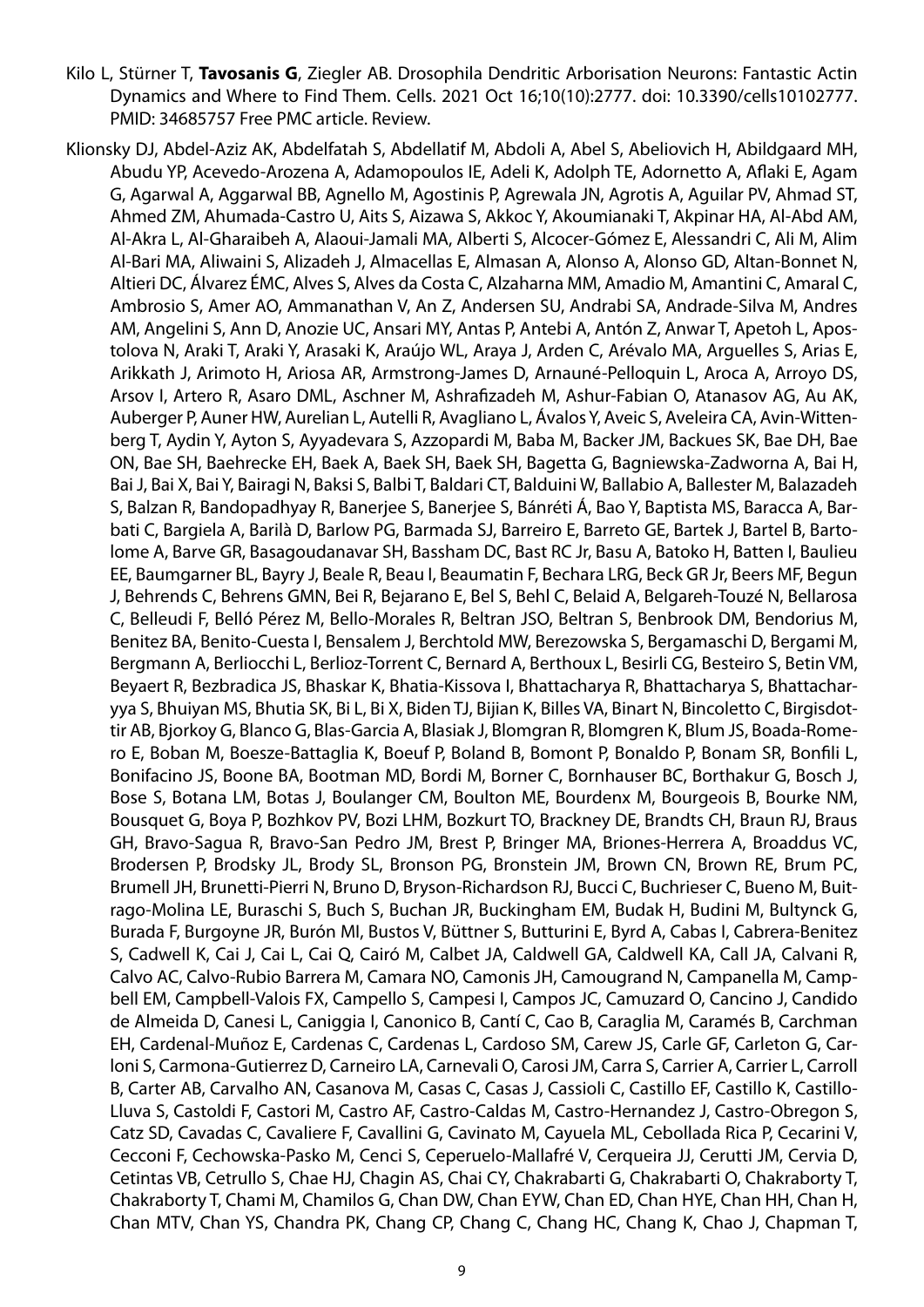Kilo L, Stürner T, **Tavosanis G**, Ziegler AB. Drosophila Dendritic Arborisation Neurons: Fantastic Actin Dynamics and Where to Find Them. Cells. 2021 Oct 16;10(10):2777. doi: 10.3390/cells10102777. PMID: 34685757 Free PMC article. Review.

Klionsky DJ, Abdel-Aziz AK, Abdelfatah S, Abdellatif M, Abdoli A, Abel S, Abeliovich H, Abildgaard MH, Abudu YP, Acevedo-Arozena A, Adamopoulos IE, Adeli K, Adolph TE, Adornetto A, Aflaki E, Agam G, Agarwal A, Aggarwal BB, Agnello M, Agostinis P, Agrewala JN, Agrotis A, Aguilar PV, Ahmad ST, Ahmed ZM, Ahumada-Castro U, Aits S, Aizawa S, Akkoc Y, Akoumianaki T, Akpinar HA, Al-Abd AM, Al-Akra L, Al-Gharaibeh A, Alaoui-Jamali MA, Alberti S, Alcocer-Gómez E, Alessandri C, Ali M, Alim Al-Bari MA, Aliwaini S, Alizadeh J, Almacellas E, Almasan A, Alonso A, Alonso GD, Altan-Bonnet N, Altieri DC, Álvarez ÉMC, Alves S, Alves da Costa C, Alzaharna MM, Amadio M, Amantini C, Amaral C, Ambrosio S, Amer AO, Ammanathan V, An Z, Andersen SU, Andrabi SA, Andrade-Silva M, Andres AM, Angelini S, Ann D, Anozie UC, Ansari MY, Antas P, Antebi A, Antón Z, Anwar T, Apetoh L, Apostolova N, Araki T, Araki Y, Arasaki K, Araújo WL, Araya J, Arden C, Arévalo MA, Arguelles S, Arias E, Arikkath J, Arimoto H, Ariosa AR, Armstrong-James D, Arnauné-Pelloquin L, Aroca A, Arroyo DS, Arsov I, Artero R, Asaro DML, Aschner M, Ashrafizadeh M, Ashur-Fabian O, Atanasov AG, Au AK, Auberger P, Auner HW, Aurelian L, Autelli R, Avagliano L, Ávalos Y, Aveic S, Aveleira CA, Avin-Wittenberg T, Aydin Y, Ayton S, Ayyadevara S, Azzopardi M, Baba M, Backer JM, Backues SK, Bae DH, Bae ON, Bae SH, Baehrecke EH, Baek A, Baek SH, Baek SH, Bagetta G, Bagniewska-Zadworna A, Bai H, Bai J, Bai X, Bai Y, Bairagi N, Baksi S, Balbi T, Baldari CT, Balduini W, Ballabio A, Ballester M, Balazadeh S, Balzan R, Bandopadhyay R, Banerjee S, Banerjee S, Bánréti Á, Bao Y, Baptista MS, Baracca A, Barbati C, Bargiela A, Barilà D, Barlow PG, Barmada SJ, Barreiro E, Barreto GE, Bartek J, Bartel B, Bartolome A, Barve GR, Basagoudanavar SH, Bassham DC, Bast RC Jr, Basu A, Batoko H, Batten I, Baulieu EE, Baumgarner BL, Bayry J, Beale R, Beau I, Beaumatin F, Bechara LRG, Beck GR Jr, Beers MF, Begun J, Behrends C, Behrens GMN, Bei R, Bejarano E, Bel S, Behl C, Belaid A, Belgareh-Touzé N, Bellarosa C, Belleudi F, Belló Pérez M, Bello-Morales R, Beltran JSO, Beltran S, Benbrook DM, Bendorius M, Benitez BA, Benito-Cuesta I, Bensalem J, Berchtold MW, Berezowska S, Bergamaschi D, Bergami M, Bergmann A, Berliocchi L, Berlioz-Torrent C, Bernard A, Berthoux L, Besirli CG, Besteiro S, Betin VM, Beyaert R, Bezbradica JS, Bhaskar K, Bhatia-Kissova I, Bhattacharya R, Bhattacharya S, Bhattacharyya S, Bhuiyan MS, Bhutia SK, Bi L, Bi X, Biden TJ, Bijian K, Billes VA, Binart N, Bincoletto C, Birgisdottir AB, Bjorkoy G, Blanco G, Blas-Garcia A, Blasiak J, Blomgran R, Blomgren K, Blum JS, Boada-Romero E, Boban M, Boesze-Battaglia K, Boeuf P, Boland B, Bomont P, Bonaldo P, Bonam SR, Bonfili L, Bonifacino JS, Boone BA, Bootman MD, Bordi M, Borner C, Bornhauser BC, Borthakur G, Bosch J, Bose S, Botana LM, Botas J, Boulanger CM, Boulton ME, Bourdenx M, Bourgeois B, Bourke NM, Bousquet G, Boya P, Bozhkov PV, Bozi LHM, Bozkurt TO, Brackney DE, Brandts CH, Braun RJ, Braus GH, Bravo-Sagua R, Bravo-San Pedro JM, Brest P, Bringer MA, Briones-Herrera A, Broaddus VC, Brodersen P, Brodsky JL, Brody SL, Bronson PG, Bronstein JM, Brown CN, Brown RE, Brum PC, Brumell JH, Brunetti-Pierri N, Bruno D, Bryson-Richardson RJ, Bucci C, Buchrieser C, Bueno M, Buitrago-Molina LE, Buraschi S, Buch S, Buchan JR, Buckingham EM, Budak H, Budini M, Bultynck G, Burada F, Burgoyne JR, Burón MI, Bustos V, Büttner S, Butturini E, Byrd A, Cabas I, Cabrera-Benitez S, Cadwell K, Cai J, Cai L, Cai Q, Cairó M, Calbet JA, Caldwell GA, Caldwell KA, Call JA, Calvani R, Calvo AC, Calvo-Rubio Barrera M, Camara NO, Camonis JH, Camougrand N, Campanella M, Campbell EM, Campbell-Valois FX, Campello S, Campesi I, Campos JC, Camuzard O, Cancino J, Candido de Almeida D, Canesi L, Caniggia I, Canonico B, Cantí C, Cao B, Caraglia M, Caramés B, Carchman EH, Cardenal-Muñoz E, Cardenas C, Cardenas L, Cardoso SM, Carew JS, Carle GF, Carleton G, Carloni S, Carmona-Gutierrez D, Carneiro LA, Carnevali O, Carosi JM, Carra S, Carrier A, Carrier L, Carroll B, Carter AB, Carvalho AN, Casanova M, Casas C, Casas J, Cassioli C, Castillo EF, Castillo K, Castillo-Lluva S, Castoldi F, Castori M, Castro AF, Castro-Caldas M, Castro-Hernandez J, Castro-Obregon S, Catz SD, Cavadas C, Cavaliere F, Cavallini G, Cavinato M, Cayuela ML, Cebollada Rica P, Cecarini V, Cecconi F, Cechowska-Pasko M, Cenci S, Ceperuelo-Mallafré V, Cerqueira JJ, Cerutti JM, Cervia D, Cetintas VB, Cetrullo S, Chae HJ, Chagin AS, Chai CY, Chakrabarti G, Chakrabarti O, Chakraborty T, Chakraborty T, Chami M, Chamilos G, Chan DW, Chan EYW, Chan ED, Chan HYE, Chan HH, Chan H, Chan MTV, Chan YS, Chandra PK, Chang CP, Chang C, Chang HC, Chang K, Chao J, Chapman T,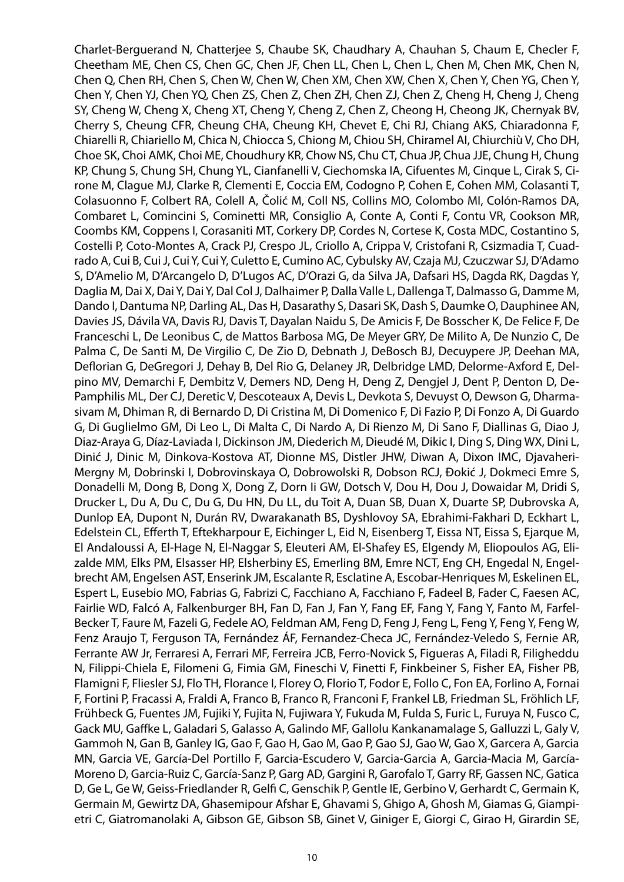Charlet-Berguerand N, Chatterjee S, Chaube SK, Chaudhary A, Chauhan S, Chaum E, Checler F, Cheetham ME, Chen CS, Chen GC, Chen JF, Chen LL, Chen L, Chen L, Chen M, Chen MK, Chen N, Chen Q, Chen RH, Chen S, Chen W, Chen W, Chen XM, Chen XW, Chen X, Chen Y, Chen YG, Chen Y, Chen Y, Chen YJ, Chen YQ, Chen ZS, Chen Z, Chen ZH, Chen ZJ, Chen Z, Cheng H, Cheng J, Cheng SY, Cheng W, Cheng X, Cheng XT, Cheng Y, Cheng Z, Chen Z, Cheong H, Cheong JK, Chernyak BV, Cherry S, Cheung CFR, Cheung CHA, Cheung KH, Chevet E, Chi RJ, Chiang AKS, Chiaradonna F, Chiarelli R, Chiariello M, Chica N, Chiocca S, Chiong M, Chiou SH, Chiramel AI, Chiurchiù V, Cho DH, Choe SK, Choi AMK, Choi ME, Choudhury KR, Chow NS, Chu CT, Chua JP, Chua JJE, Chung H, Chung KP, Chung S, Chung SH, Chung YL, Cianfanelli V, Ciechomska IA, Cifuentes M, Cinque L, Cirak S, Cirone M, Clague MJ, Clarke R, Clementi E, Coccia EM, Codogno P, Cohen E, Cohen MM, Colasanti T, Colasuonno F, Colbert RA, Colell A, Čolić M, Coll NS, Collins MO, Colombo MI, Colón-Ramos DA, Combaret L, Comincini S, Cominetti MR, Consiglio A, Conte A, Conti F, Contu VR, Cookson MR, Coombs KM, Coppens I, Corasaniti MT, Corkery DP, Cordes N, Cortese K, Costa MDC, Costantino S, Costelli P, Coto-Montes A, Crack PJ, Crespo JL, Criollo A, Crippa V, Cristofani R, Csizmadia T, Cuadrado A, Cui B, Cui J, Cui Y, Cui Y, Culetto E, Cumino AC, Cybulsky AV, Czaja MJ, Czuczwar SJ, D'Adamo S, D'Amelio M, D'Arcangelo D, D'Lugos AC, D'Orazi G, da Silva JA, Dafsari HS, Dagda RK, Dagdas Y, Daglia M, Dai X, Dai Y, Dai Y, Dal Col J, Dalhaimer P, Dalla Valle L, Dallenga T, Dalmasso G, Damme M, Dando I, Dantuma NP, Darling AL, Das H, Dasarathy S, Dasari SK, Dash S, Daumke O, Dauphinee AN, Davies JS, Dávila VA, Davis RJ, Davis T, Dayalan Naidu S, De Amicis F, De Bosscher K, De Felice F, De Franceschi L, De Leonibus C, de Mattos Barbosa MG, De Meyer GRY, De Milito A, De Nunzio C, De Palma C, De Santi M, De Virgilio C, De Zio D, Debnath J, DeBosch BJ, Decuypere JP, Deehan MA, Deflorian G, DeGregori J, Dehay B, Del Rio G, Delaney JR, Delbridge LMD, Delorme-Axford E, Delpino MV, Demarchi F, Dembitz V, Demers ND, Deng H, Deng Z, Dengjel J, Dent P, Denton D, DePamphilis ML, Der CJ, Deretic V, Descoteaux A, Devis L, Devkota S, Devuyst O, Dewson G, Dharmasivam M, Dhiman R, di Bernardo D, Di Cristina M, Di Domenico F, Di Fazio P, Di Fonzo A, Di Guardo G, Di Guglielmo GM, Di Leo L, Di Malta C, Di Nardo A, Di Rienzo M, Di Sano F, Diallinas G, Diao J, Diaz-Araya G, Díaz-Laviada I, Dickinson JM, Diederich M, Dieudé M, Dikic I, Ding S, Ding WX, Dini L, Dinić J, Dinic M, Dinkova-Kostova AT, Dionne MS, Distler JHW, Diwan A, Dixon IMC, Djavaheri-Mergny M, Dobrinski I, Dobrovinskaya O, Dobrowolski R, Dobson RCJ, Đokić J, Dokmeci Emre S, Donadelli M, Dong B, Dong X, Dong Z, Dorn Ii GW, Dotsch V, Dou H, Dou J, Dowaidar M, Dridi S, Drucker L, Du A, Du C, Du G, Du HN, Du LL, du Toit A, Duan SB, Duan X, Duarte SP, Dubrovska A, Dunlop EA, Dupont N, Durán RV, Dwarakanath BS, Dyshlovoy SA, Ebrahimi-Fakhari D, Eckhart L, Edelstein CL, Efferth T, Eftekharpour E, Eichinger L, Eid N, Eisenberg T, Eissa NT, Eissa S, Ejarque M, El Andaloussi A, El-Hage N, El-Naggar S, Eleuteri AM, El-Shafey ES, Elgendy M, Eliopoulos AG, Elizalde MM, Elks PM, Elsasser HP, Elsherbiny ES, Emerling BM, Emre NCT, Eng CH, Engedal N, Engelbrecht AM, Engelsen AST, Enserink JM, Escalante R, Esclatine A, Escobar-Henriques M, Eskelinen EL, Espert L, Eusebio MO, Fabrias G, Fabrizi C, Facchiano A, Facchiano F, Fadeel B, Fader C, Faesen AC, Fairlie WD, Falcó A, Falkenburger BH, Fan D, Fan J, Fan Y, Fang EF, Fang Y, Fang Y, Fanto M, Farfel-Becker T, Faure M, Fazeli G, Fedele AO, Feldman AM, Feng D, Feng J, Feng L, Feng Y, Feng Y, Feng W, Fenz Araujo T, Ferguson TA, Fernández ÁF, Fernandez-Checa JC, Fernández-Veledo S, Fernie AR, Ferrante AW Jr, Ferraresi A, Ferrari MF, Ferreira JCB, Ferro-Novick S, Figueras A, Filadi R, Filigheddu N, Filippi-Chiela E, Filomeni G, Fimia GM, Fineschi V, Finetti F, Finkbeiner S, Fisher EA, Fisher PB, Flamigni F, Fliesler SJ, Flo TH, Florance I, Florey O, Florio T, Fodor E, Follo C, Fon EA, Forlino A, Fornai F, Fortini P, Fracassi A, Fraldi A, Franco B, Franco R, Franconi F, Frankel LB, Friedman SL, Fröhlich LF, Frühbeck G, Fuentes JM, Fujiki Y, Fujita N, Fujiwara Y, Fukuda M, Fulda S, Furic L, Furuya N, Fusco C, Gack MU, Gaffke L, Galadari S, Galasso A, Galindo MF, Gallolu Kankanamalage S, Galluzzi L, Galy V, Gammoh N, Gan B, Ganley IG, Gao F, Gao H, Gao M, Gao P, Gao SJ, Gao W, Gao X, Garcera A, Garcia MN, Garcia VE, García-Del Portillo F, Garcia-Escudero V, Garcia-Garcia A, Garcia-Macia M, García-Moreno D, Garcia-Ruiz C, García-Sanz P, Garg AD, Gargini R, Garofalo T, Garry RF, Gassen NC, Gatica D, Ge L, Ge W, Geiss-Friedlander R, Gelfi C, Genschik P, Gentle IE, Gerbino V, Gerhardt C, Germain K, Germain M, Gewirtz DA, Ghasemipour Afshar E, Ghavami S, Ghigo A, Ghosh M, Giamas G, Giampietri C, Giatromanolaki A, Gibson GE, Gibson SB, Ginet V, Giniger E, Giorgi C, Girao H, Girardin SE,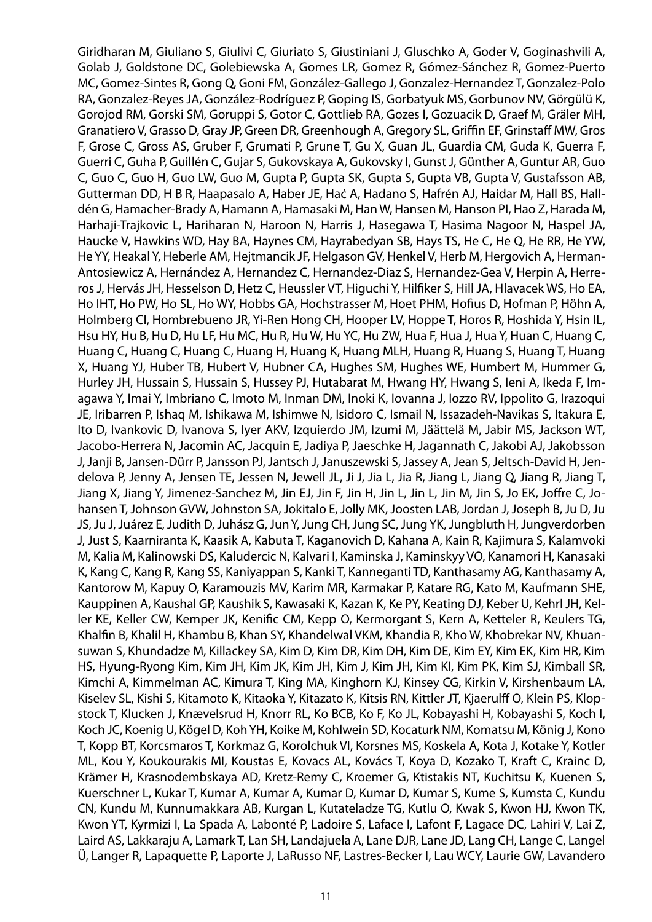Giridharan M, Giuliano S, Giulivi C, Giuriato S, Giustiniani J, Gluschko A, Goder V, Goginashvili A, Golab J, Goldstone DC, Golebiewska A, Gomes LR, Gomez R, Gómez-Sánchez R, Gomez-Puerto MC, Gomez-Sintes R, Gong Q, Goni FM, González-Gallego J, Gonzalez-Hernandez T, Gonzalez-Polo RA, Gonzalez-Reyes JA, González-Rodríguez P, Goping IS, Gorbatyuk MS, Gorbunov NV, Görgülü K, Gorojod RM, Gorski SM, Goruppi S, Gotor C, Gottlieb RA, Gozes I, Gozuacik D, Graef M, Gräler MH, Granatiero V, Grasso D, Gray JP, Green DR, Greenhough A, Gregory SL, Griffin EF, Grinstaff MW, Gros F, Grose C, Gross AS, Gruber F, Grumati P, Grune T, Gu X, Guan JL, Guardia CM, Guda K, Guerra F, Guerri C, Guha P, Guillén C, Gujar S, Gukovskaya A, Gukovsky I, Gunst J, Günther A, Guntur AR, Guo C, Guo C, Guo H, Guo LW, Guo M, Gupta P, Gupta SK, Gupta S, Gupta VB, Gupta V, Gustafsson AB, Gutterman DD, H B R, Haapasalo A, Haber JE, Hać A, Hadano S, Hafrén AJ, Haidar M, Hall BS, Halldén G, Hamacher-Brady A, Hamann A, Hamasaki M, Han W, Hansen M, Hanson PI, Hao Z, Harada M, Harhaji-Trajkovic L, Hariharan N, Haroon N, Harris J, Hasegawa T, Hasima Nagoor N, Haspel JA, Haucke V, Hawkins WD, Hay BA, Haynes CM, Hayrabedyan SB, Hays TS, He C, He Q, He RR, He YW, He YY, Heakal Y, Heberle AM, Hejtmancik JF, Helgason GV, Henkel V, Herb M, Hergovich A, Herman-Antosiewicz A, Hernández A, Hernandez C, Hernandez-Diaz S, Hernandez-Gea V, Herpin A, Herreros J, Hervás JH, Hesselson D, Hetz C, Heussler VT, Higuchi Y, Hilfiker S, Hill JA, Hlavacek WS, Ho EA, Ho IHT, Ho PW, Ho SL, Ho WY, Hobbs GA, Hochstrasser M, Hoet PHM, Hofius D, Hofman P, Höhn A, Holmberg CI, Hombrebueno JR, Yi-Ren Hong CH, Hooper LV, Hoppe T, Horos R, Hoshida Y, Hsin IL, Hsu HY, Hu B, Hu D, Hu LF, Hu MC, Hu R, Hu W, Hu YC, Hu ZW, Hua F, Hua J, Hua Y, Huan C, Huang C, Huang C, Huang C, Huang C, Huang H, Huang K, Huang MLH, Huang R, Huang S, Huang T, Huang X, Huang YJ, Huber TB, Hubert V, Hubner CA, Hughes SM, Hughes WE, Humbert M, Hummer G, Hurley JH, Hussain S, Hussain S, Hussey PJ, Hutabarat M, Hwang HY, Hwang S, Ieni A, Ikeda F, Imagawa Y, Imai Y, Imbriano C, Imoto M, Inman DM, Inoki K, Iovanna J, Iozzo RV, Ippolito G, Irazoqui JE, Iribarren P, Ishaq M, Ishikawa M, Ishimwe N, Isidoro C, Ismail N, Issazadeh-Navikas S, Itakura E, Ito D, Ivankovic D, Ivanova S, Iyer AKV, Izquierdo JM, Izumi M, Jäättelä M, Jabir MS, Jackson WT, Jacobo-Herrera N, Jacomin AC, Jacquin E, Jadiya P, Jaeschke H, Jagannath C, Jakobi AJ, Jakobsson J, Janji B, Jansen-Dürr P, Jansson PJ, Jantsch J, Januszewski S, Jassey A, Jean S, Jeltsch-David H, Jendelova P, Jenny A, Jensen TE, Jessen N, Jewell JL, Ji J, Jia L, Jia R, Jiang L, Jiang Q, Jiang R, Jiang T, Jiang X, Jiang Y, Jimenez-Sanchez M, Jin EJ, Jin F, Jin H, Jin L, Jin L, Jin M, Jin S, Jo EK, Joffre C, Johansen T, Johnson GVW, Johnston SA, Jokitalo E, Jolly MK, Joosten LAB, Jordan J, Joseph B, Ju D, Ju JS, Ju J, Juárez E, Judith D, Juhász G, Jun Y, Jung CH, Jung SC, Jung YK, Jungbluth H, Jungverdorben J, Just S, Kaarniranta K, Kaasik A, Kabuta T, Kaganovich D, Kahana A, Kain R, Kajimura S, Kalamvoki M, Kalia M, Kalinowski DS, Kaludercic N, Kalvari I, Kaminska J, Kaminskyy VO, Kanamori H, Kanasaki K, Kang C, Kang R, Kang SS, Kaniyappan S, Kanki T, Kanneganti TD, Kanthasamy AG, Kanthasamy A, Kantorow M, Kapuy O, Karamouzis MV, Karim MR, Karmakar P, Katare RG, Kato M, Kaufmann SHE, Kauppinen A, Kaushal GP, Kaushik S, Kawasaki K, Kazan K, Ke PY, Keating DJ, Keber U, Kehrl JH, Keller KE, Keller CW, Kemper JK, Kenific CM, Kepp O, Kermorgant S, Kern A, Ketteler R, Keulers TG, Khalfin B, Khalil H, Khambu B, Khan SY, Khandelwal VKM, Khandia R, Kho W, Khobrekar NV, Khuansuwan S, Khundadze M, Killackey SA, Kim D, Kim DR, Kim DH, Kim DE, Kim EY, Kim EK, Kim HR, Kim HS, Hyung-Ryong Kim, Kim JH, Kim JK, Kim JH, Kim J, Kim JH, Kim KI, Kim PK, Kim SJ, Kimball SR, Kimchi A, Kimmelman AC, Kimura T, King MA, Kinghorn KJ, Kinsey CG, Kirkin V, Kirshenbaum LA, Kiselev SL, Kishi S, Kitamoto K, Kitaoka Y, Kitazato K, Kitsis RN, Kittler JT, Kjaerulff O, Klein PS, Klopstock T, Klucken J, Knævelsrud H, Knorr RL, Ko BCB, Ko F, Ko JL, Kobayashi H, Kobayashi S, Koch I, Koch JC, Koenig U, Kögel D, Koh YH, Koike M, Kohlwein SD, Kocaturk NM, Komatsu M, König J, Kono T, Kopp BT, Korcsmaros T, Korkmaz G, Korolchuk VI, Korsnes MS, Koskela A, Kota J, Kotake Y, Kotler ML, Kou Y, Koukourakis MI, Koustas E, Kovacs AL, Kovács T, Koya D, Kozako T, Kraft C, Krainc D, Krämer H, Krasnodembskaya AD, Kretz-Remy C, Kroemer G, Ktistakis NT, Kuchitsu K, Kuenen S, Kuerschner L, Kukar T, Kumar A, Kumar A, Kumar D, Kumar D, Kumar S, Kume S, Kumsta C, Kundu CN, Kundu M, Kunnumakkara AB, Kurgan L, Kutateladze TG, Kutlu O, Kwak S, Kwon HJ, Kwon TK, Kwon YT, Kyrmizi I, La Spada A, Labonté P, Ladoire S, Laface I, Lafont F, Lagace DC, Lahiri V, Lai Z, Laird AS, Lakkaraju A, Lamark T, Lan SH, Landajuela A, Lane DJR, Lane JD, Lang CH, Lange C, Langel Ü, Langer R, Lapaquette P, Laporte J, LaRusso NF, Lastres-Becker I, Lau WCY, Laurie GW, Lavandero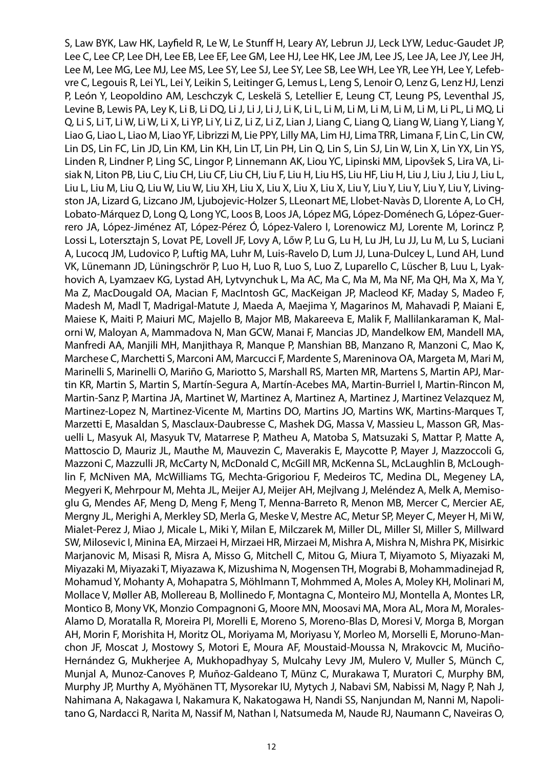S, Law BYK, Law HK, Layfield R, Le W, Le Stunff H, Leary AY, Lebrun JJ, Leck LYW, Leduc-Gaudet JP, Lee C, Lee CP, Lee DH, Lee EB, Lee EF, Lee GM, Lee HJ, Lee HK, Lee JM, Lee JS, Lee JA, Lee JY, Lee JH, Lee M, Lee MG, Lee MJ, Lee MS, Lee SY, Lee SJ, Lee SY, Lee SB, Lee WH, Lee YR, Lee YH, Lee Y, Lefebvre C, Legouis R, Lei YL, Lei Y, Leikin S, Leitinger G, Lemus L, Leng S, Lenoir O, Lenz G, Lenz HJ, Lenzi P, León Y, Leopoldino AM, Leschczyk C, Leskelä S, Letellier E, Leung CT, Leung PS, Leventhal JS, Levine B, Lewis PA, Ley K, Li B, Li DQ, Li J, Li J, Li J, Li K, Li L, Li M, Li M, Li M, Li M, Li M, Li PL, Li MQ, Li Q, Li S, Li T, Li W, Li W, Li X, Li YP, Li Y, Li Z, Li Z, Li Z, Lian J, Liang C, Liang Q, Liang W, Liang Y, Liang Y, Liao G, Liao L, Liao M, Liao YF, Librizzi M, Lie PPY, Lilly MA, Lim HJ, Lima TRR, Limana F, Lin C, Lin CW, Lin DS, Lin FC, Lin JD, Lin KM, Lin KH, Lin LT, Lin PH, Lin Q, Lin S, Lin SJ, Lin W, Lin X, Lin YX, Lin YS, Linden R, Lindner P, Ling SC, Lingor P, Linnemann AK, Liou YC, Lipinski MM, Lipovšek S, Lira VA, Lisiak N, Liton PB, Liu C, Liu CH, Liu CF, Liu CH, Liu F, Liu H, Liu HS, Liu HF, Liu H, Liu J, Liu J, Liu J, Liu L, Liu L, Liu M, Liu Q, Liu W, Liu W, Liu XH, Liu X, Liu X, Liu X, Liu X, Liu Y, Liu Y, Liu Y, Liu Y, Liu Y, Livingston JA, Lizard G, Lizcano JM, Ljubojevic-Holzer S, LLeonart ME, Llobet-Navàs D, Llorente A, Lo CH, Lobato-Márquez D, Long Q, Long YC, Loos B, Loos JA, López MG, López-Doménech G, López-Guerrero JA, López-Jiménez AT, López-Pérez Ó, López-Valero I, Lorenowicz MJ, Lorente M, Lorincz P, Lossi L, Lotersztajn S, Lovat PE, Lovell JF, Lovy A, Lőw P, Lu G, Lu H, Lu JH, Lu JJ, Lu M, Lu S, Luciani A, Lucocq JM, Ludovico P, Luftig MA, Luhr M, Luis-Ravelo D, Lum JJ, Luna-Dulcey L, Lund AH, Lund VK, Lünemann JD, Lüningschrör P, Luo H, Luo R, Luo S, Luo Z, Luparello C, Lüscher B, Luu L, Lyakhovich A, Lyamzaev KG, Lystad AH, Lytvynchuk L, Ma AC, Ma C, Ma M, Ma NF, Ma QH, Ma X, Ma Y, Ma Z, MacDougald OA, Macian F, MacIntosh GC, MacKeigan JP, Macleod KF, Maday S, Madeo F, Madesh M, Madl T, Madrigal-Matute J, Maeda A, Maejima Y, Magarinos M, Mahavadi P, Maiani E, Maiese K, Maiti P, Maiuri MC, Majello B, Major MB, Makareeva E, Malik F, Mallilankaraman K, Malorni W, Maloyan A, Mammadova N, Man GCW, Manai F, Mancias JD, Mandelkow EM, Mandell MA, Manfredi AA, Manjili MH, Manjithaya R, Manque P, Manshian BB, Manzano R, Manzoni C, Mao K, Marchese C, Marchetti S, Marconi AM, Marcucci F, Mardente S, Mareninova OA, Margeta M, Mari M, Marinelli S, Marinelli O, Mariño G, Mariotto S, Marshall RS, Marten MR, Martens S, Martin APJ, Martin KR, Martin S, Martin S, Martín-Segura A, Martín-Acebes MA, Martin-Burriel I, Martin-Rincon M, Martin-Sanz P, Martina JA, Martinet W, Martinez A, Martinez A, Martinez J, Martinez Velazquez M, Martinez-Lopez N, Martinez-Vicente M, Martins DO, Martins JO, Martins WK, Martins-Marques T, Marzetti E, Masaldan S, Masclaux-Daubresse C, Mashek DG, Massa V, Massieu L, Masson GR, Masuelli L, Masyuk AI, Masyuk TV, Matarrese P, Matheu A, Matoba S, Matsuzaki S, Mattar P, Matte A, Mattoscio D, Mauriz JL, Mauthe M, Mauvezin C, Maverakis E, Maycotte P, Mayer J, Mazzoccoli G, Mazzoni C, Mazzulli JR, McCarty N, McDonald C, McGill MR, McKenna SL, McLaughlin B, McLoughlin F, McNiven MA, McWilliams TG, Mechta-Grigoriou F, Medeiros TC, Medina DL, Megeney LA, Megyeri K, Mehrpour M, Mehta JL, Meijer AJ, Meijer AH, Mejlvang J, Meléndez A, Melk A, Memisoglu G, Mendes AF, Meng D, Meng F, Meng T, Menna-Barreto R, Menon MB, Mercer C, Mercier AE, Mergny JL, Merighi A, Merkley SD, Merla G, Meske V, Mestre AC, Metur SP, Meyer C, Meyer H, Mi W, Mialet-Perez J, Miao J, Micale L, Miki Y, Milan E, Milczarek M, Miller DL, Miller SI, Miller S, Millward SW, Milosevic I, Minina EA, Mirzaei H, Mirzaei HR, Mirzaei M, Mishra A, Mishra N, Mishra PK, Misirkic Marjanovic M, Misasi R, Misra A, Misso G, Mitchell C, Mitou G, Miura T, Miyamoto S, Miyazaki M, Miyazaki M, Miyazaki T, Miyazawa K, Mizushima N, Mogensen TH, Mograbi B, Mohammadinejad R, Mohamud Y, Mohanty A, Mohapatra S, Möhlmann T, Mohmmed A, Moles A, Moley KH, Molinari M, Mollace V, Møller AB, Mollereau B, Mollinedo F, Montagna C, Monteiro MJ, Montella A, Montes LR, Montico B, Mony VK, Monzio Compagnoni G, Moore MN, Moosavi MA, Mora AL, Mora M, Morales-Alamo D, Moratalla R, Moreira PI, Morelli E, Moreno S, Moreno-Blas D, Moresi V, Morga B, Morgan AH, Morin F, Morishita H, Moritz OL, Moriyama M, Moriyasu Y, Morleo M, Morselli E, Moruno-Manchon JF, Moscat J, Mostowy S, Motori E, Moura AF, Moustaid-Moussa N, Mrakovcic M, Muciño-Hernández G, Mukherjee A, Mukhopadhyay S, Mulcahy Levy JM, Mulero V, Muller S, Münch C, Munjal A, Munoz-Canoves P, Muñoz-Galdeano T, Münz C, Murakawa T, Muratori C, Murphy BM, Murphy JP, Murthy A, Myöhänen TT, Mysorekar IU, Mytych J, Nabavi SM, Nabissi M, Nagy P, Nah J, Nahimana A, Nakagawa I, Nakamura K, Nakatogawa H, Nandi SS, Nanjundan M, Nanni M, Napolitano G, Nardacci R, Narita M, Nassif M, Nathan I, Natsumeda M, Naude RJ, Naumann C, Naveiras O,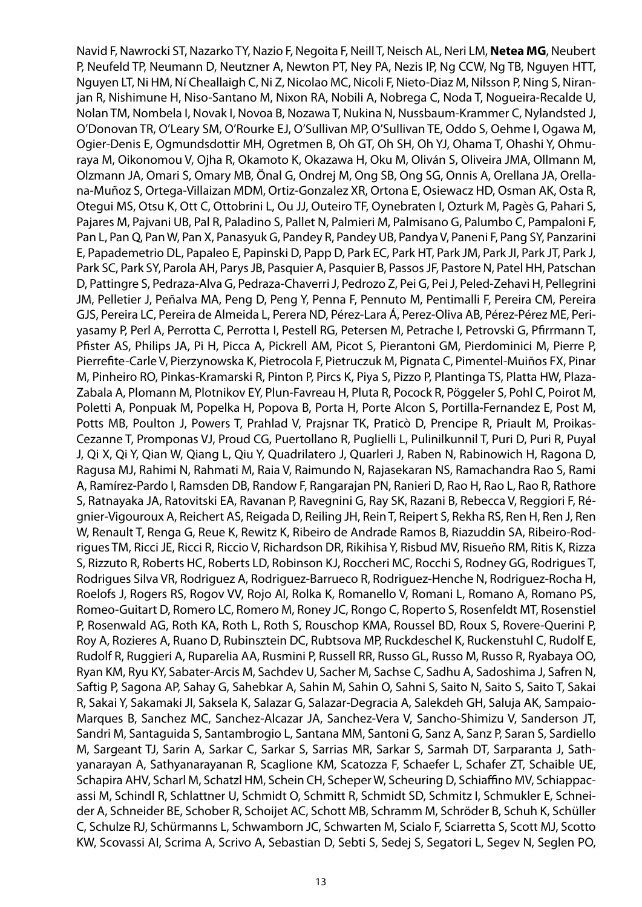Navid F, Nawrocki ST, Nazarko TY, Nazio F, Negoita F, Neill T, Neisch AL, Neri LM, **Netea MG**, Neubert P, Neufeld TP, Neumann D, Neutzner A, Newton PT, Ney PA, Nezis IP, Ng CCW, Ng TB, Nguyen HTT, Nguyen LT, Ni HM, Ní Cheallaigh C, Ni Z, Nicolao MC, Nicoli F, Nieto-Diaz M, Nilsson P, Ning S, Niranjan R, Nishimune H, Niso-Santano M, Nixon RA, Nobili A, Nobrega C, Noda T, Nogueira-Recalde U, Nolan TM, Nombela I, Novak I, Novoa B, Nozawa T, Nukina N, Nussbaum-Krammer C, Nylandsted J, O'Donovan TR, O'Leary SM, O'Rourke EJ, O'Sullivan MP, O'Sullivan TE, Oddo S, Oehme I, Ogawa M, Ogier-Denis E, Ogmundsdottir MH, Ogretmen B, Oh GT, Oh SH, Oh YJ, Ohama T, Ohashi Y, Ohmuraya M, Oikonomou V, Ojha R, Okamoto K, Okazawa H, Oku M, Oliván S, Oliveira JMA, Ollmann M, Olzmann JA, Omari S, Omary MB, Önal G, Ondrej M, Ong SB, Ong SG, Onnis A, Orellana JA, Orellana-Muñoz S, Ortega-Villaizan MDM, Ortiz-Gonzalez XR, Ortona E, Osiewacz HD, Osman AK, Osta R, Otegui MS, Otsu K, Ott C, Ottobrini L, Ou JJ, Outeiro TF, Oynebraten I, Ozturk M, Pagès G, Pahari S, Pajares M, Pajvani UB, Pal R, Paladino S, Pallet N, Palmieri M, Palmisano G, Palumbo C, Pampaloni F, Pan L, Pan Q, Pan W, Pan X, Panasyuk G, Pandey R, Pandey UB, Pandya V, Paneni F, Pang SY, Panzarini E, Papademetrio DL, Papaleo E, Papinski D, Papp D, Park EC, Park HT, Park JM, Park JI, Park JT, Park J, Park SC, Park SY, Parola AH, Parys JB, Pasquier A, Pasquier B, Passos JF, Pastore N, Patel HH, Patschan D, Pattingre S, Pedraza-Alva G, Pedraza-Chaverri J, Pedrozo Z, Pei G, Pei J, Peled-Zehavi H, Pellegrini JM, Pelletier J, Peñalva MA, Peng D, Peng Y, Penna F, Pennuto M, Pentimalli F, Pereira CM, Pereira GJS, Pereira LC, Pereira de Almeida L, Perera ND, Pérez-Lara Á, Perez-Oliva AB, Pérez-Pérez ME, Periyasamy P, Perl A, Perrotta C, Perrotta I, Pestell RG, Petersen M, Petrache I, Petrovski G, Pfirrmann T, Pfister AS, Philips JA, Pi H, Picca A, Pickrell AM, Picot S, Pierantoni GM, Pierdominici M, Pierre P, Pierrefite-Carle V, Pierzynowska K, Pietrocola F, Pietruczuk M, Pignata C, Pimentel-Muiños FX, Pinar M, Pinheiro RO, Pinkas-Kramarski R, Pinton P, Pircs K, Piya S, Pizzo P, Plantinga TS, Platta HW, Plaza-Zabala A, Plomann M, Plotnikov EY, Plun-Favreau H, Pluta R, Pocock R, Pöggeler S, Pohl C, Poirot M, Poletti A, Ponpuak M, Popelka H, Popova B, Porta H, Porte Alcon S, Portilla-Fernandez E, Post M, Potts MB, Poulton J, Powers T, Prahlad V, Prajsnar TK, Praticò D, Prencipe R, Priault M, Proikas-Cezanne T, Promponas VJ, Proud CG, Puertollano R, Puglielli L, Pulinilkunnil T, Puri D, Puri R, Puyal J, Qi X, Qi Y, Qian W, Qiang L, Qiu Y, Quadrilatero J, Quarleri J, Raben N, Rabinowich H, Ragona D, Ragusa MJ, Rahimi N, Rahmati M, Raia V, Raimundo N, Rajasekaran NS, Ramachandra Rao S, Rami A, Ramírez-Pardo I, Ramsden DB, Randow F, Rangarajan PN, Ranieri D, Rao H, Rao L, Rao R, Rathore S, Ratnayaka JA, Ratovitski EA, Ravanan P, Ravegnini G, Ray SK, Razani B, Rebecca V, Reggiori F, Régnier-Vigouroux A, Reichert AS, Reigada D, Reiling JH, Rein T, Reipert S, Rekha RS, Ren H, Ren J, Ren W, Renault T, Renga G, Reue K, Rewitz K, Ribeiro de Andrade Ramos B, Riazuddin SA, Ribeiro-Rodrigues TM, Ricci JE, Ricci R, Riccio V, Richardson DR, Rikihisa Y, Risbud MV, Risueño RM, Ritis K, Rizza S, Rizzuto R, Roberts HC, Roberts LD, Robinson KJ, Roccheri MC, Rocchi S, Rodney GG, Rodrigues T, Rodrigues Silva VR, Rodriguez A, Rodriguez-Barrueco R, Rodriguez-Henche N, Rodriguez-Rocha H, Roelofs J, Rogers RS, Rogov VV, Rojo AI, Rolka K, Romanello V, Romani L, Romano A, Romano PS, Romeo-Guitart D, Romero LC, Romero M, Roney JC, Rongo C, Roperto S, Rosenfeldt MT, Rosenstiel P, Rosenwald AG, Roth KA, Roth L, Roth S, Rouschop KMA, Roussel BD, Roux S, Rovere-Querini P, Roy A, Rozieres A, Ruano D, Rubinsztein DC, Rubtsova MP, Ruckdeschel K, Ruckenstuhl C, Rudolf E, Rudolf R, Ruggieri A, Ruparelia AA, Rusmini P, Russell RR, Russo GL, Russo M, Russo R, Ryabaya OO, Ryan KM, Ryu KY, Sabater-Arcis M, Sachdev U, Sacher M, Sachse C, Sadhu A, Sadoshima J, Safren N, Saftig P, Sagona AP, Sahay G, Sahebkar A, Sahin M, Sahin O, Sahni S, Saito N, Saito S, Saito T, Sakai R, Sakai Y, Sakamaki JI, Saksela K, Salazar G, Salazar-Degracia A, Salekdeh GH, Saluja AK, Sampaio-Marques B, Sanchez MC, Sanchez-Alcazar JA, Sanchez-Vera V, Sancho-Shimizu V, Sanderson JT, Sandri M, Santaguida S, Santambrogio L, Santana MM, Santoni G, Sanz A, Sanz P, Saran S, Sardiello M, Sargeant TJ, Sarin A, Sarkar C, Sarkar S, Sarrias MR, Sarkar S, Sarmah DT, Sarparanta J, Sathyanarayan A, Sathyanarayanan R, Scaglione KM, Scatozza F, Schaefer L, Schafer ZT, Schaible UE, Schapira AHV, Scharl M, Schatzl HM, Schein CH, Scheper W, Scheuring D, Schiaffino MV, Schiappacassi M, Schindl R, Schlattner U, Schmidt O, Schmitt R, Schmidt SD, Schmitz I, Schmukler E, Schneider A, Schneider BE, Schober R, Schoijet AC, Schott MB, Schramm M, Schröder B, Schuh K, Schüller C, Schulze RJ, Schürmanns L, Schwamborn JC, Schwarten M, Scialo F, Sciarretta S, Scott MJ, Scotto KW, Scovassi AI, Scrima A, Scrivo A, Sebastian D, Sebti S, Sedej S, Segatori L, Segev N, Seglen PO,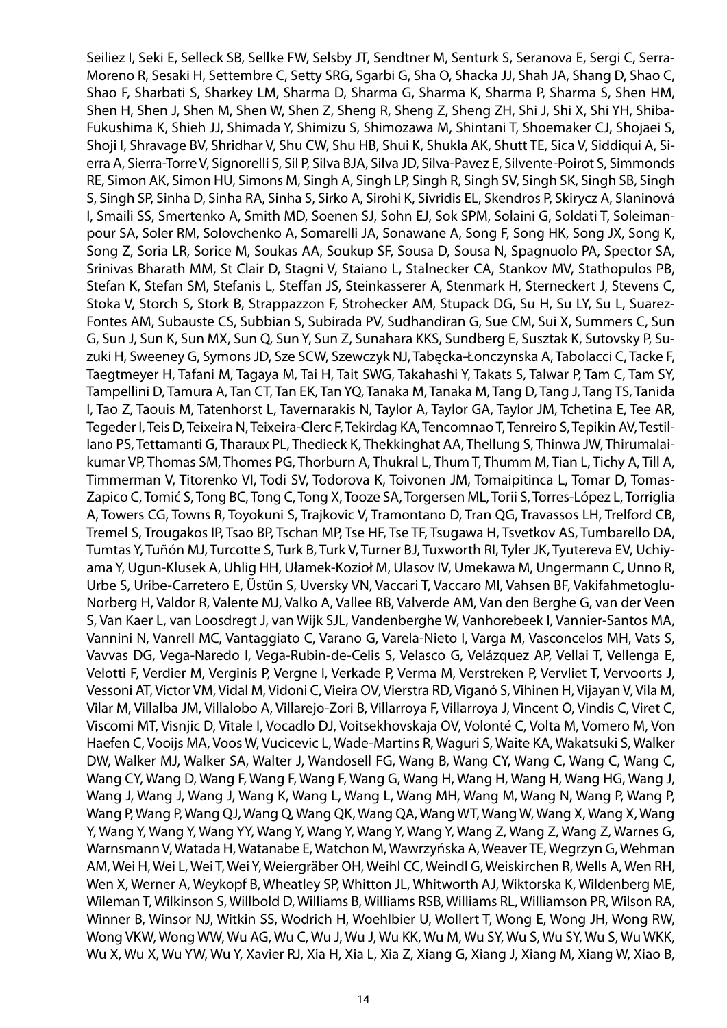Seiliez I, Seki E, Selleck SB, Sellke FW, Selsby JT, Sendtner M, Senturk S, Seranova E, Sergi C, Serra-Moreno R, Sesaki H, Settembre C, Setty SRG, Sgarbi G, Sha O, Shacka JJ, Shah JA, Shang D, Shao C, Shao F, Sharbati S, Sharkey LM, Sharma D, Sharma G, Sharma K, Sharma P, Sharma S, Shen HM, Shen H, Shen J, Shen M, Shen W, Shen Z, Sheng R, Sheng Z, Sheng ZH, Shi J, Shi X, Shi YH, Shiba-Fukushima K, Shieh JJ, Shimada Y, Shimizu S, Shimozawa M, Shintani T, Shoemaker CJ, Shojaei S, Shoji I, Shravage BV, Shridhar V, Shu CW, Shu HB, Shui K, Shukla AK, Shutt TE, Sica V, Siddiqui A, Sierra A, Sierra-Torre V, Signorelli S, Sil P, Silva BJA, Silva JD, Silva-Pavez E, Silvente-Poirot S, Simmonds RE, Simon AK, Simon HU, Simons M, Singh A, Singh LP, Singh R, Singh SV, Singh SK, Singh SB, Singh S, Singh SP, Sinha D, Sinha RA, Sinha S, Sirko A, Sirohi K, Sivridis EL, Skendros P, Skirycz A, Slaninová I, Smaili SS, Smertenko A, Smith MD, Soenen SJ, Sohn EJ, Sok SPM, Solaini G, Soldati T, Soleimanpour SA, Soler RM, Solovchenko A, Somarelli JA, Sonawane A, Song F, Song HK, Song JX, Song K, Song Z, Soria LR, Sorice M, Soukas AA, Soukup SF, Sousa D, Sousa N, Spagnuolo PA, Spector SA, Srinivas Bharath MM, St Clair D, Stagni V, Staiano L, Stalnecker CA, Stankov MV, Stathopulos PB, Stefan K, Stefan SM, Stefanis L, Steffan JS, Steinkasserer A, Stenmark H, Sterneckert J, Stevens C, Stoka V, Storch S, Stork B, Strappazzon F, Strohecker AM, Stupack DG, Su H, Su LY, Su L, Suarez-Fontes AM, Subauste CS, Subbian S, Subirada PV, Sudhandiran G, Sue CM, Sui X, Summers C, Sun G, Sun J, Sun K, Sun MX, Sun Q, Sun Y, Sun Z, Sunahara KKS, Sundberg E, Susztak K, Sutovsky P, Suzuki H, Sweeney G, Symons JD, Sze SCW, Szewczyk NJ, Tabęcka-Łonczynska A, Tabolacci C, Tacke F, Taegtmeyer H, Tafani M, Tagaya M, Tai H, Tait SWG, Takahashi Y, Takats S, Talwar P, Tam C, Tam SY, Tampellini D, Tamura A, Tan CT, Tan EK, Tan YQ, Tanaka M, Tanaka M, Tang D, Tang J, Tang TS, Tanida I, Tao Z, Taouis M, Tatenhorst L, Tavernarakis N, Taylor A, Taylor GA, Taylor JM, Tchetina E, Tee AR, Tegeder I, Teis D, Teixeira N, Teixeira-Clerc F, Tekirdag KA, Tencomnao T, Tenreiro S, Tepikin AV, Testillano PS, Tettamanti G, Tharaux PL, Thedieck K, Thekkinghat AA, Thellung S, Thinwa JW, Thirumalaikumar VP, Thomas SM, Thomes PG, Thorburn A, Thukral L, Thum T, Thumm M, Tian L, Tichy A, Till A, Timmerman V, Titorenko VI, Todi SV, Todorova K, Toivonen JM, Tomaipitinca L, Tomar D, Tomas-Zapico C, Tomić S, Tong BC, Tong C, Tong X, Tooze SA, Torgersen ML, Torii S, Torres-López L, Torriglia A, Towers CG, Towns R, Toyokuni S, Trajkovic V, Tramontano D, Tran QG, Travassos LH, Trelford CB, Tremel S, Trougakos IP, Tsao BP, Tschan MP, Tse HF, Tse TF, Tsugawa H, Tsvetkov AS, Tumbarello DA, Tumtas Y, Tuñón MJ, Turcotte S, Turk B, Turk V, Turner BJ, Tuxworth RI, Tyler JK, Tyutereva EV, Uchiyama Y, Ugun-Klusek A, Uhlig HH, Ułamek-Kozioł M, Ulasov IV, Umekawa M, Ungermann C, Unno R, Urbe S, Uribe-Carretero E, Üstün S, Uversky VN, Vaccari T, Vaccaro MI, Vahsen BF, Vakifahmetoglu-Norberg H, Valdor R, Valente MJ, Valko A, Vallee RB, Valverde AM, Van den Berghe G, van der Veen S, Van Kaer L, van Loosdregt J, van Wijk SJL, Vandenberghe W, Vanhorebeek I, Vannier-Santos MA, Vannini N, Vanrell MC, Vantaggiato C, Varano G, Varela-Nieto I, Varga M, Vasconcelos MH, Vats S, Vavvas DG, Vega-Naredo I, Vega-Rubin-de-Celis S, Velasco G, Velázquez AP, Vellai T, Vellenga E, Velotti F, Verdier M, Verginis P, Vergne I, Verkade P, Verma M, Verstreken P, Vervliet T, Vervoorts J, Vessoni AT, Victor VM, Vidal M, Vidoni C, Vieira OV, Vierstra RD, Viganó S, Vihinen H, Vijayan V, Vila M, Vilar M, Villalba JM, Villalobo A, Villarejo-Zori B, Villarroya F, Villarroya J, Vincent O, Vindis C, Viret C, Viscomi MT, Visnjic D, Vitale I, Vocadlo DJ, Voitsekhovskaja OV, Volonté C, Volta M, Vomero M, Von Haefen C, Vooijs MA, Voos W, Vucicevic L, Wade-Martins R, Waguri S, Waite KA, Wakatsuki S, Walker DW, Walker MJ, Walker SA, Walter J, Wandosell FG, Wang B, Wang CY, Wang C, Wang C, Wang C, Wang CY, Wang D, Wang F, Wang F, Wang F, Wang G, Wang H, Wang H, Wang H, Wang HG, Wang J, Wang J, Wang J, Wang J, Wang K, Wang L, Wang L, Wang MH, Wang M, Wang N, Wang P, Wang P, Wang P, Wang P, Wang QJ, Wang Q, Wang QK, Wang QA, Wang WT, Wang W, Wang X, Wang X, Wang Y, Wang Y, Wang Y, Wang YY, Wang Y, Wang Y, Wang Y, Wang Y, Wang Z, Wang Z, Wang Z, Warnes G, Warnsmann V, Watada H, Watanabe E, Watchon M, Wawrzyńska A, Weaver TE, Wegrzyn G, Wehman AM, Wei H, Wei L, Wei T, Wei Y, Weiergräber OH, Weihl CC, Weindl G, Weiskirchen R, Wells A, Wen RH, Wen X, Werner A, Weykopf B, Wheatley SP, Whitton JL, Whitworth AJ, Wiktorska K, Wildenberg ME, Wileman T, Wilkinson S, Willbold D, Williams B, Williams RSB, Williams RL, Williamson PR, Wilson RA, Winner B, Winsor NJ, Witkin SS, Wodrich H, Woehlbier U, Wollert T, Wong E, Wong JH, Wong RW, Wong VKW, Wong WW, Wu AG, Wu C, Wu J, Wu J, Wu KK, Wu M, Wu SY, Wu S, Wu SY, Wu S, Wu WKK, Wu X, Wu X, Wu YW, Wu Y, Xavier RJ, Xia H, Xia L, Xia Z, Xiang G, Xiang J, Xiang M, Xiang W, Xiao B,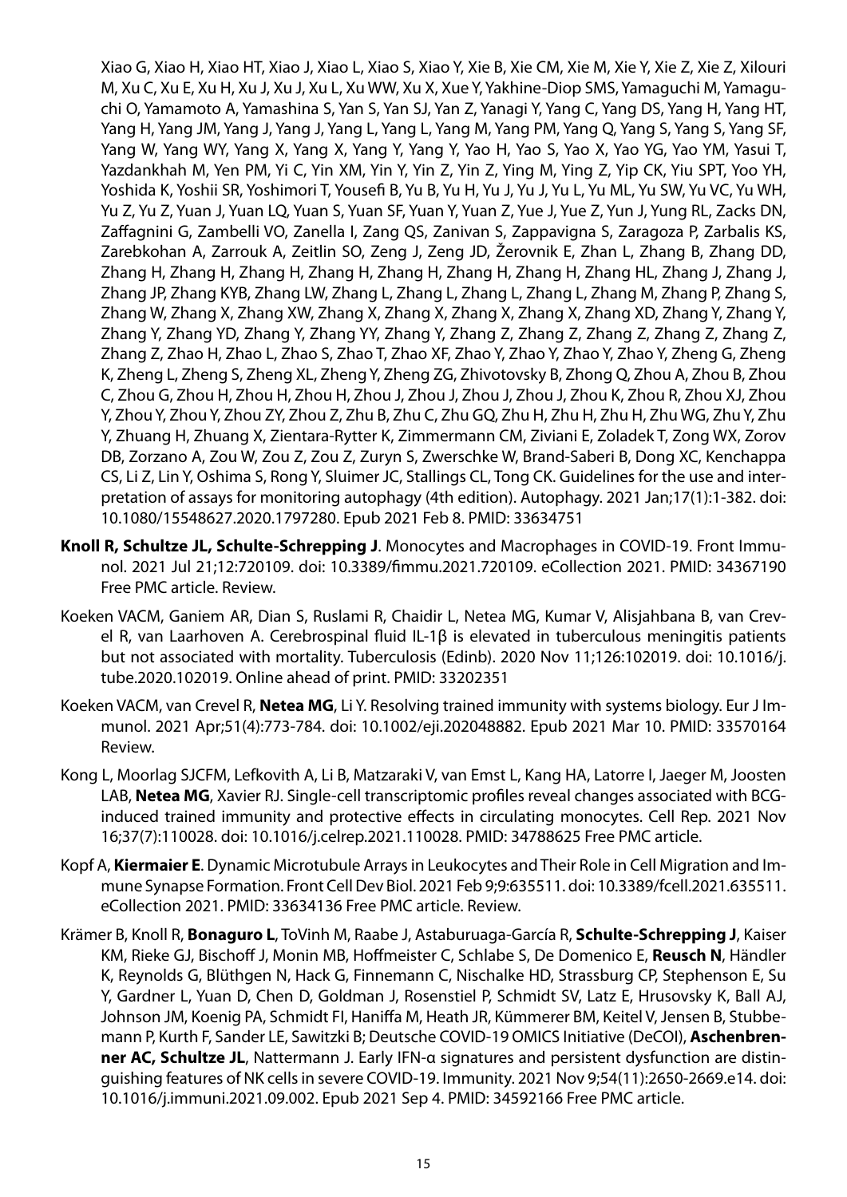Xiao G, Xiao H, Xiao HT, Xiao J, Xiao L, Xiao S, Xiao Y, Xie B, Xie CM, Xie M, Xie Y, Xie Z, Xie Z, Xilouri M, Xu C, Xu E, Xu H, Xu J, Xu J, Xu L, Xu WW, Xu X, Xue Y, Yakhine-Diop SMS, Yamaguchi M, Yamaguchi O, Yamamoto A, Yamashina S, Yan S, Yan SJ, Yan Z, Yanagi Y, Yang C, Yang DS, Yang H, Yang HT, Yang H, Yang JM, Yang J, Yang J, Yang L, Yang L, Yang M, Yang PM, Yang Q, Yang S, Yang S, Yang SF, Yang W, Yang WY, Yang X, Yang X, Yang Y, Yang Y, Yao H, Yao S, Yao X, Yao YG, Yao YM, Yasui T, Yazdankhah M, Yen PM, Yi C, Yin XM, Yin Y, Yin Z, Yin Z, Ying M, Ying Z, Yip CK, Yiu SPT, Yoo YH, Yoshida K, Yoshii SR, Yoshimori T, Yousefi B, Yu B, Yu H, Yu J, Yu J, Yu L, Yu ML, Yu SW, Yu VC, Yu WH, Yu Z, Yu Z, Yuan J, Yuan LQ, Yuan S, Yuan SF, Yuan Y, Yuan Z, Yue J, Yue Z, Yun J, Yung RL, Zacks DN, Zaffagnini G, Zambelli VO, Zanella I, Zang QS, Zanivan S, Zappavigna S, Zaragoza P, Zarbalis KS, Zarebkohan A, Zarrouk A, Zeitlin SO, Zeng J, Zeng JD, Žerovnik E, Zhan L, Zhang B, Zhang DD, Zhang H, Zhang H, Zhang H, Zhang H, Zhang H, Zhang H, Zhang H, Zhang HL, Zhang J, Zhang J, Zhang JP, Zhang KYB, Zhang LW, Zhang L, Zhang L, Zhang L, Zhang L, Zhang M, Zhang P, Zhang S, Zhang W, Zhang X, Zhang XW, Zhang X, Zhang X, Zhang X, Zhang X, Zhang XD, Zhang Y, Zhang Y, Zhang Y, Zhang YD, Zhang Y, Zhang YY, Zhang Y, Zhang Z, Zhang Z, Zhang Z, Zhang Z, Zhang Z, Zhang Z, Zhao H, Zhao L, Zhao S, Zhao T, Zhao XF, Zhao Y, Zhao Y, Zhao Y, Zhao Y, Zheng G, Zheng K, Zheng L, Zheng S, Zheng XL, Zheng Y, Zheng ZG, Zhivotovsky B, Zhong Q, Zhou A, Zhou B, Zhou C, Zhou G, Zhou H, Zhou H, Zhou H, Zhou J, Zhou J, Zhou J, Zhou J, Zhou K, Zhou R, Zhou XJ, Zhou Y, Zhou Y, Zhou Y, Zhou ZY, Zhou Z, Zhu B, Zhu C, Zhu GQ, Zhu H, Zhu H, Zhu H, Zhu WG, Zhu Y, Zhu Y, Zhuang H, Zhuang X, Zientara-Rytter K, Zimmermann CM, Ziviani E, Zoladek T, Zong WX, Zorov DB, Zorzano A, Zou W, Zou Z, Zou Z, Zuryn S, Zwerschke W, Brand-Saberi B, Dong XC, Kenchappa CS, Li Z, Lin Y, Oshima S, Rong Y, Sluimer JC, Stallings CL, Tong CK. Guidelines for the use and interpretation of assays for monitoring autophagy (4th edition). Autophagy. 2021 Jan;17(1):1-382. doi: 10.1080/15548627.2020.1797280. Epub 2021 Feb 8. PMID: 33634751

**Knoll R, Schultze JL, Schulte-Schrepping J**. Monocytes and Macrophages in COVID-19. Front Immunol. 2021 Jul 21;12:720109. doi: 10.3389/fimmu.2021.720109. eCollection 2021. PMID: 34367190 Free PMC article. Review.

Koeken VACM, Ganiem AR, Dian S, Ruslami R, Chaidir L, Netea MG, Kumar V, Alisjahbana B, van Crevel R, van Laarhoven A. Cerebrospinal fluid IL-1β is elevated in tuberculous meningitis patients but not associated with mortality. Tuberculosis (Edinb). 2020 Nov 11;126:102019. doi: 10.1016/j.tube.2020.102019. Online ahead of print. PMID: 33202351

Koeken VACM, van Crevel R, **Netea MG**, Li Y. Resolving trained immunity with systems biology. Eur J Immunol. 2021 Apr;51(4):773-784. doi: 10.1002/eji.202048882. Epub 2021 Mar 10. PMID: 33570164 Review.

Kong L, Moorlag SJCFM, Lefkovith A, Li B, Matzaraki V, van Emst L, Kang HA, Latorre I, Jaeger M, Joosten LAB, **Netea MG**, Xavier RJ. Single-cell transcriptomic profiles reveal changes associated with BCG-induced trained immunity and protective effects in circulating monocytes. Cell Rep. 2021 Nov 16;37(7):110028. doi: 10.1016/j.celrep.2021.110028. PMID: 34788625 Free PMC article.

Kopf A, **Kiermaier E**. Dynamic Microtubule Arrays in Leukocytes and Their Role in Cell Migration and Immune Synapse Formation. Front Cell Dev Biol. 2021 Feb 9;9:635511. doi: 10.3389/fcell.2021.635511. eCollection 2021. PMID: 33634136 Free PMC article. Review.

Krämer B, Knoll R, **Bonaguro L**, ToVinh M, Raabe J, Astaburuaga-García R, **Schulte-Schrepping J**, Kaiser KM, Rieke GJ, Bischoff J, Monin MB, Hoffmeister C, Schlabe S, De Domenico E, **Reusch N**, Händler K, Reynolds G, Blüthgen N, Hack G, Finnemann C, Nischalke HD, Strassburg CP, Stephenson E, Su Y, Gardner L, Yuan D, Chen D, Goldman J, Rosenstiel P, Schmidt SV, Latz E, Hrusovsky K, Ball AJ, Johnson JM, Koenig PA, Schmidt FI, Haniffa M, Heath JR, Kümmerer BM, Keitel V, Jensen B, Stubbemann P, Kurth F, Sander LE, Sawitzki B; Deutsche COVID-19 OMICS Initiative (DeCOI), **Aschenbrenner AC, Schultze JL**, Nattermann J. Early IFN-α signatures and persistent dysfunction are distinguishing features of NK cells in severe COVID-19. Immunity. 2021 Nov 9;54(11):2650-2669.e14. doi: 10.1016/j.immuni.2021.09.002. Epub 2021 Sep 4. PMID: 34592166 Free PMC article.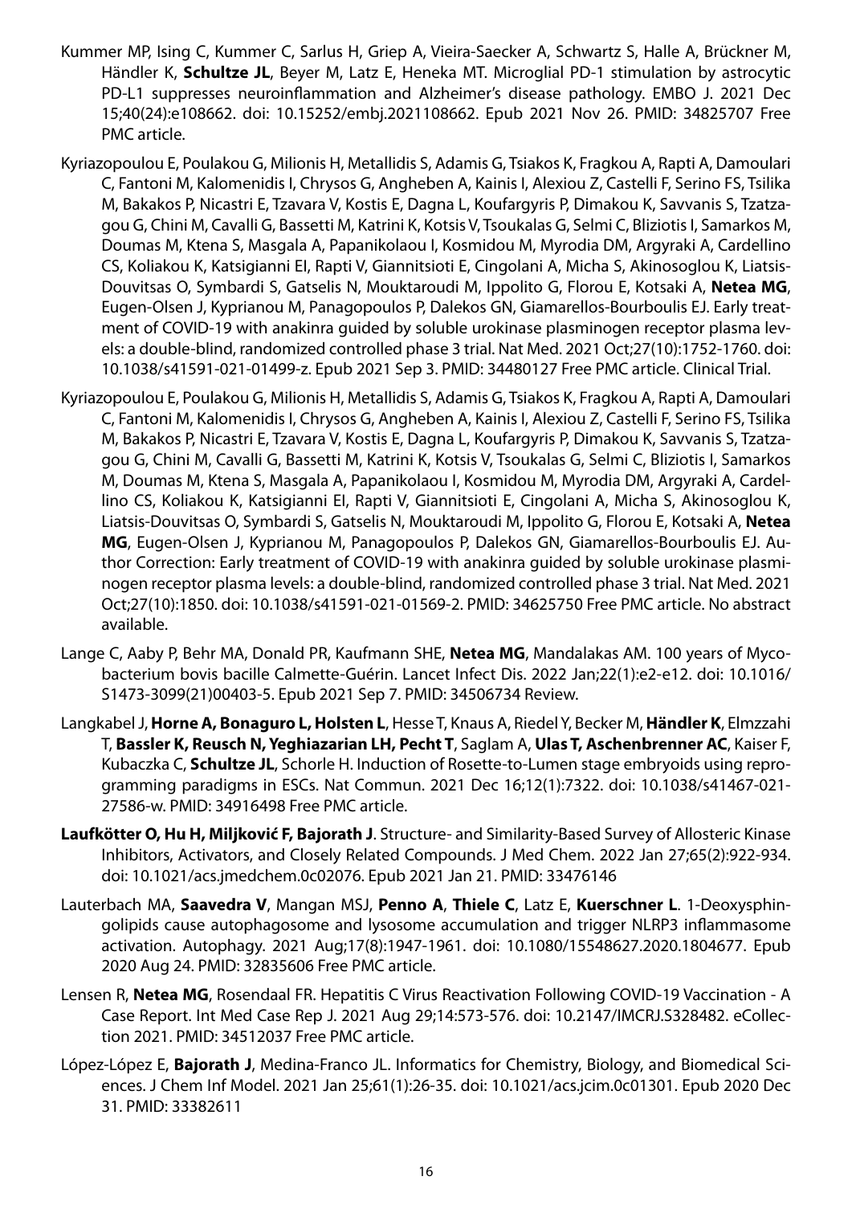Kummer MP, Ising C, Kummer C, Sarlus H, Griep A, Vieira-Saecker A, Schwartz S, Halle A, Brückner M, Händler K, **Schultze JL**, Beyer M, Latz E, Heneka MT. Microglial PD-1 stimulation by astrocytic PD-L1 suppresses neuroinflammation and Alzheimer's disease pathology. EMBO J. 2021 Dec 15;40(24):e108662. doi: 10.15252/embj.2021108662. Epub 2021 Nov 26. PMID: 34825707 Free PMC article.

Kyriazopoulou E, Poulakou G, Milionis H, Metallidis S, Adamis G, Tsiakos K, Fragkou A, Rapti A, Damoulari C, Fantoni M, Kalomenidis I, Chrysos G, Angheben A, Kainis I, Alexiou Z, Castelli F, Serino FS, Tsilika M, Bakakos P, Nicastri E, Tzavara V, Kostis E, Dagna L, Koufargyris P, Dimakou K, Savvanis S, Tzatzagou G, Chini M, Cavalli G, Bassetti M, Katrini K, Kotsis V, Tsoukalas G, Selmi C, Bliziotis I, Samarkos M, Doumas M, Ktena S, Masgala A, Papanikolaou I, Kosmidou M, Myrodia DM, Argyraki A, Cardellino CS, Koliakou K, Katsigianni EI, Rapti V, Giannitsioti E, Cingolani A, Micha S, Akinosoglou K, Liatsis-Douvitsas O, Symbardi S, Gatselis N, Mouktaroudi M, Ippolito G, Florou E, Kotsaki A, **Netea MG**, Eugen-Olsen J, Kyprianou M, Panagopoulos P, Dalekos GN, Giamarellos-Bourboulis EJ. Early treatment of COVID-19 with anakinra guided by soluble urokinase plasminogen receptor plasma levels: a double-blind, randomized controlled phase 3 trial. Nat Med. 2021 Oct;27(10):1752-1760. doi: 10.1038/s41591-021-01499-z. Epub 2021 Sep 3. PMID: 34480127 Free PMC article. Clinical Trial.

Kyriazopoulou E, Poulakou G, Milionis H, Metallidis S, Adamis G, Tsiakos K, Fragkou A, Rapti A, Damoulari C, Fantoni M, Kalomenidis I, Chrysos G, Angheben A, Kainis I, Alexiou Z, Castelli F, Serino FS, Tsilika M, Bakakos P, Nicastri E, Tzavara V, Kostis E, Dagna L, Koufargyris P, Dimakou K, Savvanis S, Tzatzagou G, Chini M, Cavalli G, Bassetti M, Katrini K, Kotsis V, Tsoukalas G, Selmi C, Bliziotis I, Samarkos M, Doumas M, Ktena S, Masgala A, Papanikolaou I, Kosmidou M, Myrodia DM, Argyraki A, Cardellino CS, Koliakou K, Katsigianni EI, Rapti V, Giannitsioti E, Cingolani A, Micha S, Akinosoglou K, Liatsis-Douvitsas O, Symbardi S, Gatselis N, Mouktaroudi M, Ippolito G, Florou E, Kotsaki A, **Netea MG**, Eugen-Olsen J, Kyprianou M, Panagopoulos P, Dalekos GN, Giamarellos-Bourboulis EJ. Author Correction: Early treatment of COVID-19 with anakinra guided by soluble urokinase plasminogen receptor plasma levels: a double-blind, randomized controlled phase 3 trial. Nat Med. 2021 Oct;27(10):1850. doi: 10.1038/s41591-021-01569-2. PMID: 34625750 Free PMC article. No abstract available.

Lange C, Aaby P, Behr MA, Donald PR, Kaufmann SHE, **Netea MG**, Mandalakas AM. 100 years of Mycobacterium bovis bacille Calmette-Guérin. Lancet Infect Dis. 2022 Jan;22(1):e2-e12. doi: 10.1016/S1473-3099(21)00403-5. Epub 2021 Sep 7. PMID: 34506734 Review.

Langkabel J, **Horne A, Bonaguro L, Holsten L**, Hesse T, Knaus A, Riedel Y, Becker M, **Händler K**, Elmzzahi T, **Bassler K, Reusch N, Yeghiazarian LH, Pecht T**, Saglam A, **Ulas T, Aschenbrenner AC**, Kaiser F, Kubaczka C, **Schultze JL**, Schorle H. Induction of Rosette-to-Lumen stage embryoids using reprogramming paradigms in ESCs. Nat Commun. 2021 Dec 16;12(1):7322. doi: 10.1038/s41467-021-27586-w. PMID: 34916498 Free PMC article.

**Laufkötter O, Hu H, Miljković F, Bajorath J**. Structure- and Similarity-Based Survey of Allosteric Kinase Inhibitors, Activators, and Closely Related Compounds. J Med Chem. 2022 Jan 27;65(2):922-934. doi: 10.1021/acs.jmedchem.0c02076. Epub 2021 Jan 21. PMID: 33476146

Lauterbach MA, **Saavedra V**, Mangan MSJ, **Penno A**, **Thiele C**, Latz E, **Kuerschner L**. 1-Deoxysphingolipids cause autophagosome and lysosome accumulation and trigger NLRP3 inflammasome activation. Autophagy. 2021 Aug;17(8):1947-1961. doi: 10.1080/15548627.2020.1804677. Epub 2020 Aug 24. PMID: 32835606 Free PMC article.

Lensen R, **Netea MG**, Rosendaal FR. Hepatitis C Virus Reactivation Following COVID-19 Vaccination - A Case Report. Int Med Case Rep J. 2021 Aug 29;14:573-576. doi: 10.2147/IMCRJ.S328482. eCollection 2021. PMID: 34512037 Free PMC article.

López-López E, **Bajorath J**, Medina-Franco JL. Informatics for Chemistry, Biology, and Biomedical Sciences. J Chem Inf Model. 2021 Jan 25;61(1):26-35. doi: 10.1021/acs.jcim.0c01301. Epub 2020 Dec 31. PMID: 33382611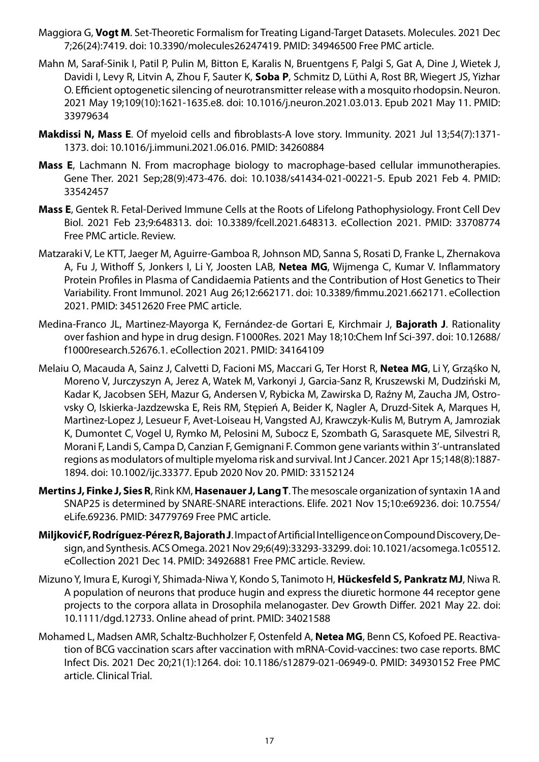Maggiora G, **Vogt M**. Set-Theoretic Formalism for Treating Ligand-Target Datasets. Molecules. 2021 Dec 7;26(24):7419. doi: 10.3390/molecules26247419. PMID: 34946500 Free PMC article.

Mahn M, Saraf-Sinik I, Patil P, Pulin M, Bitton E, Karalis N, Bruentgens F, Palgi S, Gat A, Dine J, Wietek J, Davidi I, Levy R, Litvin A, Zhou F, Sauter K, **Soba P**, Schmitz D, Lüthi A, Rost BR, Wiegert JS, Yizhar O. Efficient optogenetic silencing of neurotransmitter release with a mosquito rhodopsin. Neuron. 2021 May 19;109(10):1621-1635.e8. doi: 10.1016/j.neuron.2021.03.013. Epub 2021 May 11. PMID: 33979634

**Makdissi N, Mass E**. Of myeloid cells and fibroblasts-A love story. Immunity. 2021 Jul 13;54(7):1371-1373. doi: 10.1016/j.immuni.2021.06.016. PMID: 34260884

**Mass E**, Lachmann N. From macrophage biology to macrophage-based cellular immunotherapies. Gene Ther. 2021 Sep;28(9):473-476. doi: 10.1038/s41434-021-00221-5. Epub 2021 Feb 4. PMID: 33542457

**Mass E**, Gentek R. Fetal-Derived Immune Cells at the Roots of Lifelong Pathophysiology. Front Cell Dev Biol. 2021 Feb 23;9:648313. doi: 10.3389/fcell.2021.648313. eCollection 2021. PMID: 33708774 Free PMC article. Review.

Matzaraki V, Le KTT, Jaeger M, Aguirre-Gamboa R, Johnson MD, Sanna S, Rosati D, Franke L, Zhernakova A, Fu J, Withoff S, Jonkers I, Li Y, Joosten LAB, **Netea MG**, Wijmenga C, Kumar V. Inflammatory Protein Profiles in Plasma of Candidaemia Patients and the Contribution of Host Genetics to Their Variability. Front Immunol. 2021 Aug 26;12:662171. doi: 10.3389/fimmu.2021.662171. eCollection 2021. PMID: 34512620 Free PMC article.

Medina-Franco JL, Martinez-Mayorga K, Fernández-de Gortari E, Kirchmair J, **Bajorath J**. Rationality over fashion and hype in drug design. F1000Res. 2021 May 18;10:Chem Inf Sci-397. doi: 10.12688/f1000research.52676.1. eCollection 2021. PMID: 34164109

Melaiu O, Macauda A, Sainz J, Calvetti D, Facioni MS, Maccari G, Ter Horst R, **Netea MG**, Li Y, Grząśko N, Moreno V, Jurczyszyn A, Jerez A, Watek M, Varkonyi J, Garcia-Sanz R, Kruszewski M, Dudziński M, Kadar K, Jacobsen SEH, Mazur G, Andersen V, Rybicka M, Zawirska D, Raźny M, Zaucha JM, Ostrovsky O, Iskierka-Jazdzewska E, Reis RM, Stępień A, Beider K, Nagler A, Druzd-Sitek A, Marques H, Martìnez-Lopez J, Lesueur F, Avet-Loiseau H, Vangsted AJ, Krawczyk-Kulis M, Butrym A, Jamroziak K, Dumontet C, Vogel U, Rymko M, Pelosini M, Subocz E, Szombath G, Sarasquete ME, Silvestri R, Morani F, Landi S, Campa D, Canzian F, Gemignani F. Common gene variants within 3'-untranslated regions as modulators of multiple myeloma risk and survival. Int J Cancer. 2021 Apr 15;148(8):1887-1894. doi: 10.1002/ijc.33377. Epub 2020 Nov 20. PMID: 33152124

**Mertins J, Finke J, Sies R**, Rink KM, **Hasenauer J, Lang T**. The mesoscale organization of syntaxin 1A and SNAP25 is determined by SNARE-SNARE interactions. Elife. 2021 Nov 15;10:e69236. doi: 10.7554/eLife.69236. PMID: 34779769 Free PMC article.

**Miljković F, Rodríguez-Pérez R, Bajorath J**. Impact of Artificial Intelligence on Compound Discovery, Design, and Synthesis. ACS Omega. 2021 Nov 29;6(49):33293-33299. doi: 10.1021/acsomega.1c05512. eCollection 2021 Dec 14. PMID: 34926881 Free PMC article. Review.

Mizuno Y, Imura E, Kurogi Y, Shimada-Niwa Y, Kondo S, Tanimoto H, **Hückesfeld S, Pankratz MJ**, Niwa R. A population of neurons that produce hugin and express the diuretic hormone 44 receptor gene projects to the corpora allata in Drosophila melanogaster. Dev Growth Differ. 2021 May 22. doi: 10.1111/dgd.12733. Online ahead of print. PMID: 34021588

Mohamed L, Madsen AMR, Schaltz-Buchholzer F, Ostenfeld A, **Netea MG**, Benn CS, Kofoed PE. Reactivation of BCG vaccination scars after vaccination with mRNA-Covid-vaccines: two case reports. BMC Infect Dis. 2021 Dec 20;21(1):1264. doi: 10.1186/s12879-021-06949-0. PMID: 34930152 Free PMC article. Clinical Trial.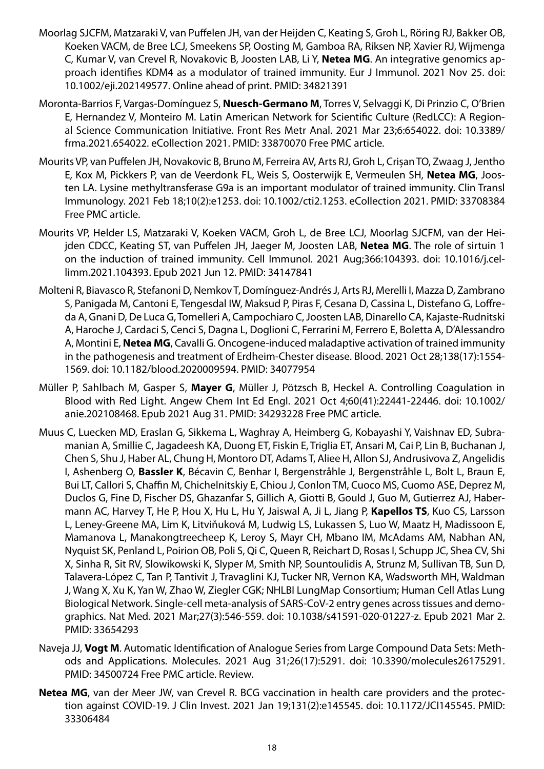Moorlag SJCFM, Matzaraki V, van Puffelen JH, van der Heijden C, Keating S, Groh L, Röring RJ, Bakker OB, Koeken VACM, de Bree LCJ, Smeekens SP, Oosting M, Gamboa RA, Riksen NP, Xavier RJ, Wijmenga C, Kumar V, van Crevel R, Novakovic B, Joosten LAB, Li Y, **Netea MG**. An integrative genomics approach identifies KDM4 as a modulator of trained immunity. Eur J Immunol. 2021 Nov 25. doi: 10.1002/eji.202149577. Online ahead of print. PMID: 34821391

Moronta-Barrios F, Vargas-Domínguez S, **Nuesch-Germano M**, Torres V, Selvaggi K, Di Prinzio C, O'Brien E, Hernandez V, Monteiro M. Latin American Network for Scientific Culture (RedLCC): A Regional Science Communication Initiative. Front Res Metr Anal. 2021 Mar 23;6:654022. doi: 10.3389/frma.2021.654022. eCollection 2021. PMID: 33870070 Free PMC article.

Mourits VP, van Puffelen JH, Novakovic B, Bruno M, Ferreira AV, Arts RJ, Groh L, Crişan TO, Zwaag J, Jentho E, Kox M, Pickkers P, van de Veerdonk FL, Weis S, Oosterwijk E, Vermeulen SH, **Netea MG**, Joosten LA. Lysine methyltransferase G9a is an important modulator of trained immunity. Clin Transl Immunology. 2021 Feb 18;10(2):e1253. doi: 10.1002/cti2.1253. eCollection 2021. PMID: 33708384 Free PMC article.

Mourits VP, Helder LS, Matzaraki V, Koeken VACM, Groh L, de Bree LCJ, Moorlag SJCFM, van der Heijden CDCC, Keating ST, van Puffelen JH, Jaeger M, Joosten LAB, **Netea MG**. The role of sirtuin 1 on the induction of trained immunity. Cell Immunol. 2021 Aug;366:104393. doi: 10.1016/j.cellimm.2021.104393. Epub 2021 Jun 12. PMID: 34147841

Molteni R, Biavasco R, Stefanoni D, Nemkov T, Domínguez-Andrés J, Arts RJ, Merelli I, Mazza D, Zambrano S, Panigada M, Cantoni E, Tengesdal IW, Maksud P, Piras F, Cesana D, Cassina L, Distefano G, Loffreda A, Gnani D, De Luca G, Tomelleri A, Campochiaro C, Joosten LAB, Dinarello CA, Kajaste-Rudnitski A, Haroche J, Cardaci S, Cenci S, Dagna L, Doglioni C, Ferrarini M, Ferrero E, Boletta A, D'Alessandro A, Montini E, **Netea MG**, Cavalli G. Oncogene-induced maladaptive activation of trained immunity in the pathogenesis and treatment of Erdheim-Chester disease. Blood. 2021 Oct 28;138(17):1554-1569. doi: 10.1182/blood.2020009594. PMID: 34077954

Müller P, Sahlbach M, Gasper S, **Mayer G**, Müller J, Pötzsch B, Heckel A. Controlling Coagulation in Blood with Red Light. Angew Chem Int Ed Engl. 2021 Oct 4;60(41):22441-22446. doi: 10.1002/anie.202108468. Epub 2021 Aug 31. PMID: 34293228 Free PMC article.

Muus C, Luecken MD, Eraslan G, Sikkema L, Waghray A, Heimberg G, Kobayashi Y, Vaishnav ED, Subramanian A, Smillie C, Jagadeesh KA, Duong ET, Fiskin E, Triglia ET, Ansari M, Cai P, Lin B, Buchanan J, Chen S, Shu J, Haber AL, Chung H, Montoro DT, Adams T, Aliee H, Allon SJ, Andrusivova Z, Angelidis I, Ashenberg O, **Bassler K**, Bécavin C, Benhar I, Bergenstråhle J, Bergenstråhle L, Bolt L, Braun E, Bui LT, Callori S, Chaffin M, Chichelnitskiy E, Chiou J, Conlon TM, Cuoco MS, Cuomo ASE, Deprez M, Duclos G, Fine D, Fischer DS, Ghazanfar S, Gillich A, Giotti B, Gould J, Guo M, Gutierrez AJ, Habermann AC, Harvey T, He P, Hou X, Hu L, Hu Y, Jaiswal A, Ji L, Jiang P, **Kapellos TS**, Kuo CS, Larsson L, Leney-Greene MA, Lim K, Litviňuková M, Ludwig LS, Lukassen S, Luo W, Maatz H, Madissoon E, Mamanova L, Manakongtreecheep K, Leroy S, Mayr CH, Mbano IM, McAdams AM, Nabhan AN, Nyquist SK, Penland L, Poirion OB, Poli S, Qi C, Queen R, Reichart D, Rosas I, Schupp JC, Shea CV, Shi X, Sinha R, Sit RV, Slowikowski K, Slyper M, Smith NP, Sountoulidis A, Strunz M, Sullivan TB, Sun D, Talavera-López C, Tan P, Tantivit J, Travaglini KJ, Tucker NR, Vernon KA, Wadsworth MH, Waldman J, Wang X, Xu K, Yan W, Zhao W, Ziegler CGK; NHLBI LungMap Consortium; Human Cell Atlas Lung Biological Network. Single-cell meta-analysis of SARS-CoV-2 entry genes across tissues and demographics. Nat Med. 2021 Mar;27(3):546-559. doi: 10.1038/s41591-020-01227-z. Epub 2021 Mar 2. PMID: 33654293

Naveja JJ, **Vogt M**. Automatic Identification of Analogue Series from Large Compound Data Sets: Methods and Applications. Molecules. 2021 Aug 31;26(17):5291. doi: 10.3390/molecules26175291. PMID: 34500724 Free PMC article. Review.

**Netea MG**, van der Meer JW, van Crevel R. BCG vaccination in health care providers and the protection against COVID-19. J Clin Invest. 2021 Jan 19;131(2):e145545. doi: 10.1172/JCI145545. PMID: 33306484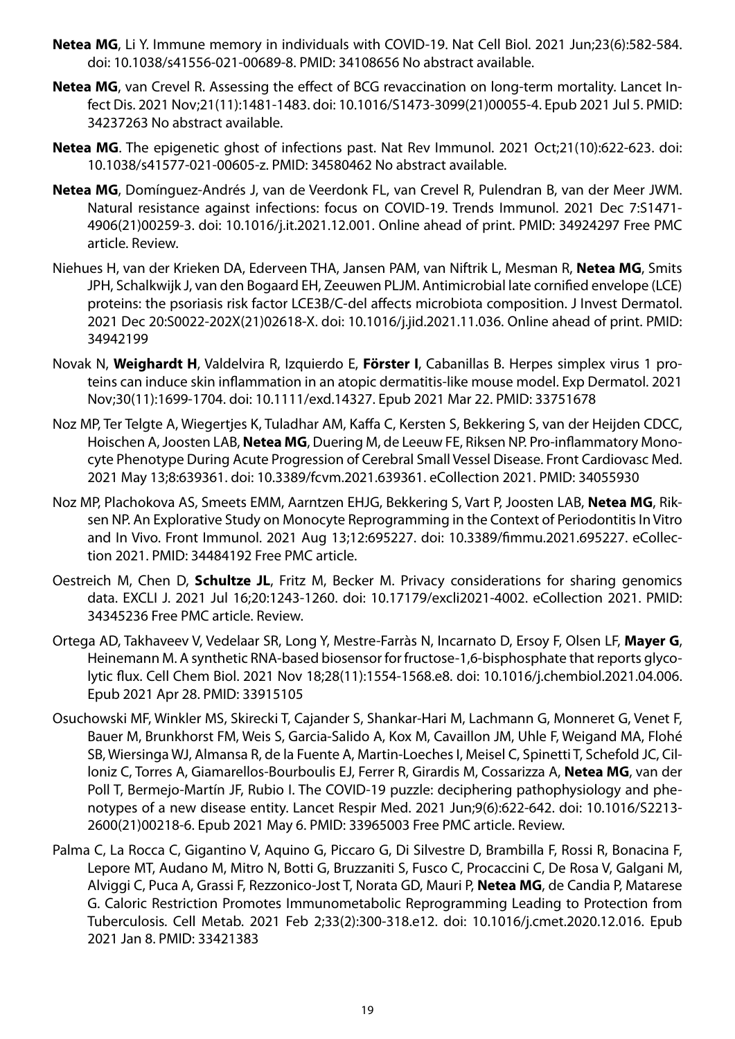**Netea MG**, Li Y. Immune memory in individuals with COVID-19. Nat Cell Biol. 2021 Jun;23(6):582-584. doi: 10.1038/s41556-021-00689-8. PMID: 34108656 No abstract available.

**Netea MG**, van Crevel R. Assessing the effect of BCG revaccination on long-term mortality. Lancet Infect Dis. 2021 Nov;21(11):1481-1483. doi: 10.1016/S1473-3099(21)00055-4. Epub 2021 Jul 5. PMID: 34237263 No abstract available.

**Netea MG**. The epigenetic ghost of infections past. Nat Rev Immunol. 2021 Oct;21(10):622-623. doi: 10.1038/s41577-021-00605-z. PMID: 34580462 No abstract available.

**Netea MG**, Domínguez-Andrés J, van de Veerdonk FL, van Crevel R, Pulendran B, van der Meer JWM. Natural resistance against infections: focus on COVID-19. Trends Immunol. 2021 Dec 7:S1471-4906(21)00259-3. doi: 10.1016/j.it.2021.12.001. Online ahead of print. PMID: 34924297 Free PMC article. Review.

Niehues H, van der Krieken DA, Ederveen THA, Jansen PAM, van Niftrik L, Mesman R, **Netea MG**, Smits JPH, Schalkwijk J, van den Bogaard EH, Zeeuwen PLJM. Antimicrobial late cornified envelope (LCE) proteins: the psoriasis risk factor LCE3B/C-del affects microbiota composition. J Invest Dermatol. 2021 Dec 20:S0022-202X(21)02618-X. doi: 10.1016/j.jid.2021.11.036. Online ahead of print. PMID: 34942199

Novak N, **Weighardt H**, Valdelvira R, Izquierdo E, **Förster I**, Cabanillas B. Herpes simplex virus 1 proteins can induce skin inflammation in an atopic dermatitis-like mouse model. Exp Dermatol. 2021 Nov;30(11):1699-1704. doi: 10.1111/exd.14327. Epub 2021 Mar 22. PMID: 33751678

Noz MP, Ter Telgte A, Wiegertjes K, Tuladhar AM, Kaffa C, Kersten S, Bekkering S, van der Heijden CDCC, Hoischen A, Joosten LAB, **Netea MG**, Duering M, de Leeuw FE, Riksen NP. Pro-inflammatory Monocyte Phenotype During Acute Progression of Cerebral Small Vessel Disease. Front Cardiovasc Med. 2021 May 13;8:639361. doi: 10.3389/fcvm.2021.639361. eCollection 2021. PMID: 34055930

Noz MP, Plachokova AS, Smeets EMM, Aarntzen EHJG, Bekkering S, Vart P, Joosten LAB, **Netea MG**, Riksen NP. An Explorative Study on Monocyte Reprogramming in the Context of Periodontitis In Vitro and In Vivo. Front Immunol. 2021 Aug 13;12:695227. doi: 10.3389/fimmu.2021.695227. eCollection 2021. PMID: 34484192 Free PMC article.

Oestreich M, Chen D, **Schultze JL**, Fritz M, Becker M. Privacy considerations for sharing genomics data. EXCLI J. 2021 Jul 16;20:1243-1260. doi: 10.17179/excli2021-4002. eCollection 2021. PMID: 34345236 Free PMC article. Review.

Ortega AD, Takhaveev V, Vedelaar SR, Long Y, Mestre-Farràs N, Incarnato D, Ersoy F, Olsen LF, **Mayer G**, Heinemann M. A synthetic RNA-based biosensor for fructose-1,6-bisphosphate that reports glycolytic flux. Cell Chem Biol. 2021 Nov 18;28(11):1554-1568.e8. doi: 10.1016/j.chembiol.2021.04.006. Epub 2021 Apr 28. PMID: 33915105

Osuchowski MF, Winkler MS, Skirecki T, Cajander S, Shankar-Hari M, Lachmann G, Monneret G, Venet F, Bauer M, Brunkhorst FM, Weis S, Garcia-Salido A, Kox M, Cavaillon JM, Uhle F, Weigand MA, Flohé SB, Wiersinga WJ, Almansa R, de la Fuente A, Martin-Loeches I, Meisel C, Spinetti T, Schefold JC, Cilloniz C, Torres A, Giamarellos-Bourboulis EJ, Ferrer R, Girardis M, Cossarizza A, **Netea MG**, van der Poll T, Bermejo-Martín JF, Rubio I. The COVID-19 puzzle: deciphering pathophysiology and phenotypes of a new disease entity. Lancet Respir Med. 2021 Jun;9(6):622-642. doi: 10.1016/S2213-2600(21)00218-6. Epub 2021 May 6. PMID: 33965003 Free PMC article. Review.

Palma C, La Rocca C, Gigantino V, Aquino G, Piccaro G, Di Silvestre D, Brambilla F, Rossi R, Bonacina F, Lepore MT, Audano M, Mitro N, Botti G, Bruzzaniti S, Fusco C, Procaccini C, De Rosa V, Galgani M, Alviggi C, Puca A, Grassi F, Rezzonico-Jost T, Norata GD, Mauri P, **Netea MG**, de Candia P, Matarese G. Caloric Restriction Promotes Immunometabolic Reprogramming Leading to Protection from Tuberculosis. Cell Metab. 2021 Feb 2;33(2):300-318.e12. doi: 10.1016/j.cmet.2020.12.016. Epub 2021 Jan 8. PMID: 33421383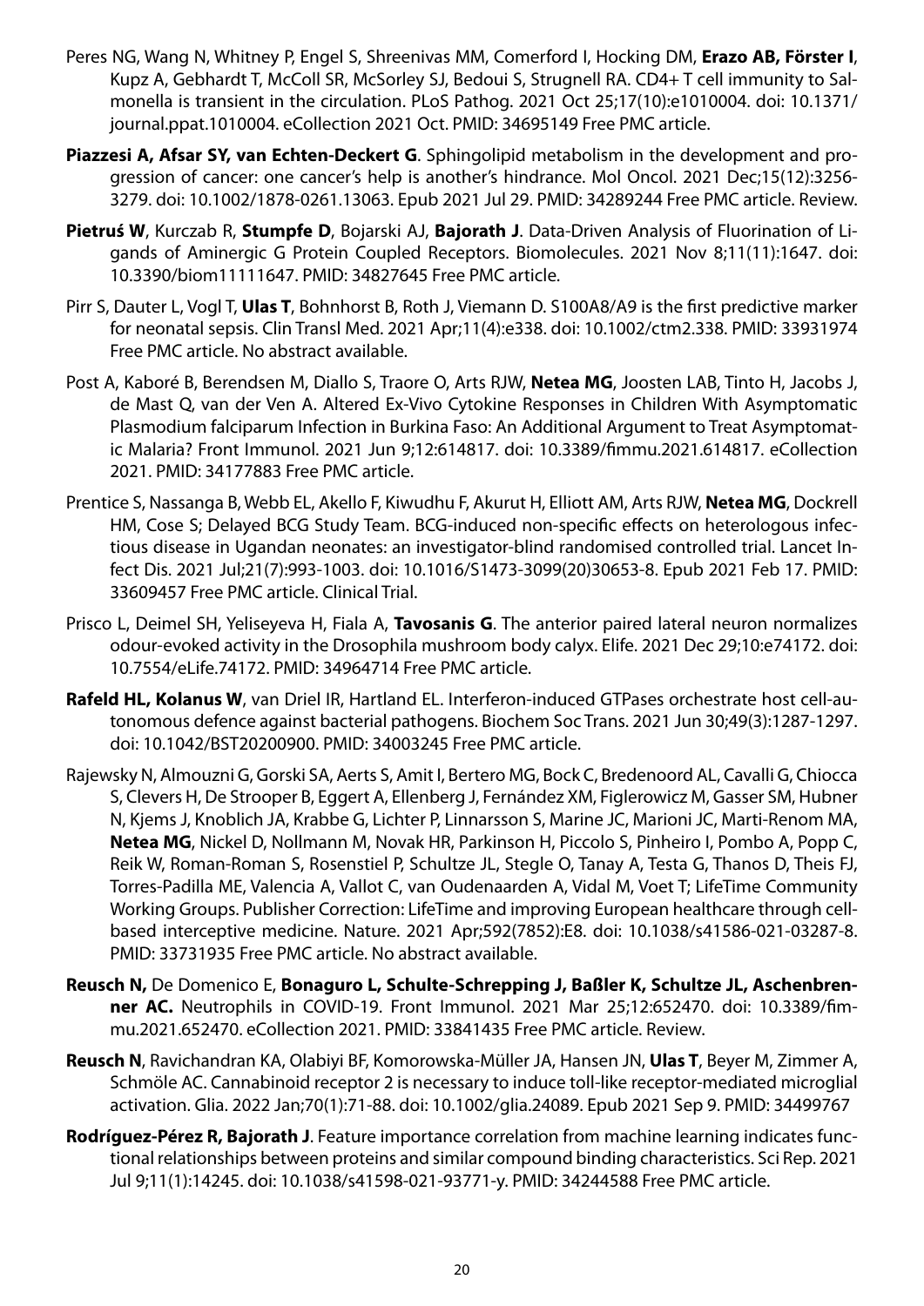Peres NG, Wang N, Whitney P, Engel S, Shreenivas MM, Comerford I, Hocking DM, **Erazo AB, Förster I**, Kupz A, Gebhardt T, McColl SR, McSorley SJ, Bedoui S, Strugnell RA. CD4+ T cell immunity to Salmonella is transient in the circulation. PLoS Pathog. 2021 Oct 25;17(10):e1010004. doi: 10.1371/journal.ppat.1010004. eCollection 2021 Oct. PMID: 34695149 Free PMC article.

**Piazzesi A, Afsar SY, van Echten-Deckert G**. Sphingolipid metabolism in the development and progression of cancer: one cancer's help is another's hindrance. Mol Oncol. 2021 Dec;15(12):3256-3279. doi: 10.1002/1878-0261.13063. Epub 2021 Jul 29. PMID: 34289244 Free PMC article. Review.

**Pietruś W**, Kurczab R, **Stumpfe D**, Bojarski AJ, **Bajorath J**. Data-Driven Analysis of Fluorination of Ligands of Aminergic G Protein Coupled Receptors. Biomolecules. 2021 Nov 8;11(11):1647. doi: 10.3390/biom11111647. PMID: 34827645 Free PMC article.

Pirr S, Dauter L, Vogl T, **Ulas T**, Bohnhorst B, Roth J, Viemann D. S100A8/A9 is the first predictive marker for neonatal sepsis. Clin Transl Med. 2021 Apr;11(4):e338. doi: 10.1002/ctm2.338. PMID: 33931974 Free PMC article. No abstract available.

Post A, Kaboré B, Berendsen M, Diallo S, Traore O, Arts RJW, **Netea MG**, Joosten LAB, Tinto H, Jacobs J, de Mast Q, van der Ven A. Altered Ex-Vivo Cytokine Responses in Children With Asymptomatic Plasmodium falciparum Infection in Burkina Faso: An Additional Argument to Treat Asymptomatic Malaria? Front Immunol. 2021 Jun 9;12:614817. doi: 10.3389/fimmu.2021.614817. eCollection 2021. PMID: 34177883 Free PMC article.

Prentice S, Nassanga B, Webb EL, Akello F, Kiwudhu F, Akurut H, Elliott AM, Arts RJW, **Netea MG**, Dockrell HM, Cose S; Delayed BCG Study Team. BCG-induced non-specific effects on heterologous infectious disease in Ugandan neonates: an investigator-blind randomised controlled trial. Lancet Infect Dis. 2021 Jul;21(7):993-1003. doi: 10.1016/S1473-3099(20)30653-8. Epub 2021 Feb 17. PMID: 33609457 Free PMC article. Clinical Trial.

Prisco L, Deimel SH, Yeliseyeva H, Fiala A, **Tavosanis G**. The anterior paired lateral neuron normalizes odour-evoked activity in the Drosophila mushroom body calyx. Elife. 2021 Dec 29;10:e74172. doi: 10.7554/eLife.74172. PMID: 34964714 Free PMC article.

**Rafeld HL, Kolanus W**, van Driel IR, Hartland EL. Interferon-induced GTPases orchestrate host cell-autonomous defence against bacterial pathogens. Biochem Soc Trans. 2021 Jun 30;49(3):1287-1297. doi: 10.1042/BST20200900. PMID: 34003245 Free PMC article.

Rajewsky N, Almouzni G, Gorski SA, Aerts S, Amit I, Bertero MG, Bock C, Bredenoord AL, Cavalli G, Chiocca S, Clevers H, De Strooper B, Eggert A, Ellenberg J, Fernández XM, Figlerowicz M, Gasser SM, Hubner N, Kjems J, Knoblich JA, Krabbe G, Lichter P, Linnarsson S, Marine JC, Marioni JC, Marti-Renom MA, **Netea MG**, Nickel D, Nollmann M, Novak HR, Parkinson H, Piccolo S, Pinheiro I, Pombo A, Popp C, Reik W, Roman-Roman S, Rosenstiel P, Schultze JL, Stegle O, Tanay A, Testa G, Thanos D, Theis FJ, Torres-Padilla ME, Valencia A, Vallot C, van Oudenaarden A, Vidal M, Voet T; LifeTime Community Working Groups. Publisher Correction: LifeTime and improving European healthcare through cell-based interceptive medicine. Nature. 2021 Apr;592(7852):E8. doi: 10.1038/s41586-021-03287-8. PMID: 33731935 Free PMC article. No abstract available.

**Reusch N,** De Domenico E, **Bonaguro L, Schulte-Schrepping J, Baßler K, Schultze JL, Aschenbrenner AC.** Neutrophils in COVID-19. Front Immunol. 2021 Mar 25;12:652470. doi: 10.3389/fimmu.2021.652470. eCollection 2021. PMID: 33841435 Free PMC article. Review.

**Reusch N**, Ravichandran KA, Olabiyi BF, Komorowska-Müller JA, Hansen JN, **Ulas T**, Beyer M, Zimmer A, Schmöle AC. Cannabinoid receptor 2 is necessary to induce toll-like receptor-mediated microglial activation. Glia. 2022 Jan;70(1):71-88. doi: 10.1002/glia.24089. Epub 2021 Sep 9. PMID: 34499767

**Rodríguez-Pérez R, Bajorath J**. Feature importance correlation from machine learning indicates functional relationships between proteins and similar compound binding characteristics. Sci Rep. 2021 Jul 9;11(1):14245. doi: 10.1038/s41598-021-93771-y. PMID: 34244588 Free PMC article.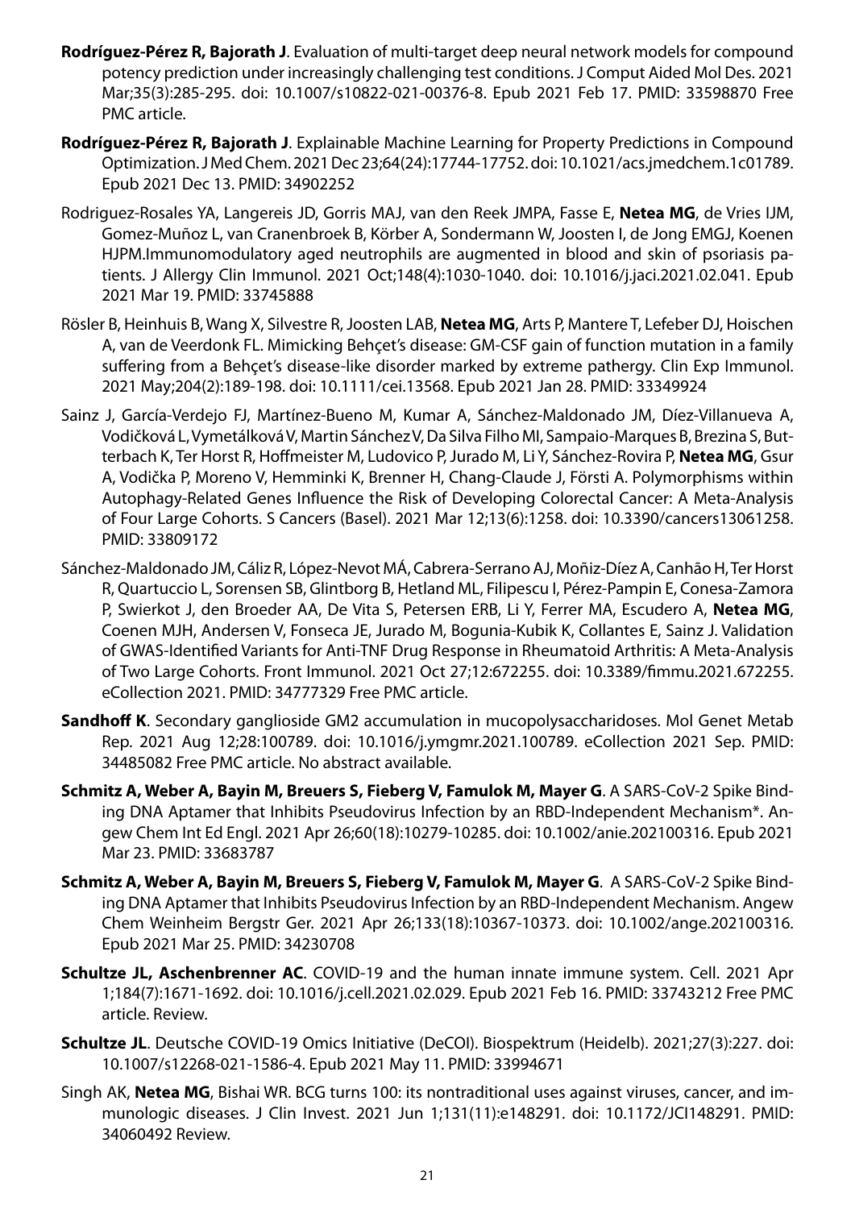**Rodríguez-Pérez R, Bajorath J**. Evaluation of multi-target deep neural network models for compound potency prediction under increasingly challenging test conditions. J Comput Aided Mol Des. 2021 Mar;35(3):285-295. doi: 10.1007/s10822-021-00376-8. Epub 2021 Feb 17. PMID: 33598870 Free PMC article.

**Rodríguez-Pérez R, Bajorath J**. Explainable Machine Learning for Property Predictions in Compound Optimization. J Med Chem. 2021 Dec 23;64(24):17744-17752. doi: 10.1021/acs.jmedchem.1c01789. Epub 2021 Dec 13. PMID: 34902252

Rodriguez-Rosales YA, Langereis JD, Gorris MAJ, van den Reek JMPA, Fasse E, **Netea MG**, de Vries IJM, Gomez-Muñoz L, van Cranenbroek B, Körber A, Sondermann W, Joosten I, de Jong EMGJ, Koenen HJPM.Immunomodulatory aged neutrophils are augmented in blood and skin of psoriasis patients. J Allergy Clin Immunol. 2021 Oct;148(4):1030-1040. doi: 10.1016/j.jaci.2021.02.041. Epub 2021 Mar 19. PMID: 33745888

Rösler B, Heinhuis B, Wang X, Silvestre R, Joosten LAB, **Netea MG**, Arts P, Mantere T, Lefeber DJ, Hoischen A, van de Veerdonk FL. Mimicking Behçet's disease: GM-CSF gain of function mutation in a family suffering from a Behçet's disease-like disorder marked by extreme pathergy. Clin Exp Immunol. 2021 May;204(2):189-198. doi: 10.1111/cei.13568. Epub 2021 Jan 28. PMID: 33349924

Sainz J, García-Verdejo FJ, Martínez-Bueno M, Kumar A, Sánchez-Maldonado JM, Díez-Villanueva A, Vodičková L, Vymetálková V, Martin Sánchez V, Da Silva Filho MI, Sampaio-Marques B, Brezina S, Butterbach K, Ter Horst R, Hoffmeister M, Ludovico P, Jurado M, Li Y, Sánchez-Rovira P, **Netea MG**, Gsur A, Vodička P, Moreno V, Hemminki K, Brenner H, Chang-Claude J, Försti A. Polymorphisms within Autophagy-Related Genes Influence the Risk of Developing Colorectal Cancer: A Meta-Analysis of Four Large Cohorts. S Cancers (Basel). 2021 Mar 12;13(6):1258. doi: 10.3390/cancers13061258. PMID: 33809172

Sánchez-Maldonado JM, Cáliz R, López-Nevot MÁ, Cabrera-Serrano AJ, Moñiz-Díez A, Canhão H, Ter Horst R, Quartuccio L, Sorensen SB, Glintborg B, Hetland ML, Filipescu I, Pérez-Pampin E, Conesa-Zamora P, Swierkot J, den Broeder AA, De Vita S, Petersen ERB, Li Y, Ferrer MA, Escudero A, **Netea MG**, Coenen MJH, Andersen V, Fonseca JE, Jurado M, Bogunia-Kubik K, Collantes E, Sainz J. Validation of GWAS-Identified Variants for Anti-TNF Drug Response in Rheumatoid Arthritis: A Meta-Analysis of Two Large Cohorts. Front Immunol. 2021 Oct 27;12:672255. doi: 10.3389/fimmu.2021.672255. eCollection 2021. PMID: 34777329 Free PMC article.

**Sandhoff K**. Secondary ganglioside GM2 accumulation in mucopolysaccharidoses. Mol Genet Metab Rep. 2021 Aug 12;28:100789. doi: 10.1016/j.ymgmr.2021.100789. eCollection 2021 Sep. PMID: 34485082 Free PMC article. No abstract available.

**Schmitz A, Weber A, Bayin M, Breuers S, Fieberg V, Famulok M, Mayer G**. A SARS-CoV-2 Spike Binding DNA Aptamer that Inhibits Pseudovirus Infection by an RBD-Independent Mechanism*. Angew Chem Int Ed Engl. 2021 Apr 26;60(18):10279-10285. doi: 10.1002/anie.202100316. Epub 2021 Mar 23. PMID: 33683787

**Schmitz A, Weber A, Bayin M, Breuers S, Fieberg V, Famulok M, Mayer G**. A SARS-CoV-2 Spike Binding DNA Aptamer that Inhibits Pseudovirus Infection by an RBD-Independent Mechanism. Angew Chem Weinheim Bergstr Ger. 2021 Apr 26;133(18):10367-10373. doi: 10.1002/ange.202100316. Epub 2021 Mar 25. PMID: 34230708

**Schultze JL, Aschenbrenner AC**. COVID-19 and the human innate immune system. Cell. 2021 Apr 1;184(7):1671-1692. doi: 10.1016/j.cell.2021.02.029. Epub 2021 Feb 16. PMID: 33743212 Free PMC article. Review.

**Schultze JL**. Deutsche COVID-19 Omics Initiative (DeCOI). Biospektrum (Heidelb). 2021;27(3):227. doi: 10.1007/s12268-021-1586-4. Epub 2021 May 11. PMID: 33994671

Singh AK, **Netea MG**, Bishai WR. BCG turns 100: its nontraditional uses against viruses, cancer, and immunologic diseases. J Clin Invest. 2021 Jun 1;131(11):e148291. doi: 10.1172/JCI148291. PMID: 34060492 Review.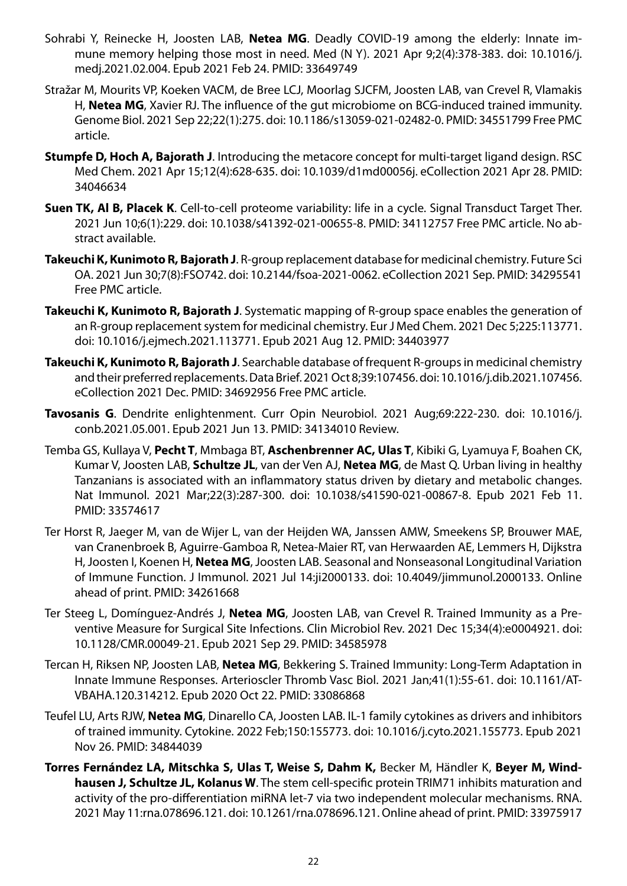Sohrabi Y, Reinecke H, Joosten LAB, **Netea MG**. Deadly COVID-19 among the elderly: Innate immune memory helping those most in need. Med (N Y). 2021 Apr 9;2(4):378-383. doi: 10.1016/j.medj.2021.02.004. Epub 2021 Feb 24. PMID: 33649749

Stražar M, Mourits VP, Koeken VACM, de Bree LCJ, Moorlag SJCFM, Joosten LAB, van Crevel R, Vlamakis H, **Netea MG**, Xavier RJ. The influence of the gut microbiome on BCG-induced trained immunity. Genome Biol. 2021 Sep 22;22(1):275. doi: 10.1186/s13059-021-02482-0. PMID: 34551799 Free PMC article.

**Stumpfe D, Hoch A, Bajorath J**. Introducing the metacore concept for multi-target ligand design. RSC Med Chem. 2021 Apr 15;12(4):628-635. doi: 10.1039/d1md00056j. eCollection 2021 Apr 28. PMID: 34046634

**Suen TK, Al B, Placek K**. Cell-to-cell proteome variability: life in a cycle. Signal Transduct Target Ther. 2021 Jun 10;6(1):229. doi: 10.1038/s41392-021-00655-8. PMID: 34112757 Free PMC article. No abstract available.

**Takeuchi K, Kunimoto R, Bajorath J**. R-group replacement database for medicinal chemistry. Future Sci OA. 2021 Jun 30;7(8):FSO742. doi: 10.2144/fsoa-2021-0062. eCollection 2021 Sep. PMID: 34295541 Free PMC article.

**Takeuchi K, Kunimoto R, Bajorath J**. Systematic mapping of R-group space enables the generation of an R-group replacement system for medicinal chemistry. Eur J Med Chem. 2021 Dec 5;225:113771. doi: 10.1016/j.ejmech.2021.113771. Epub 2021 Aug 12. PMID: 34403977

**Takeuchi K, Kunimoto R, Bajorath J**. Searchable database of frequent R-groups in medicinal chemistry and their preferred replacements. Data Brief. 2021 Oct 8;39:107456. doi: 10.1016/j.dib.2021.107456. eCollection 2021 Dec. PMID: 34692956 Free PMC article.

**Tavosanis G**. Dendrite enlightenment. Curr Opin Neurobiol. 2021 Aug;69:222-230. doi: 10.1016/j.conb.2021.05.001. Epub 2021 Jun 13. PMID: 34134010 Review.

Temba GS, Kullaya V, **Pecht T**, Mmbaga BT, **Aschenbrenner AC, Ulas T**, Kibiki G, Lyamuya F, Boahen CK, Kumar V, Joosten LAB, **Schultze JL**, van der Ven AJ, **Netea MG**, de Mast Q. Urban living in healthy Tanzanians is associated with an inflammatory status driven by dietary and metabolic changes. Nat Immunol. 2021 Mar;22(3):287-300. doi: 10.1038/s41590-021-00867-8. Epub 2021 Feb 11. PMID: 33574617

Ter Horst R, Jaeger M, van de Wijer L, van der Heijden WA, Janssen AMW, Smeekens SP, Brouwer MAE, van Cranenbroek B, Aguirre-Gamboa R, Netea-Maier RT, van Herwaarden AE, Lemmers H, Dijkstra H, Joosten I, Koenen H, **Netea MG**, Joosten LAB. Seasonal and Nonseasonal Longitudinal Variation of Immune Function. J Immunol. 2021 Jul 14:ji2000133. doi: 10.4049/jimmunol.2000133. Online ahead of print. PMID: 34261668

Ter Steeg L, Domínguez-Andrés J, **Netea MG**, Joosten LAB, van Crevel R. Trained Immunity as a Preventive Measure for Surgical Site Infections. Clin Microbiol Rev. 2021 Dec 15;34(4):e0004921. doi: 10.1128/CMR.00049-21. Epub 2021 Sep 29. PMID: 34585978

Tercan H, Riksen NP, Joosten LAB, **Netea MG**, Bekkering S. Trained Immunity: Long-Term Adaptation in Innate Immune Responses. Arterioscler Thromb Vasc Biol. 2021 Jan;41(1):55-61. doi: 10.1161/ATVBAHA.120.314212. Epub 2020 Oct 22. PMID: 33086868

Teufel LU, Arts RJW, **Netea MG**, Dinarello CA, Joosten LAB. IL-1 family cytokines as drivers and inhibitors of trained immunity. Cytokine. 2022 Feb;150:155773. doi: 10.1016/j.cyto.2021.155773. Epub 2021 Nov 26. PMID: 34844039

**Torres Fernández LA, Mitschka S, Ulas T, Weise S, Dahm K,** Becker M, Händler K, **Beyer M, Windhausen J, Schultze JL, Kolanus W**. The stem cell-specific protein TRIM71 inhibits maturation and activity of the pro-differentiation miRNA let-7 via two independent molecular mechanisms. RNA. 2021 May 11:rna.078696.121. doi: 10.1261/rna.078696.121. Online ahead of print. PMID: 33975917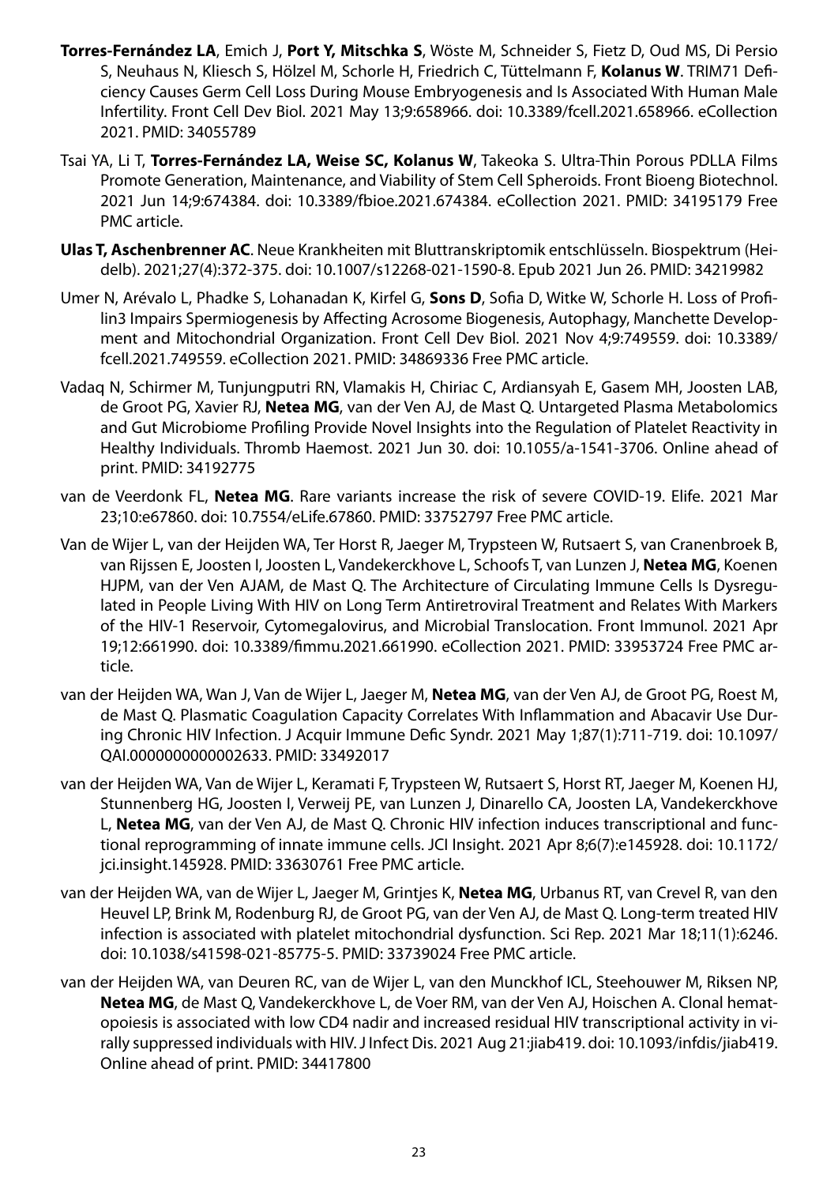**Torres-Fernández LA**, Emich J, **Port Y, Mitschka S**, Wöste M, Schneider S, Fietz D, Oud MS, Di Persio S, Neuhaus N, Kliesch S, Hölzel M, Schorle H, Friedrich C, Tüttelmann F, **Kolanus W**. TRIM71 Deficiency Causes Germ Cell Loss During Mouse Embryogenesis and Is Associated With Human Male Infertility. Front Cell Dev Biol. 2021 May 13;9:658966. doi: 10.3389/fcell.2021.658966. eCollection 2021. PMID: 34055789

Tsai YA, Li T, **Torres-Fernández LA, Weise SC, Kolanus W**, Takeoka S. Ultra-Thin Porous PDLLA Films Promote Generation, Maintenance, and Viability of Stem Cell Spheroids. Front Bioeng Biotechnol. 2021 Jun 14;9:674384. doi: 10.3389/fbioe.2021.674384. eCollection 2021. PMID: 34195179 Free PMC article.

**Ulas T, Aschenbrenner AC**. Neue Krankheiten mit Bluttranskriptomik entschlüsseln. Biospektrum (Heidelb). 2021;27(4):372-375. doi: 10.1007/s12268-021-1590-8. Epub 2021 Jun 26. PMID: 34219982

Umer N, Arévalo L, Phadke S, Lohanadan K, Kirfel G, **Sons D**, Sofia D, Witke W, Schorle H. Loss of Profilin3 Impairs Spermiogenesis by Affecting Acrosome Biogenesis, Autophagy, Manchette Development and Mitochondrial Organization. Front Cell Dev Biol. 2021 Nov 4;9:749559. doi: 10.3389/fcell.2021.749559. eCollection 2021. PMID: 34869336 Free PMC article.

Vadaq N, Schirmer M, Tunjungputri RN, Vlamakis H, Chiriac C, Ardiansyah E, Gasem MH, Joosten LAB, de Groot PG, Xavier RJ, **Netea MG**, van der Ven AJ, de Mast Q. Untargeted Plasma Metabolomics and Gut Microbiome Profiling Provide Novel Insights into the Regulation of Platelet Reactivity in Healthy Individuals. Thromb Haemost. 2021 Jun 30. doi: 10.1055/a-1541-3706. Online ahead of print. PMID: 34192775

van de Veerdonk FL, **Netea MG**. Rare variants increase the risk of severe COVID-19. Elife. 2021 Mar 23;10:e67860. doi: 10.7554/eLife.67860. PMID: 33752797 Free PMC article.

Van de Wijer L, van der Heijden WA, Ter Horst R, Jaeger M, Trypsteen W, Rutsaert S, van Cranenbroek B, van Rijssen E, Joosten I, Joosten L, Vandekerckhove L, Schoofs T, van Lunzen J, **Netea MG**, Koenen HJPM, van der Ven AJAM, de Mast Q. The Architecture of Circulating Immune Cells Is Dysregulated in People Living With HIV on Long Term Antiretroviral Treatment and Relates With Markers of the HIV-1 Reservoir, Cytomegalovirus, and Microbial Translocation. Front Immunol. 2021 Apr 19;12:661990. doi: 10.3389/fimmu.2021.661990. eCollection 2021. PMID: 33953724 Free PMC article.

van der Heijden WA, Wan J, Van de Wijer L, Jaeger M, **Netea MG**, van der Ven AJ, de Groot PG, Roest M, de Mast Q. Plasmatic Coagulation Capacity Correlates With Inflammation and Abacavir Use During Chronic HIV Infection. J Acquir Immune Defic Syndr. 2021 May 1;87(1):711-719. doi: 10.1097/QAI.0000000000002633. PMID: 33492017

van der Heijden WA, Van de Wijer L, Keramati F, Trypsteen W, Rutsaert S, Horst RT, Jaeger M, Koenen HJ, Stunnenberg HG, Joosten I, Verweij PE, van Lunzen J, Dinarello CA, Joosten LA, Vandekerckhove L, **Netea MG**, van der Ven AJ, de Mast Q. Chronic HIV infection induces transcriptional and functional reprogramming of innate immune cells. JCI Insight. 2021 Apr 8;6(7):e145928. doi: 10.1172/jci.insight.145928. PMID: 33630761 Free PMC article.

van der Heijden WA, van de Wijer L, Jaeger M, Grintjes K, **Netea MG**, Urbanus RT, van Crevel R, van den Heuvel LP, Brink M, Rodenburg RJ, de Groot PG, van der Ven AJ, de Mast Q. Long-term treated HIV infection is associated with platelet mitochondrial dysfunction. Sci Rep. 2021 Mar 18;11(1):6246. doi: 10.1038/s41598-021-85775-5. PMID: 33739024 Free PMC article.

van der Heijden WA, van Deuren RC, van de Wijer L, van den Munckhof ICL, Steehouwer M, Riksen NP, **Netea MG**, de Mast Q, Vandekerckhove L, de Voer RM, van der Ven AJ, Hoischen A. Clonal hematopoiesis is associated with low CD4 nadir and increased residual HIV transcriptional activity in virally suppressed individuals with HIV. J Infect Dis. 2021 Aug 21:jiab419. doi: 10.1093/infdis/jiab419. Online ahead of print. PMID: 34417800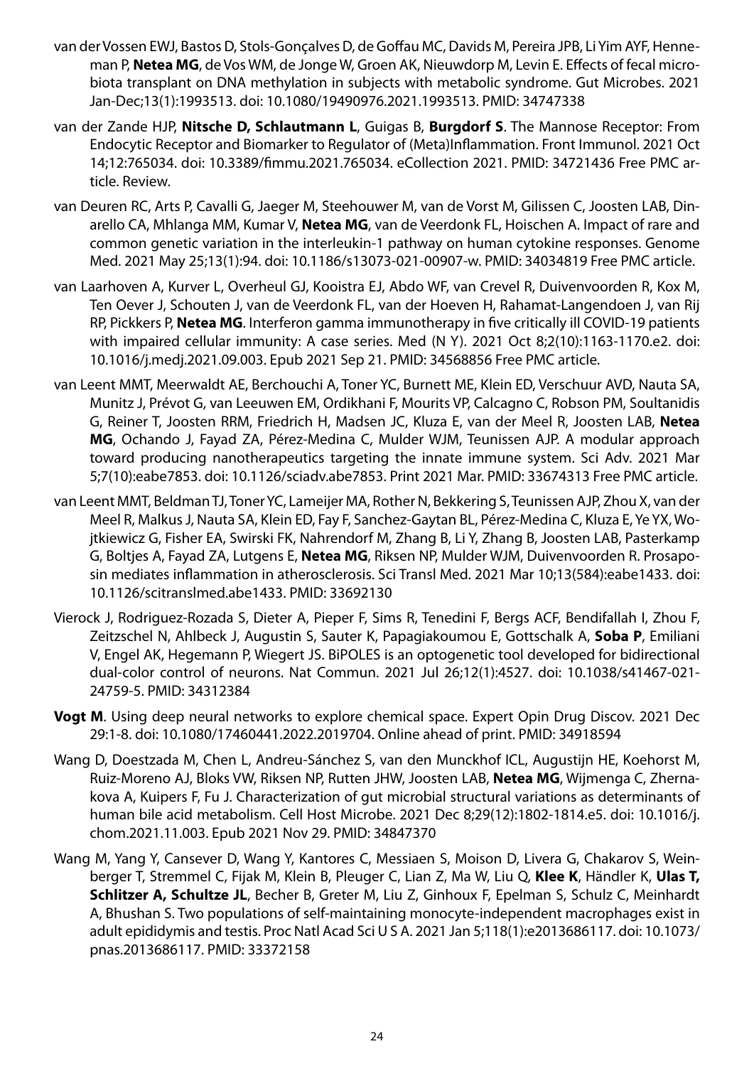van der Vossen EWJ, Bastos D, Stols-Gonçalves D, de Goffau MC, Davids M, Pereira JPB, Li Yim AYF, Henneman P, **Netea MG**, de Vos WM, de Jonge W, Groen AK, Nieuwdorp M, Levin E. Effects of fecal microbiota transplant on DNA methylation in subjects with metabolic syndrome. Gut Microbes. 2021 Jan-Dec;13(1):1993513. doi: 10.1080/19490976.2021.1993513. PMID: 34747338

van der Zande HJP, **Nitsche D, Schlautmann L**, Guigas B, **Burgdorf S**. The Mannose Receptor: From Endocytic Receptor and Biomarker to Regulator of (Meta)Inflammation. Front Immunol. 2021 Oct 14;12:765034. doi: 10.3389/fimmu.2021.765034. eCollection 2021. PMID: 34721436 Free PMC article. Review.

van Deuren RC, Arts P, Cavalli G, Jaeger M, Steehouwer M, van de Vorst M, Gilissen C, Joosten LAB, Dinarello CA, Mhlanga MM, Kumar V, **Netea MG**, van de Veerdonk FL, Hoischen A. Impact of rare and common genetic variation in the interleukin-1 pathway on human cytokine responses. Genome Med. 2021 May 25;13(1):94. doi: 10.1186/s13073-021-00907-w. PMID: 34034819 Free PMC article.

van Laarhoven A, Kurver L, Overheul GJ, Kooistra EJ, Abdo WF, van Crevel R, Duivenvoorden R, Kox M, Ten Oever J, Schouten J, van de Veerdonk FL, van der Hoeven H, Rahamat-Langendoen J, van Rij RP, Pickkers P, **Netea MG**. Interferon gamma immunotherapy in five critically ill COVID-19 patients with impaired cellular immunity: A case series. Med (N Y). 2021 Oct 8;2(10):1163-1170.e2. doi: 10.1016/j.medj.2021.09.003. Epub 2021 Sep 21. PMID: 34568856 Free PMC article.

van Leent MMT, Meerwaldt AE, Berchouchi A, Toner YC, Burnett ME, Klein ED, Verschuur AVD, Nauta SA, Munitz J, Prévot G, van Leeuwen EM, Ordikhani F, Mourits VP, Calcagno C, Robson PM, Soultanidis G, Reiner T, Joosten RRM, Friedrich H, Madsen JC, Kluza E, van der Meel R, Joosten LAB, **Netea MG**, Ochando J, Fayad ZA, Pérez-Medina C, Mulder WJM, Teunissen AJP. A modular approach toward producing nanotherapeutics targeting the innate immune system. Sci Adv. 2021 Mar 5;7(10):eabe7853. doi: 10.1126/sciadv.abe7853. Print 2021 Mar. PMID: 33674313 Free PMC article.

van Leent MMT, Beldman TJ, Toner YC, Lameijer MA, Rother N, Bekkering S, Teunissen AJP, Zhou X, van der Meel R, Malkus J, Nauta SA, Klein ED, Fay F, Sanchez-Gaytan BL, Pérez-Medina C, Kluza E, Ye YX, Wojtkiewicz G, Fisher EA, Swirski FK, Nahrendorf M, Zhang B, Li Y, Zhang B, Joosten LAB, Pasterkamp G, Boltjes A, Fayad ZA, Lutgens E, **Netea MG**, Riksen NP, Mulder WJM, Duivenvoorden R. Prosaposin mediates inflammation in atherosclerosis. Sci Transl Med. 2021 Mar 10;13(584):eabe1433. doi: 10.1126/scitranslmed.abe1433. PMID: 33692130

Vierock J, Rodriguez-Rozada S, Dieter A, Pieper F, Sims R, Tenedini F, Bergs ACF, Bendifallah I, Zhou F, Zeitzschel N, Ahlbeck J, Augustin S, Sauter K, Papagiakoumou E, Gottschalk A, **Soba P**, Emiliani V, Engel AK, Hegemann P, Wiegert JS. BiPOLES is an optogenetic tool developed for bidirectional dual-color control of neurons. Nat Commun. 2021 Jul 26;12(1):4527. doi: 10.1038/s41467-021-24759-5. PMID: 34312384

**Vogt M**. Using deep neural networks to explore chemical space. Expert Opin Drug Discov. 2021 Dec 29:1-8. doi: 10.1080/17460441.2022.2019704. Online ahead of print. PMID: 34918594

Wang D, Doestzada M, Chen L, Andreu-Sánchez S, van den Munckhof ICL, Augustijn HE, Koehorst M, Ruiz-Moreno AJ, Bloks VW, Riksen NP, Rutten JHW, Joosten LAB, **Netea MG**, Wijmenga C, Zhernakova A, Kuipers F, Fu J. Characterization of gut microbial structural variations as determinants of human bile acid metabolism. Cell Host Microbe. 2021 Dec 8;29(12):1802-1814.e5. doi: 10.1016/j.chom.2021.11.003. Epub 2021 Nov 29. PMID: 34847370

Wang M, Yang Y, Cansever D, Wang Y, Kantores C, Messiaen S, Moison D, Livera G, Chakarov S, Weinberger T, Stremmel C, Fijak M, Klein B, Pleuger C, Lian Z, Ma W, Liu Q, **Klee K**, Händler K, **Ulas T, Schlitzer A, Schultze JL**, Becher B, Greter M, Liu Z, Ginhoux F, Epelman S, Schulz C, Meinhardt A, Bhushan S. Two populations of self-maintaining monocyte-independent macrophages exist in adult epididymis and testis. Proc Natl Acad Sci U S A. 2021 Jan 5;118(1):e2013686117. doi: 10.1073/pnas.2013686117. PMID: 33372158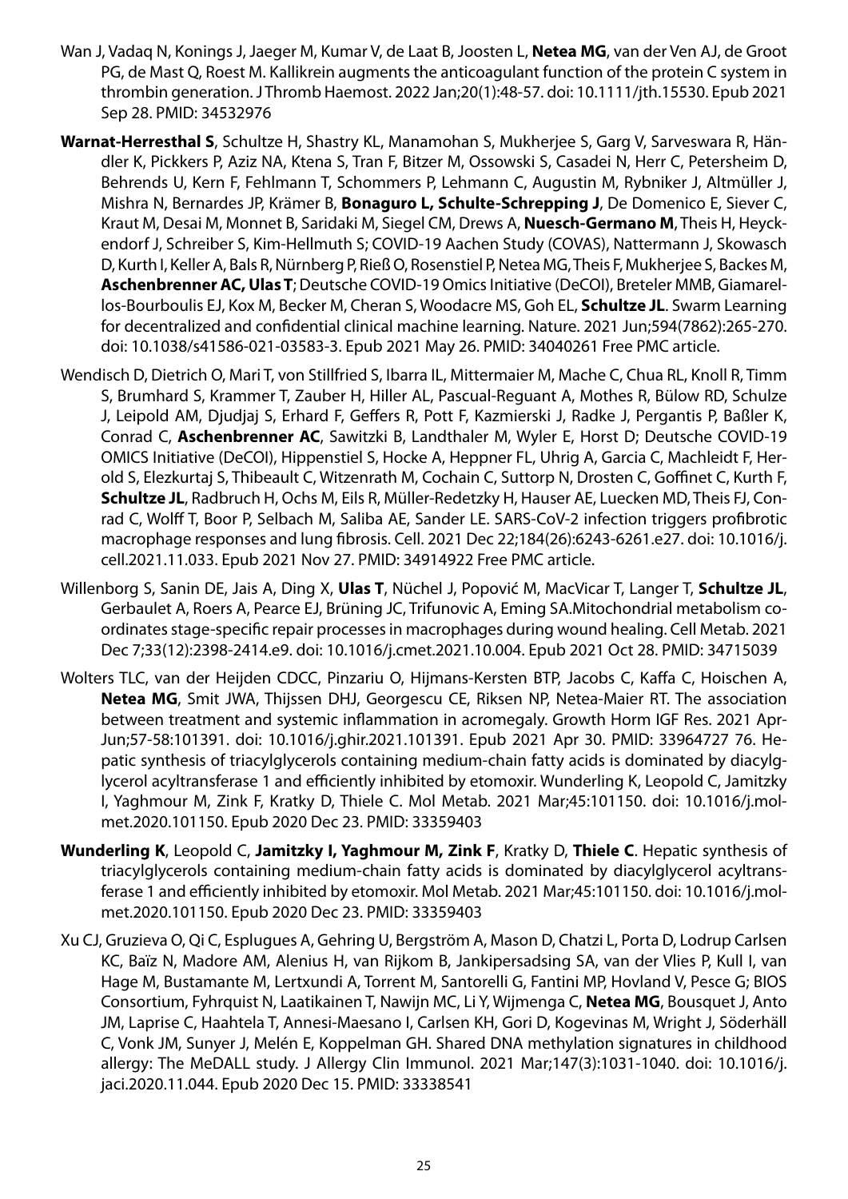Wan J, Vadaq N, Konings J, Jaeger M, Kumar V, de Laat B, Joosten L, **Netea MG**, van der Ven AJ, de Groot PG, de Mast Q, Roest M. Kallikrein augments the anticoagulant function of the protein C system in thrombin generation. J Thromb Haemost. 2022 Jan;20(1):48-57. doi: 10.1111/jth.15530. Epub 2021 Sep 28. PMID: 34532976

**Warnat-Herresthal S**, Schultze H, Shastry KL, Manamohan S, Mukherjee S, Garg V, Sarveswara R, Händler K, Pickkers P, Aziz NA, Ktena S, Tran F, Bitzer M, Ossowski S, Casadei N, Herr C, Petersheim D, Behrends U, Kern F, Fehlmann T, Schommers P, Lehmann C, Augustin M, Rybniker J, Altmüller J, Mishra N, Bernardes JP, Krämer B, **Bonaguro L, Schulte-Schrepping J**, De Domenico E, Siever C, Kraut M, Desai M, Monnet B, Saridaki M, Siegel CM, Drews A, **Nuesch-Germano M**, Theis H, Heyckendorf J, Schreiber S, Kim-Hellmuth S; COVID-19 Aachen Study (COVAS), Nattermann J, Skowasch D, Kurth I, Keller A, Bals R, Nürnberg P, Rieß O, Rosenstiel P, Netea MG, Theis F, Mukherjee S, Backes M, **Aschenbrenner AC, Ulas T**; Deutsche COVID-19 Omics Initiative (DeCOI), Breteler MMB, Giamarellos-Bourboulis EJ, Kox M, Becker M, Cheran S, Woodacre MS, Goh EL, **Schultze JL**. Swarm Learning for decentralized and confidential clinical machine learning. Nature. 2021 Jun;594(7862):265-270. doi: 10.1038/s41586-021-03583-3. Epub 2021 May 26. PMID: 34040261 Free PMC article.

Wendisch D, Dietrich O, Mari T, von Stillfried S, Ibarra IL, Mittermaier M, Mache C, Chua RL, Knoll R, Timm S, Brumhard S, Krammer T, Zauber H, Hiller AL, Pascual-Reguant A, Mothes R, Bülow RD, Schulze J, Leipold AM, Djudjaj S, Erhard F, Geffers R, Pott F, Kazmierski J, Radke J, Pergantis P, Baßler K, Conrad C, **Aschenbrenner AC**, Sawitzki B, Landthaler M, Wyler E, Horst D; Deutsche COVID-19 OMICS Initiative (DeCOI), Hippenstiel S, Hocke A, Heppner FL, Uhrig A, Garcia C, Machleidt F, Herold S, Elezkurtaj S, Thibeault C, Witzenrath M, Cochain C, Suttorp N, Drosten C, Goffinet C, Kurth F, **Schultze JL**, Radbruch H, Ochs M, Eils R, Müller-Redetzky H, Hauser AE, Luecken MD, Theis FJ, Conrad C, Wolff T, Boor P, Selbach M, Saliba AE, Sander LE. SARS-CoV-2 infection triggers profibrotic macrophage responses and lung fibrosis. Cell. 2021 Dec 22;184(26):6243-6261.e27. doi: 10.1016/j.cell.2021.11.033. Epub 2021 Nov 27. PMID: 34914922 Free PMC article.

Willenborg S, Sanin DE, Jais A, Ding X, **Ulas T**, Nüchel J, Popović M, MacVicar T, Langer T, **Schultze JL**, Gerbaulet A, Roers A, Pearce EJ, Brüning JC, Trifunovic A, Eming SA.Mitochondrial metabolism coordinates stage-specific repair processes in macrophages during wound healing. Cell Metab. 2021 Dec 7;33(12):2398-2414.e9. doi: 10.1016/j.cmet.2021.10.004. Epub 2021 Oct 28. PMID: 34715039

Wolters TLC, van der Heijden CDCC, Pinzariu O, Hijmans-Kersten BTP, Jacobs C, Kaffa C, Hoischen A, **Netea MG**, Smit JWA, Thijssen DHJ, Georgescu CE, Riksen NP, Netea-Maier RT. The association between treatment and systemic inflammation in acromegaly. Growth Horm IGF Res. 2021 Apr-Jun;57-58:101391. doi: 10.1016/j.ghir.2021.101391. Epub 2021 Apr 30. PMID: 33964727 76. Hepatic synthesis of triacylglycerols containing medium-chain fatty acids is dominated by diacylglycerol acyltransferase 1 and efficiently inhibited by etomoxir. Wunderling K, Leopold C, Jamitzky I, Yaghmour M, Zink F, Kratky D, Thiele C. Mol Metab. 2021 Mar;45:101150. doi: 10.1016/j.molmet.2020.101150. Epub 2020 Dec 23. PMID: 33359403

**Wunderling K**, Leopold C, **Jamitzky I, Yaghmour M, Zink F**, Kratky D, **Thiele C**. Hepatic synthesis of triacylglycerols containing medium-chain fatty acids is dominated by diacylglycerol acyltransferase 1 and efficiently inhibited by etomoxir. Mol Metab. 2021 Mar;45:101150. doi: 10.1016/j.molmet.2020.101150. Epub 2020 Dec 23. PMID: 33359403

Xu CJ, Gruzieva O, Qi C, Esplugues A, Gehring U, Bergström A, Mason D, Chatzi L, Porta D, Lodrup Carlsen KC, Baïz N, Madore AM, Alenius H, van Rijkom B, Jankipersadsing SA, van der Vlies P, Kull I, van Hage M, Bustamante M, Lertxundi A, Torrent M, Santorelli G, Fantini MP, Hovland V, Pesce G; BIOS Consortium, Fyhrquist N, Laatikainen T, Nawijn MC, Li Y, Wijmenga C, **Netea MG**, Bousquet J, Anto JM, Laprise C, Haahtela T, Annesi-Maesano I, Carlsen KH, Gori D, Kogevinas M, Wright J, Söderhäll C, Vonk JM, Sunyer J, Melén E, Koppelman GH. Shared DNA methylation signatures in childhood allergy: The MeDALL study. J Allergy Clin Immunol. 2021 Mar;147(3):1031-1040. doi: 10.1016/j.jaci.2020.11.044. Epub 2020 Dec 15. PMID: 33338541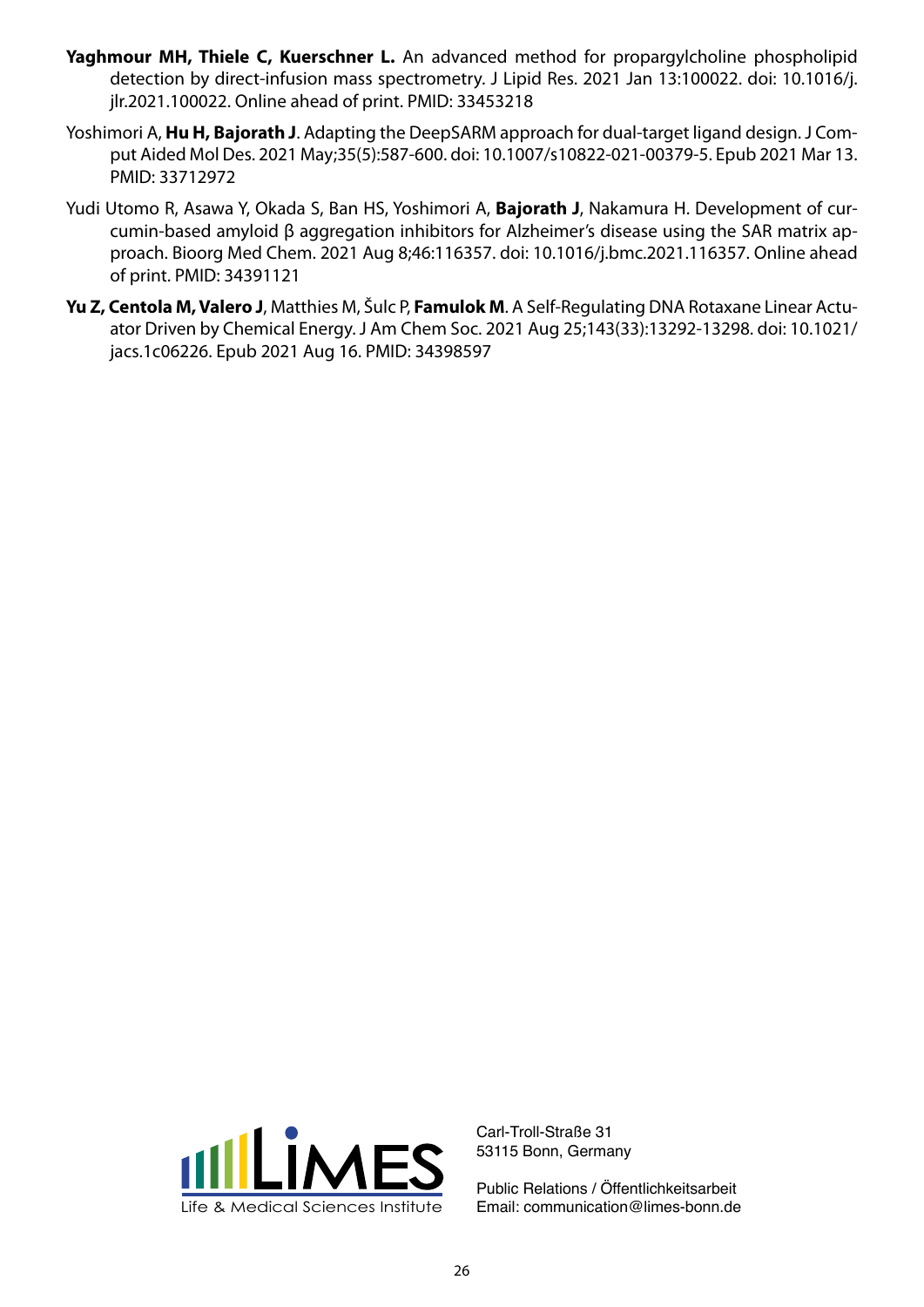**Yaghmour MH, Thiele C, Kuerschner L.** An advanced method for propargylcholine phospholipid detection by direct-infusion mass spectrometry. J Lipid Res. 2021 Jan 13:100022. doi: 10.1016/j.jlr.2021.100022. Online ahead of print. PMID: 33453218

Yoshimori A, **Hu H, Bajorath J**. Adapting the DeepSARM approach for dual-target ligand design. J Comput Aided Mol Des. 2021 May;35(5):587-600. doi: 10.1007/s10822-021-00379-5. Epub 2021 Mar 13. PMID: 33712972

Yudi Utomo R, Asawa Y, Okada S, Ban HS, Yoshimori A, **Bajorath J**, Nakamura H. Development of curcumin-based amyloid β aggregation inhibitors for Alzheimer's disease using the SAR matrix approach. Bioorg Med Chem. 2021 Aug 8;46:116357. doi: 10.1016/j.bmc.2021.116357. Online ahead of print. PMID: 34391121

**Yu Z, Centola M, Valero J**, Matthies M, Šulc P, **Famulok M**. A Self-Regulating DNA Rotaxane Linear Actuator Driven by Chemical Energy. J Am Chem Soc. 2021 Aug 25;143(33):13292-13298. doi: 10.1021/jacs.1c06226. Epub 2021 Aug 16. PMID: 34398597

LIMES
Life & Medical Sciences Institute

Carl-Troll-Straße 31
53115 Bonn, Germany

Public Relations / Öffentlichkeitsarbeit
Email: communication@limes-bonn.de